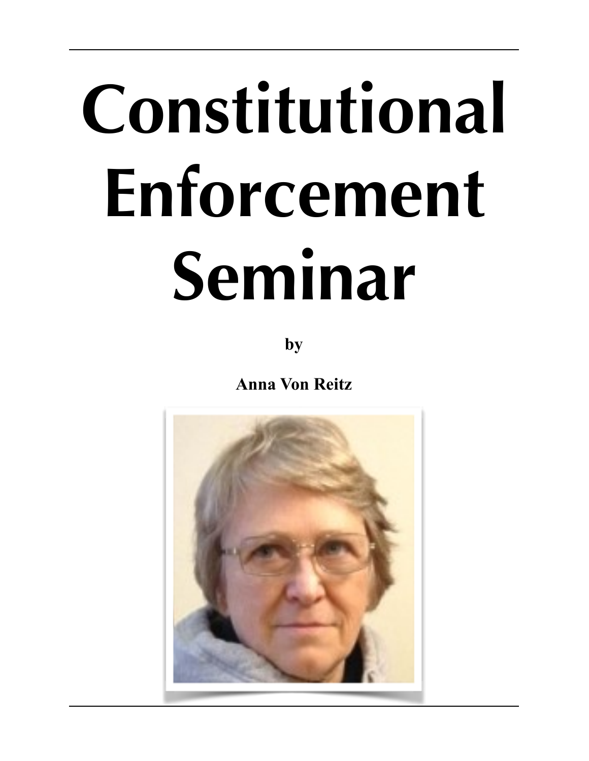# Constitutional Enforcement Seminar

**by**

**Anna Von Reitz**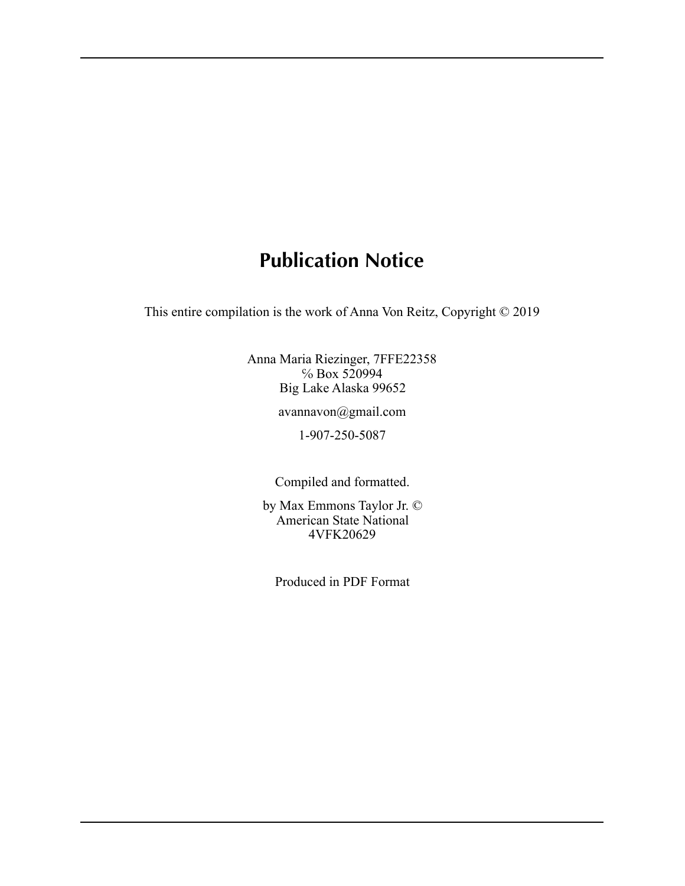# Publication Notice

This entire compilation is the work of Anna Von Reitz, Copyright © 2019

Anna Maria Riezinger, 7FFE22358
℅ Box 520994
Big Lake Alaska 99652

avannavon@gmail.com

1-907-250-5087

Compiled and formatted.

by Max Emmons Taylor Jr. ©
American State National
4VFK20629

Produced in PDF Format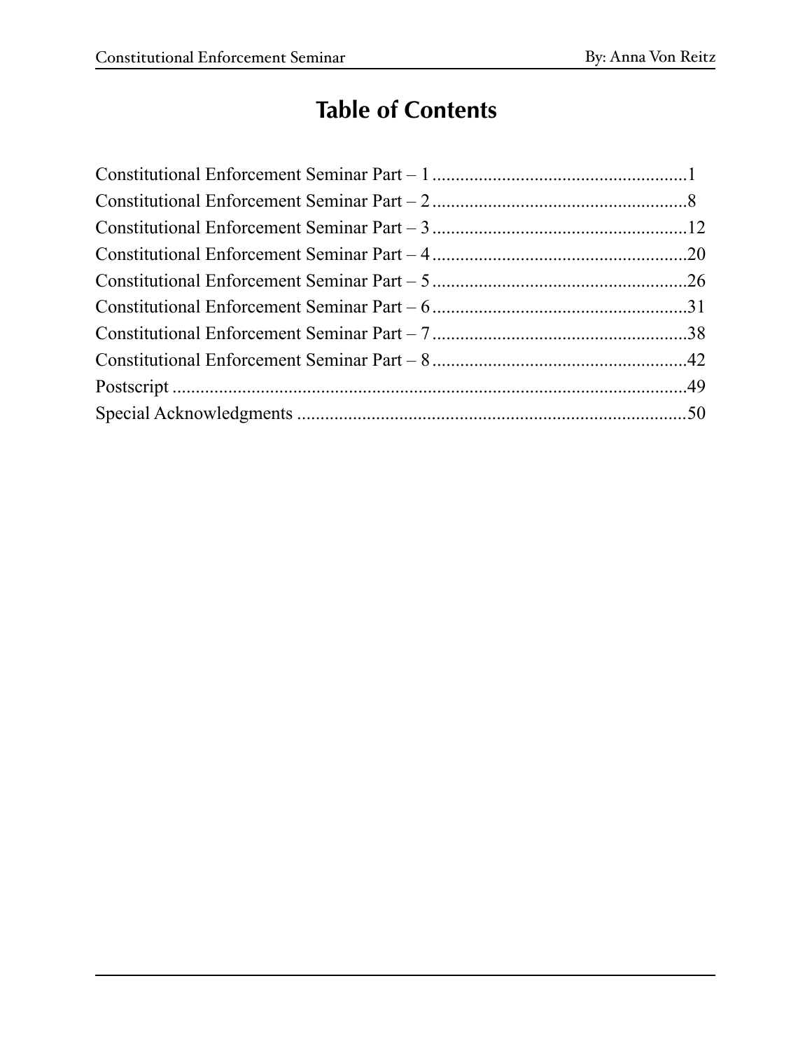# Table of Contents

Constitutional Enforcement Seminar Part – 1 ....................................................1
Constitutional Enforcement Seminar Part – 2 ....................................................8
Constitutional Enforcement Seminar Part – 3 ....................................................12
Constitutional Enforcement Seminar Part – 4 ....................................................20
Constitutional Enforcement Seminar Part – 5 ....................................................26
Constitutional Enforcement Seminar Part – 6 ....................................................31
Constitutional Enforcement Seminar Part – 7 ....................................................38
Constitutional Enforcement Seminar Part – 8 ....................................................42
Postscript .............................................................................................................49
Special Acknowledgments ..................................................................................50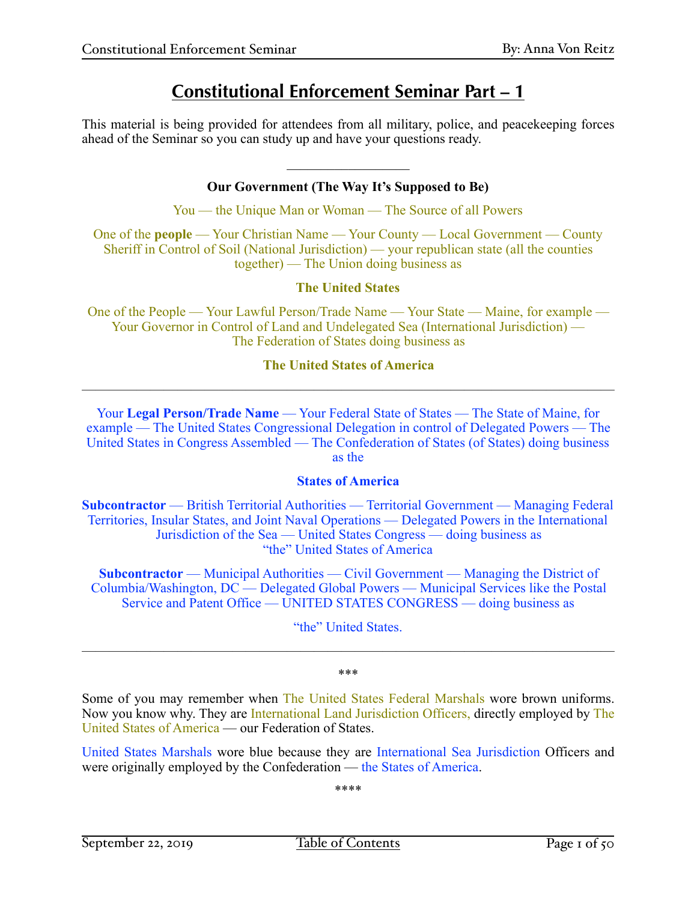# Constitutional Enforcement Seminar Part – 1

This material is being provided for attendees from all military, police, and peacekeeping forces ahead of the Seminar so you can study up and have your questions ready.

---

**Our Government (The Way It's Supposed to Be)**

You — the Unique Man or Woman — The Source of all Powers

One of the **people** — Your Christian Name — Your County — Local Government — County Sheriff in Control of Soil (National Jurisdiction) — your republican state (all the counties together) — The Union doing business as

**The United States**

One of the People — Your Lawful Person/Trade Name — Your State — Maine, for example — Your Governor in Control of Land and Undelegated Sea (International Jurisdiction) — The Federation of States doing business as

**The United States of America**

---

Your **Legal Person/Trade Name** — Your Federal State of States — The State of Maine, for example — The United States Congressional Delegation in control of Delegated Powers — The United States in Congress Assembled — The Confederation of States (of States) doing business as the

**States of America**

**Subcontractor** — British Territorial Authorities — Territorial Government — Managing Federal Territories, Insular States, and Joint Naval Operations — Delegated Powers in the International Jurisdiction of the Sea — United States Congress — doing business as "the" United States of America

**Subcontractor** — Municipal Authorities — Civil Government — Managing the District of Columbia/Washington, DC — Delegated Global Powers — Municipal Services like the Postal Service and Patent Office — UNITED STATES CONGRESS — doing business as

"the" United States.

---

***

Some of you may remember when The United States Federal Marshals wore brown uniforms. Now you know why. They are International Land Jurisdiction Officers, directly employed by The United States of America — our Federation of States.

United States Marshals wore blue because they are International Sea Jurisdiction Officers and were originally employed by the Confederation — the States of America.

****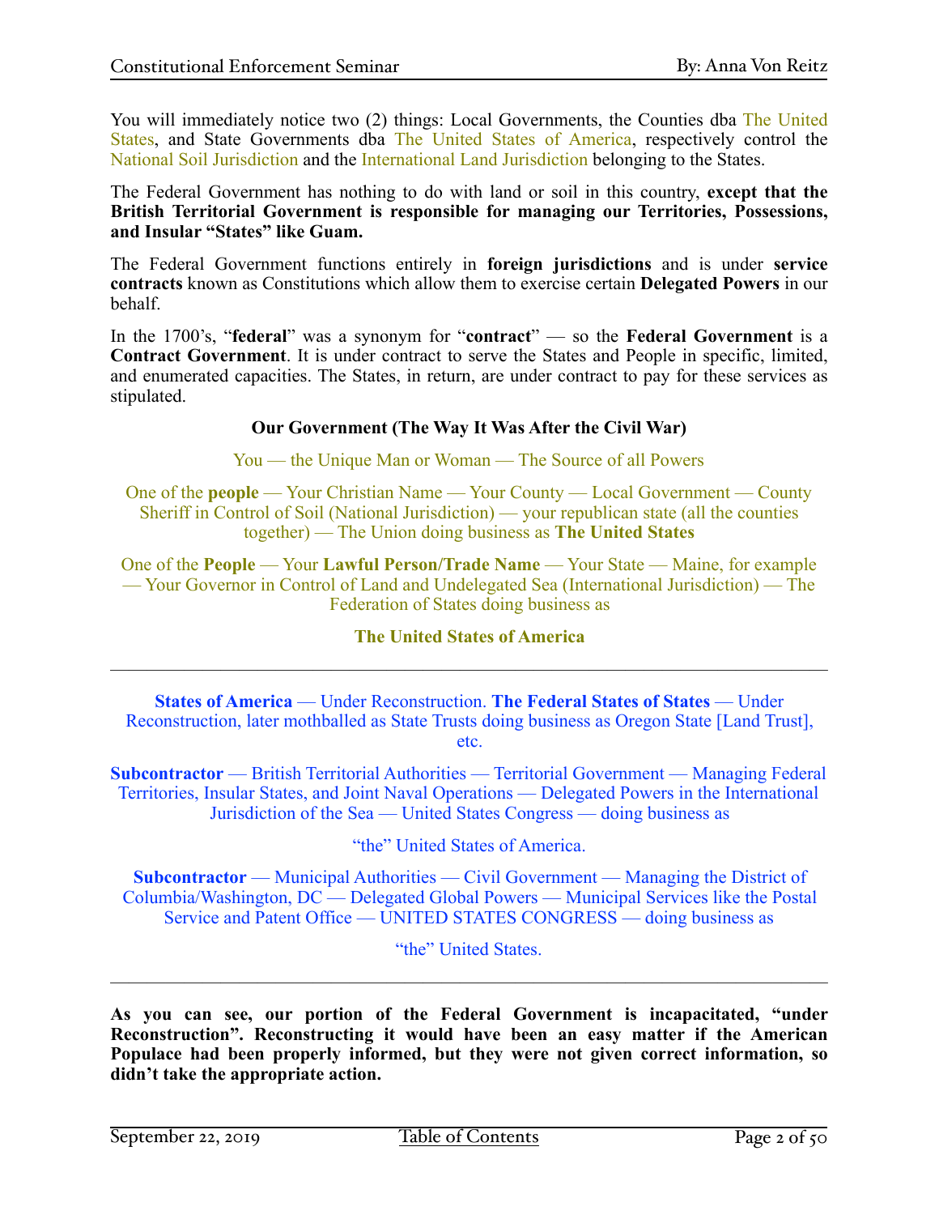You will immediately notice two (2) things: Local Governments, the Counties dba The United States, and State Governments dba The United States of America, respectively control the National Soil Jurisdiction and the International Land Jurisdiction belonging to the States.

The Federal Government has nothing to do with land or soil in this country, **except that the British Territorial Government is responsible for managing our Territories, Possessions, and Insular "States" like Guam.**

The Federal Government functions entirely in **foreign jurisdictions** and is under **service contracts** known as Constitutions which allow them to exercise certain **Delegated Powers** in our behalf.

In the 1700's, "**federal**" was a synonym for "**contract**" — so the **Federal Government** is a **Contract Government**. It is under contract to serve the States and People in specific, limited, and enumerated capacities. The States, in return, are under contract to pay for these services as stipulated.

**Our Government (The Way It Was After the Civil War)**

You — the Unique Man or Woman — The Source of all Powers

One of the **people** — Your Christian Name — Your County — Local Government — County Sheriff in Control of Soil (National Jurisdiction) — your republican state (all the counties together) — The Union doing business as **The United States**

One of the **People** — Your **Lawful Person/Trade Name** — Your State — Maine, for example — Your Governor in Control of Land and Undelegated Sea (International Jurisdiction) — The Federation of States doing business as

**The United States of America**

---

**States of America** — Under Reconstruction. **The Federal States of States** — Under Reconstruction, later mothballed as State Trusts doing business as Oregon State [Land Trust], etc.

**Subcontractor** — British Territorial Authorities — Territorial Government — Managing Federal Territories, Insular States, and Joint Naval Operations — Delegated Powers in the International Jurisdiction of the Sea — United States Congress — doing business as

"the" United States of America.

**Subcontractor** — Municipal Authorities — Civil Government — Managing the District of Columbia/Washington, DC — Delegated Global Powers — Municipal Services like the Postal Service and Patent Office — UNITED STATES CONGRESS — doing business as

"the" United States.

---

**As you can see, our portion of the Federal Government is incapacitated, "under Reconstruction". Reconstructing it would have been an easy matter if the American Populace had been properly informed, but they were not given correct information, so didn't take the appropriate action.**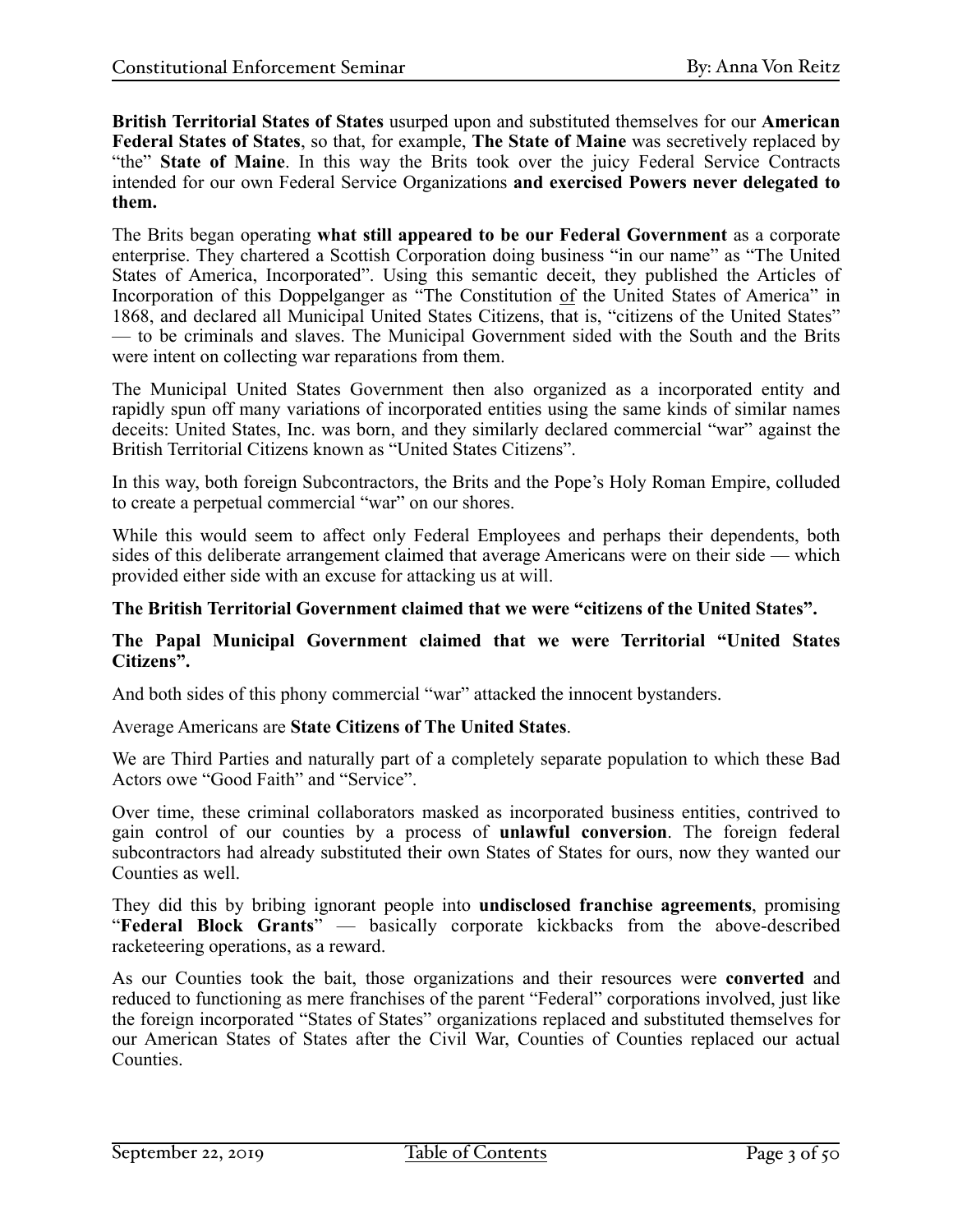**British Territorial States of States** usurped upon and substituted themselves for our **American Federal States of States**, so that, for example, **The State of Maine** was secretively replaced by "the" **State of Maine**. In this way the Brits took over the juicy Federal Service Contracts intended for our own Federal Service Organizations **and exercised Powers never delegated to them.**

The Brits began operating **what still appeared to be our Federal Government** as a corporate enterprise. They chartered a Scottish Corporation doing business "in our name" as "The United States of America, Incorporated". Using this semantic deceit, they published the Articles of Incorporation of this Doppelganger as "The Constitution of the United States of America" in 1868, and declared all Municipal United States Citizens, that is, "citizens of the United States" — to be criminals and slaves. The Municipal Government sided with the South and the Brits were intent on collecting war reparations from them.

The Municipal United States Government then also organized as a incorporated entity and rapidly spun off many variations of incorporated entities using the same kinds of similar names deceits: United States, Inc. was born, and they similarly declared commercial "war" against the British Territorial Citizens known as "United States Citizens".

In this way, both foreign Subcontractors, the Brits and the Pope's Holy Roman Empire, colluded to create a perpetual commercial "war" on our shores.

While this would seem to affect only Federal Employees and perhaps their dependents, both sides of this deliberate arrangement claimed that average Americans were on their side — which provided either side with an excuse for attacking us at will.

**The British Territorial Government claimed that we were "citizens of the United States".**

**The Papal Municipal Government claimed that we were Territorial "United States Citizens".**

And both sides of this phony commercial "war" attacked the innocent bystanders.

Average Americans are **State Citizens of The United States**.

We are Third Parties and naturally part of a completely separate population to which these Bad Actors owe "Good Faith" and "Service".

Over time, these criminal collaborators masked as incorporated business entities, contrived to gain control of our counties by a process of **unlawful conversion**. The foreign federal subcontractors had already substituted their own States of States for ours, now they wanted our Counties as well.

They did this by bribing ignorant people into **undisclosed franchise agreements**, promising "**Federal Block Grants**" — basically corporate kickbacks from the above-described racketeering operations, as a reward.

As our Counties took the bait, those organizations and their resources were **converted** and reduced to functioning as mere franchises of the parent "Federal" corporations involved, just like the foreign incorporated "States of States" organizations replaced and substituted themselves for our American States of States after the Civil War, Counties of Counties replaced our actual Counties.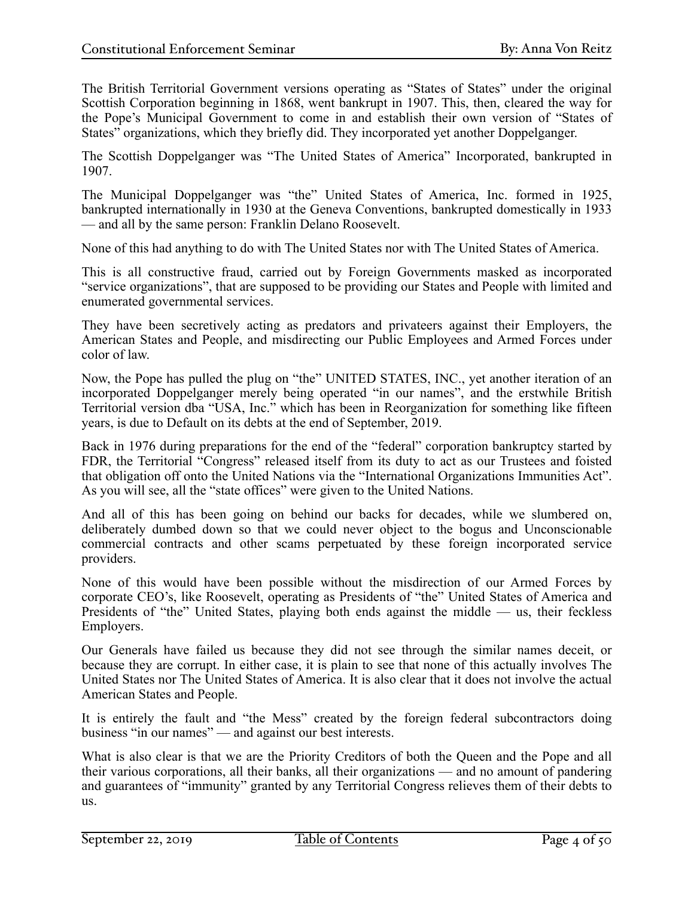The British Territorial Government versions operating as "States of States" under the original Scottish Corporation beginning in 1868, went bankrupt in 1907. This, then, cleared the way for the Pope's Municipal Government to come in and establish their own version of "States of States" organizations, which they briefly did. They incorporated yet another Doppelganger.

The Scottish Doppelganger was "The United States of America" Incorporated, bankrupted in 1907.

The Municipal Doppelganger was "the" United States of America, Inc. formed in 1925, bankrupted internationally in 1930 at the Geneva Conventions, bankrupted domestically in 1933 — and all by the same person: Franklin Delano Roosevelt.

None of this had anything to do with The United States nor with The United States of America.

This is all constructive fraud, carried out by Foreign Governments masked as incorporated "service organizations", that are supposed to be providing our States and People with limited and enumerated governmental services.

They have been secretively acting as predators and privateers against their Employers, the American States and People, and misdirecting our Public Employees and Armed Forces under color of law.

Now, the Pope has pulled the plug on "the" UNITED STATES, INC., yet another iteration of an incorporated Doppelganger merely being operated "in our names", and the erstwhile British Territorial version dba "USA, Inc." which has been in Reorganization for something like fifteen years, is due to Default on its debts at the end of September, 2019.

Back in 1976 during preparations for the end of the "federal" corporation bankruptcy started by FDR, the Territorial "Congress" released itself from its duty to act as our Trustees and foisted that obligation off onto the United Nations via the "International Organizations Immunities Act". As you will see, all the "state offices" were given to the United Nations.

And all of this has been going on behind our backs for decades, while we slumbered on, deliberately dumbed down so that we could never object to the bogus and Unconscionable commercial contracts and other scams perpetuated by these foreign incorporated service providers.

None of this would have been possible without the misdirection of our Armed Forces by corporate CEO's, like Roosevelt, operating as Presidents of "the" United States of America and Presidents of "the" United States, playing both ends against the middle — us, their feckless Employers.

Our Generals have failed us because they did not see through the similar names deceit, or because they are corrupt. In either case, it is plain to see that none of this actually involves The United States nor The United States of America. It is also clear that it does not involve the actual American States and People.

It is entirely the fault and "the Mess" created by the foreign federal subcontractors doing business "in our names" — and against our best interests.

What is also clear is that we are the Priority Creditors of both the Queen and the Pope and all their various corporations, all their banks, all their organizations — and no amount of pandering and guarantees of "immunity" granted by any Territorial Congress relieves them of their debts to us.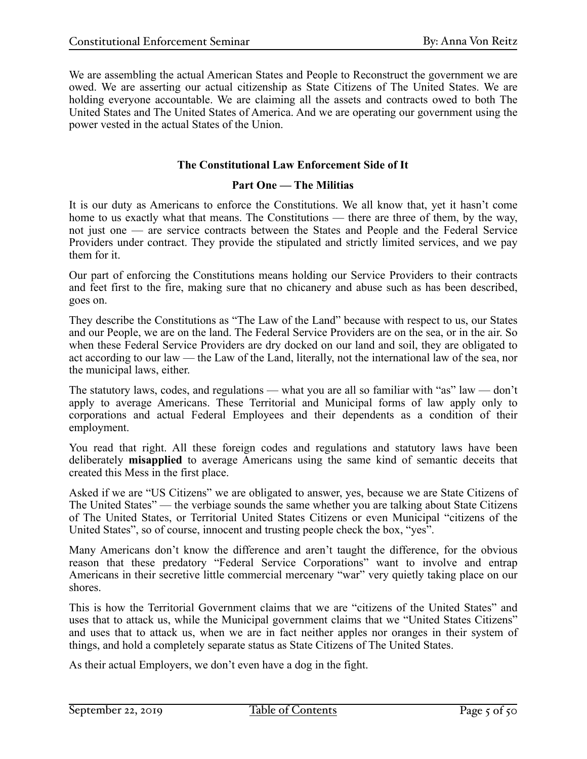We are assembling the actual American States and People to Reconstruct the government we are owed. We are asserting our actual citizenship as State Citizens of The United States. We are holding everyone accountable. We are claiming all the assets and contracts owed to both The United States and The United States of America. And we are operating our government using the power vested in the actual States of the Union.

## The Constitutional Law Enforcement Side of It

### Part One — The Militias

It is our duty as Americans to enforce the Constitutions. We all know that, yet it hasn't come home to us exactly what that means. The Constitutions — there are three of them, by the way, not just one — are service contracts between the States and People and the Federal Service Providers under contract. They provide the stipulated and strictly limited services, and we pay them for it.

Our part of enforcing the Constitutions means holding our Service Providers to their contracts and feet first to the fire, making sure that no chicanery and abuse such as has been described, goes on.

They describe the Constitutions as "The Law of the Land" because with respect to us, our States and our People, we are on the land. The Federal Service Providers are on the sea, or in the air. So when these Federal Service Providers are dry docked on our land and soil, they are obligated to act according to our law — the Law of the Land, literally, not the international law of the sea, nor the municipal laws, either.

The statutory laws, codes, and regulations — what you are all so familiar with "as" law — don't apply to average Americans. These Territorial and Municipal forms of law apply only to corporations and actual Federal Employees and their dependents as a condition of their employment.

You read that right. All these foreign codes and regulations and statutory laws have been deliberately **misapplied** to average Americans using the same kind of semantic deceits that created this Mess in the first place.

Asked if we are "US Citizens" we are obligated to answer, yes, because we are State Citizens of The United States" — the verbiage sounds the same whether you are talking about State Citizens of The United States, or Territorial United States Citizens or even Municipal "citizens of the United States", so of course, innocent and trusting people check the box, "yes".

Many Americans don't know the difference and aren't taught the difference, for the obvious reason that these predatory "Federal Service Corporations" want to involve and entrap Americans in their secretive little commercial mercenary "war" very quietly taking place on our shores.

This is how the Territorial Government claims that we are "citizens of the United States" and uses that to attack us, while the Municipal government claims that we "United States Citizens" and uses that to attack us, when we are in fact neither apples nor oranges in their system of things, and hold a completely separate status as State Citizens of The United States.

As their actual Employers, we don't even have a dog in the fight.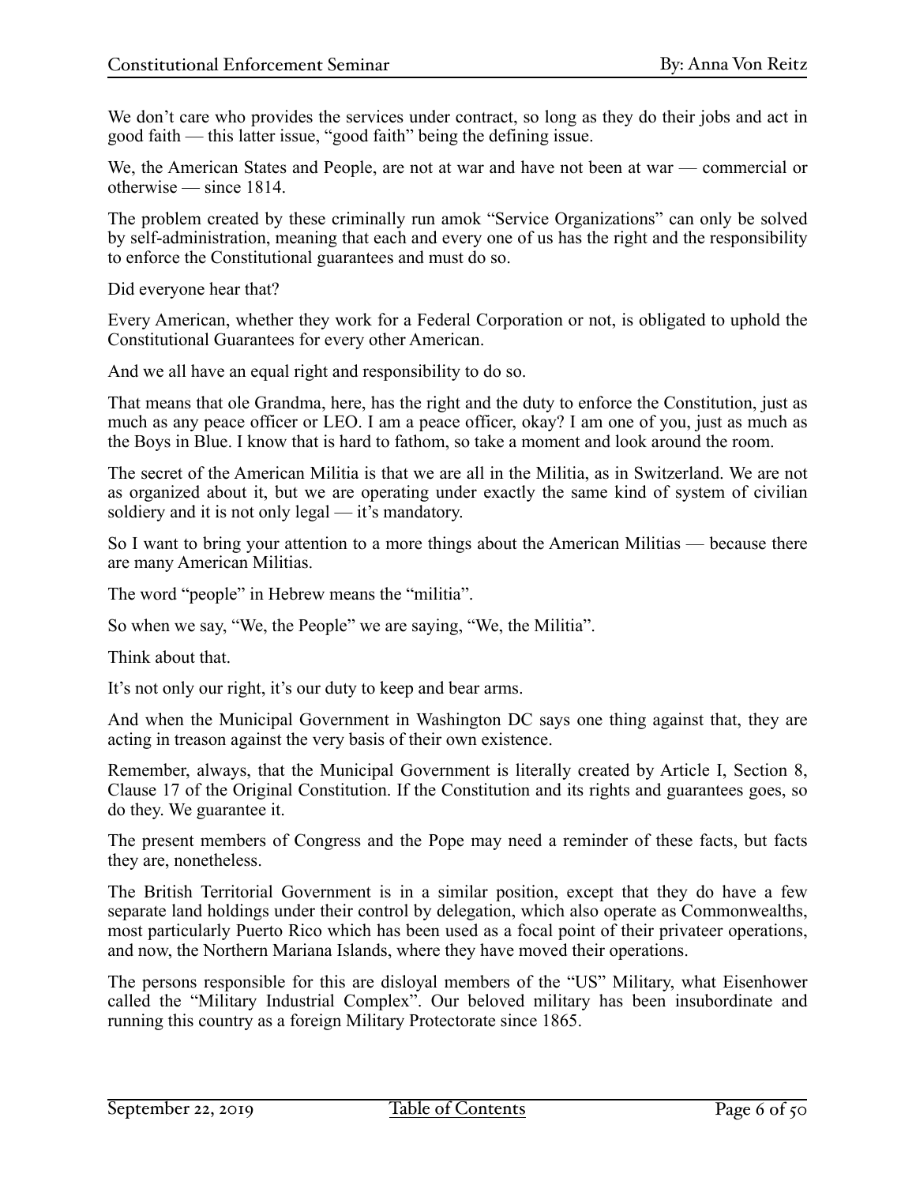We don't care who provides the services under contract, so long as they do their jobs and act in good faith — this latter issue, "good faith" being the defining issue.

We, the American States and People, are not at war and have not been at war — commercial or otherwise — since 1814.

The problem created by these criminally run amok "Service Organizations" can only be solved by self-administration, meaning that each and every one of us has the right and the responsibility to enforce the Constitutional guarantees and must do so.

Did everyone hear that?

Every American, whether they work for a Federal Corporation or not, is obligated to uphold the Constitutional Guarantees for every other American.

And we all have an equal right and responsibility to do so.

That means that ole Grandma, here, has the right and the duty to enforce the Constitution, just as much as any peace officer or LEO. I am a peace officer, okay? I am one of you, just as much as the Boys in Blue. I know that is hard to fathom, so take a moment and look around the room.

The secret of the American Militia is that we are all in the Militia, as in Switzerland. We are not as organized about it, but we are operating under exactly the same kind of system of civilian soldiery and it is not only legal — it's mandatory.

So I want to bring your attention to a more things about the American Militias — because there are many American Militias.

The word "people" in Hebrew means the "militia".

So when we say, "We, the People" we are saying, "We, the Militia".

Think about that.

It's not only our right, it's our duty to keep and bear arms.

And when the Municipal Government in Washington DC says one thing against that, they are acting in treason against the very basis of their own existence.

Remember, always, that the Municipal Government is literally created by Article I, Section 8, Clause 17 of the Original Constitution. If the Constitution and its rights and guarantees goes, so do they. We guarantee it.

The present members of Congress and the Pope may need a reminder of these facts, but facts they are, nonetheless.

The British Territorial Government is in a similar position, except that they do have a few separate land holdings under their control by delegation, which also operate as Commonwealths, most particularly Puerto Rico which has been used as a focal point of their privateer operations, and now, the Northern Mariana Islands, where they have moved their operations.

The persons responsible for this are disloyal members of the "US" Military, what Eisenhower called the "Military Industrial Complex". Our beloved military has been insubordinate and running this country as a foreign Military Protectorate since 1865.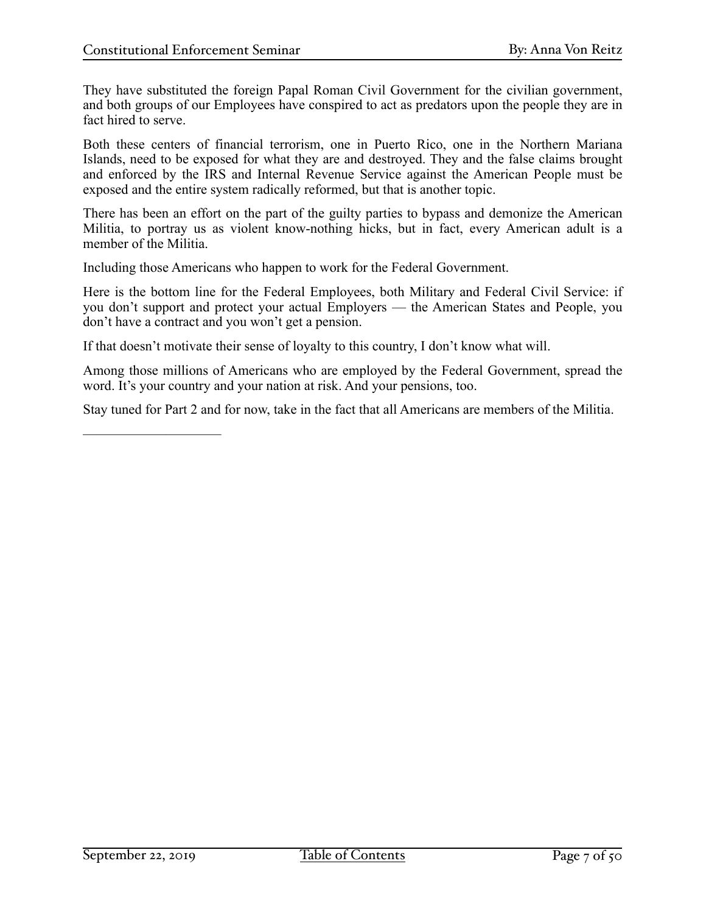They have substituted the foreign Papal Roman Civil Government for the civilian government, and both groups of our Employees have conspired to act as predators upon the people they are in fact hired to serve.

Both these centers of financial terrorism, one in Puerto Rico, one in the Northern Mariana Islands, need to be exposed for what they are and destroyed. They and the false claims brought and enforced by the IRS and Internal Revenue Service against the American People must be exposed and the entire system radically reformed, but that is another topic.

There has been an effort on the part of the guilty parties to bypass and demonize the American Militia, to portray us as violent know-nothing hicks, but in fact, every American adult is a member of the Militia.

Including those Americans who happen to work for the Federal Government.

Here is the bottom line for the Federal Employees, both Military and Federal Civil Service: if you don't support and protect your actual Employers — the American States and People, you don't have a contract and you won't get a pension.

If that doesn't motivate their sense of loyalty to this country, I don't know what will.

Among those millions of Americans who are employed by the Federal Government, spread the word. It's your country and your nation at risk. And your pensions, too.

Stay tuned for Part 2 and for now, take in the fact that all Americans are members of the Militia.

---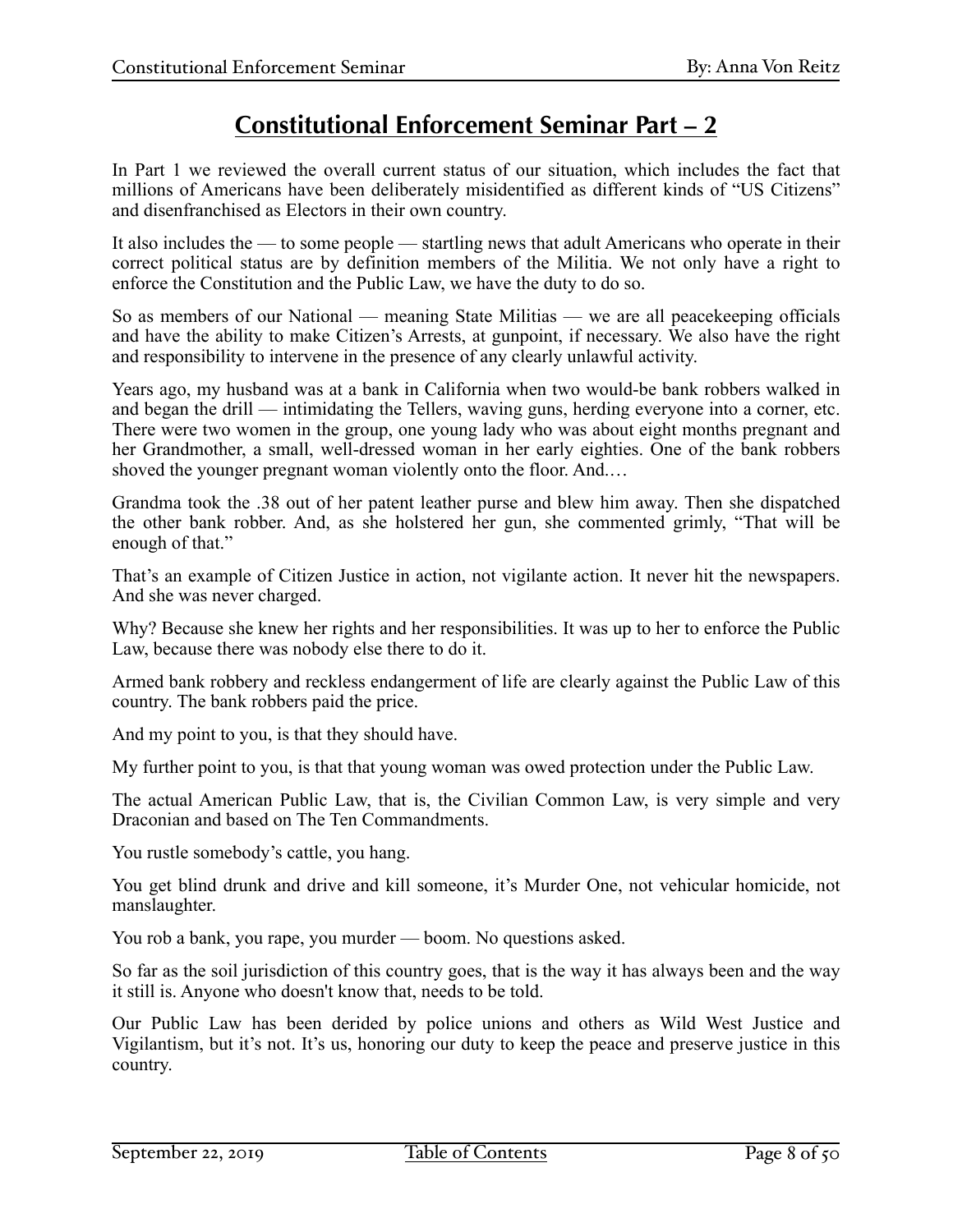# Constitutional Enforcement Seminar Part – 2

In Part 1 we reviewed the overall current status of our situation, which includes the fact that millions of Americans have been deliberately misidentified as different kinds of "US Citizens" and disenfranchised as Electors in their own country.

It also includes the — to some people — startling news that adult Americans who operate in their correct political status are by definition members of the Militia. We not only have a right to enforce the Constitution and the Public Law, we have the duty to do so.

So as members of our National — meaning State Militias — we are all peacekeeping officials and have the ability to make Citizen's Arrests, at gunpoint, if necessary. We also have the right and responsibility to intervene in the presence of any clearly unlawful activity.

Years ago, my husband was at a bank in California when two would-be bank robbers walked in and began the drill — intimidating the Tellers, waving guns, herding everyone into a corner, etc. There were two women in the group, one young lady who was about eight months pregnant and her Grandmother, a small, well-dressed woman in her early eighties. One of the bank robbers shoved the younger pregnant woman violently onto the floor. And.…

Grandma took the .38 out of her patent leather purse and blew him away. Then she dispatched the other bank robber. And, as she holstered her gun, she commented grimly, "That will be enough of that."

That's an example of Citizen Justice in action, not vigilante action. It never hit the newspapers. And she was never charged.

Why? Because she knew her rights and her responsibilities. It was up to her to enforce the Public Law, because there was nobody else there to do it.

Armed bank robbery and reckless endangerment of life are clearly against the Public Law of this country. The bank robbers paid the price.

And my point to you, is that they should have.

My further point to you, is that that young woman was owed protection under the Public Law.

The actual American Public Law, that is, the Civilian Common Law, is very simple and very Draconian and based on The Ten Commandments.

You rustle somebody's cattle, you hang.

You get blind drunk and drive and kill someone, it's Murder One, not vehicular homicide, not manslaughter.

You rob a bank, you rape, you murder — boom. No questions asked.

So far as the soil jurisdiction of this country goes, that is the way it has always been and the way it still is. Anyone who doesn't know that, needs to be told.

Our Public Law has been derided by police unions and others as Wild West Justice and Vigilantism, but it's not. It's us, honoring our duty to keep the peace and preserve justice in this country.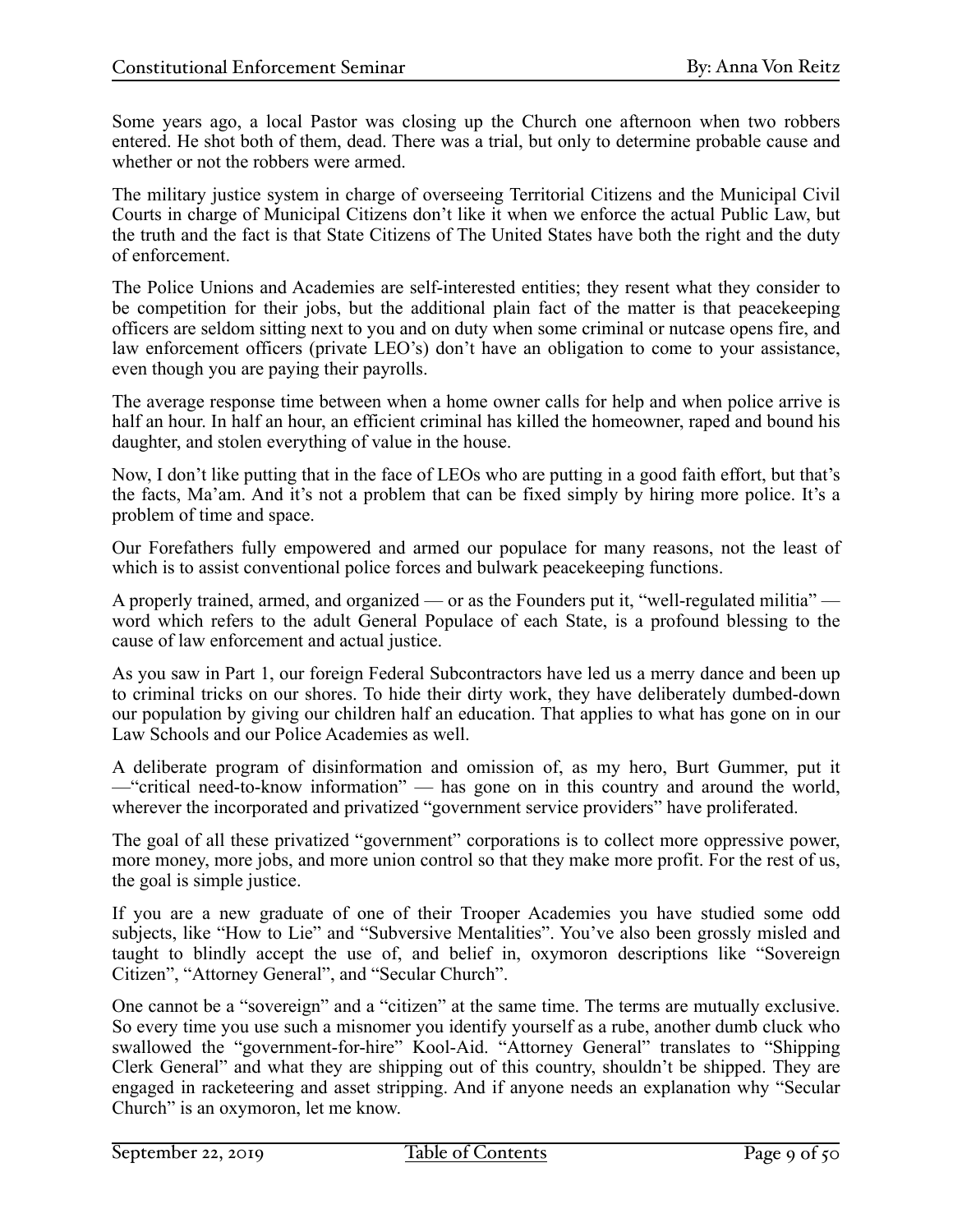Some years ago, a local Pastor was closing up the Church one afternoon when two robbers entered. He shot both of them, dead. There was a trial, but only to determine probable cause and whether or not the robbers were armed.

The military justice system in charge of overseeing Territorial Citizens and the Municipal Civil Courts in charge of Municipal Citizens don't like it when we enforce the actual Public Law, but the truth and the fact is that State Citizens of The United States have both the right and the duty of enforcement.

The Police Unions and Academies are self-interested entities; they resent what they consider to be competition for their jobs, but the additional plain fact of the matter is that peacekeeping officers are seldom sitting next to you and on duty when some criminal or nutcase opens fire, and law enforcement officers (private LEO's) don't have an obligation to come to your assistance, even though you are paying their payrolls.

The average response time between when a home owner calls for help and when police arrive is half an hour. In half an hour, an efficient criminal has killed the homeowner, raped and bound his daughter, and stolen everything of value in the house.

Now, I don't like putting that in the face of LEOs who are putting in a good faith effort, but that's the facts, Ma'am. And it's not a problem that can be fixed simply by hiring more police. It's a problem of time and space.

Our Forefathers fully empowered and armed our populace for many reasons, not the least of which is to assist conventional police forces and bulwark peacekeeping functions.

A properly trained, armed, and organized — or as the Founders put it, "well-regulated militia" — word which refers to the adult General Populace of each State, is a profound blessing to the cause of law enforcement and actual justice.

As you saw in Part 1, our foreign Federal Subcontractors have led us a merry dance and been up to criminal tricks on our shores. To hide their dirty work, they have deliberately dumbed-down our population by giving our children half an education. That applies to what has gone on in our Law Schools and our Police Academies as well.

A deliberate program of disinformation and omission of, as my hero, Burt Gummer, put it —"critical need-to-know information" — has gone on in this country and around the world, wherever the incorporated and privatized "government service providers" have proliferated.

The goal of all these privatized "government" corporations is to collect more oppressive power, more money, more jobs, and more union control so that they make more profit. For the rest of us, the goal is simple justice.

If you are a new graduate of one of their Trooper Academies you have studied some odd subjects, like "How to Lie" and "Subversive Mentalities". You've also been grossly misled and taught to blindly accept the use of, and belief in, oxymoron descriptions like "Sovereign Citizen", "Attorney General", and "Secular Church".

One cannot be a "sovereign" and a "citizen" at the same time. The terms are mutually exclusive. So every time you use such a misnomer you identify yourself as a rube, another dumb cluck who swallowed the "government-for-hire" Kool-Aid. "Attorney General" translates to "Shipping Clerk General" and what they are shipping out of this country, shouldn't be shipped. They are engaged in racketeering and asset stripping. And if anyone needs an explanation why "Secular Church" is an oxymoron, let me know.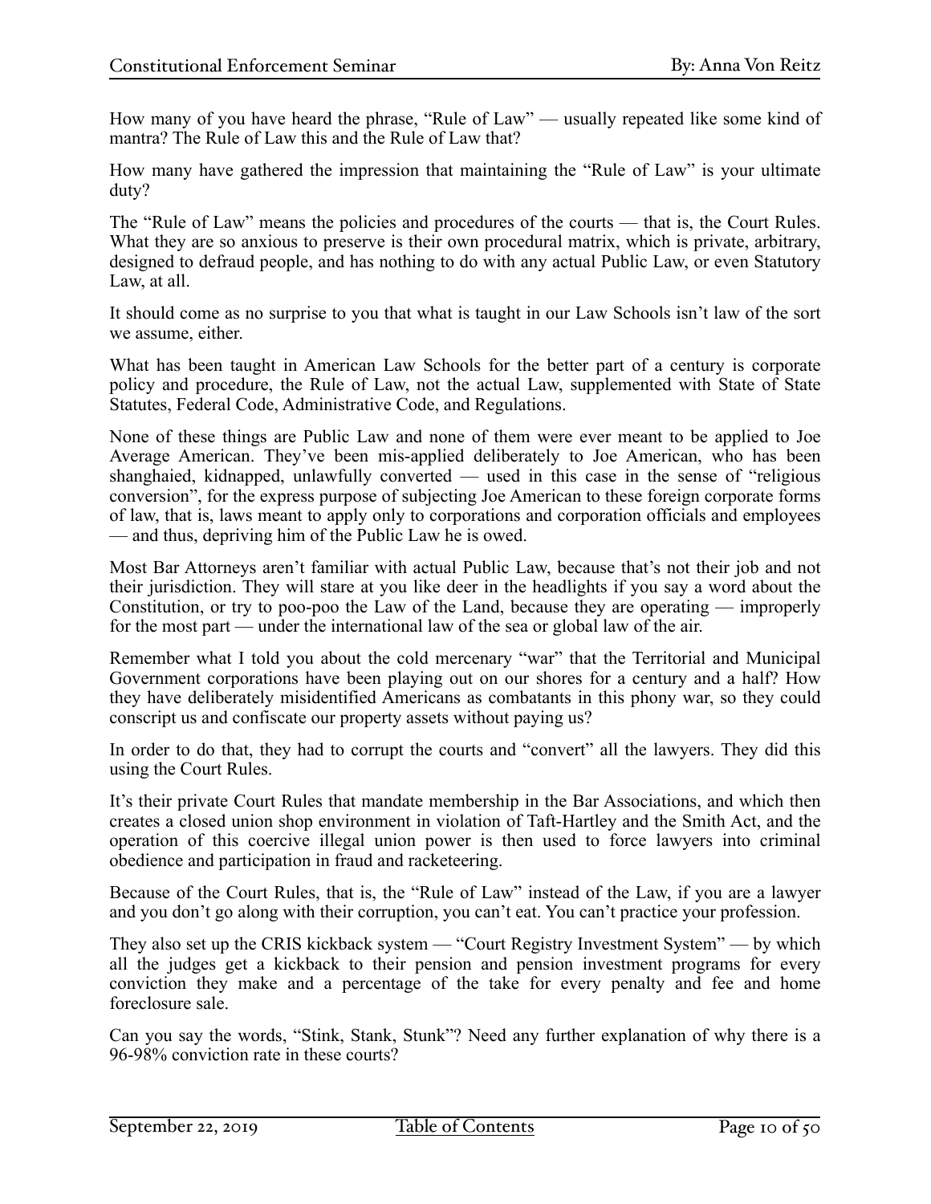How many of you have heard the phrase, "Rule of Law" — usually repeated like some kind of mantra? The Rule of Law this and the Rule of Law that?

How many have gathered the impression that maintaining the "Rule of Law" is your ultimate duty?

The "Rule of Law" means the policies and procedures of the courts — that is, the Court Rules. What they are so anxious to preserve is their own procedural matrix, which is private, arbitrary, designed to defraud people, and has nothing to do with any actual Public Law, or even Statutory Law, at all.

It should come as no surprise to you that what is taught in our Law Schools isn't law of the sort we assume, either.

What has been taught in American Law Schools for the better part of a century is corporate policy and procedure, the Rule of Law, not the actual Law, supplemented with State of State Statutes, Federal Code, Administrative Code, and Regulations.

None of these things are Public Law and none of them were ever meant to be applied to Joe Average American. They've been mis-applied deliberately to Joe American, who has been shanghaied, kidnapped, unlawfully converted — used in this case in the sense of "religious conversion", for the express purpose of subjecting Joe American to these foreign corporate forms of law, that is, laws meant to apply only to corporations and corporation officials and employees — and thus, depriving him of the Public Law he is owed.

Most Bar Attorneys aren't familiar with actual Public Law, because that's not their job and not their jurisdiction. They will stare at you like deer in the headlights if you say a word about the Constitution, or try to poo-poo the Law of the Land, because they are operating — improperly for the most part — under the international law of the sea or global law of the air.

Remember what I told you about the cold mercenary "war" that the Territorial and Municipal Government corporations have been playing out on our shores for a century and a half? How they have deliberately misidentified Americans as combatants in this phony war, so they could conscript us and confiscate our property assets without paying us?

In order to do that, they had to corrupt the courts and "convert" all the lawyers. They did this using the Court Rules.

It's their private Court Rules that mandate membership in the Bar Associations, and which then creates a closed union shop environment in violation of Taft-Hartley and the Smith Act, and the operation of this coercive illegal union power is then used to force lawyers into criminal obedience and participation in fraud and racketeering.

Because of the Court Rules, that is, the "Rule of Law" instead of the Law, if you are a lawyer and you don't go along with their corruption, you can't eat. You can't practice your profession.

They also set up the CRIS kickback system — "Court Registry Investment System" — by which all the judges get a kickback to their pension and pension investment programs for every conviction they make and a percentage of the take for every penalty and fee and home foreclosure sale.

Can you say the words, "Stink, Stank, Stunk"? Need any further explanation of why there is a 96-98% conviction rate in these courts?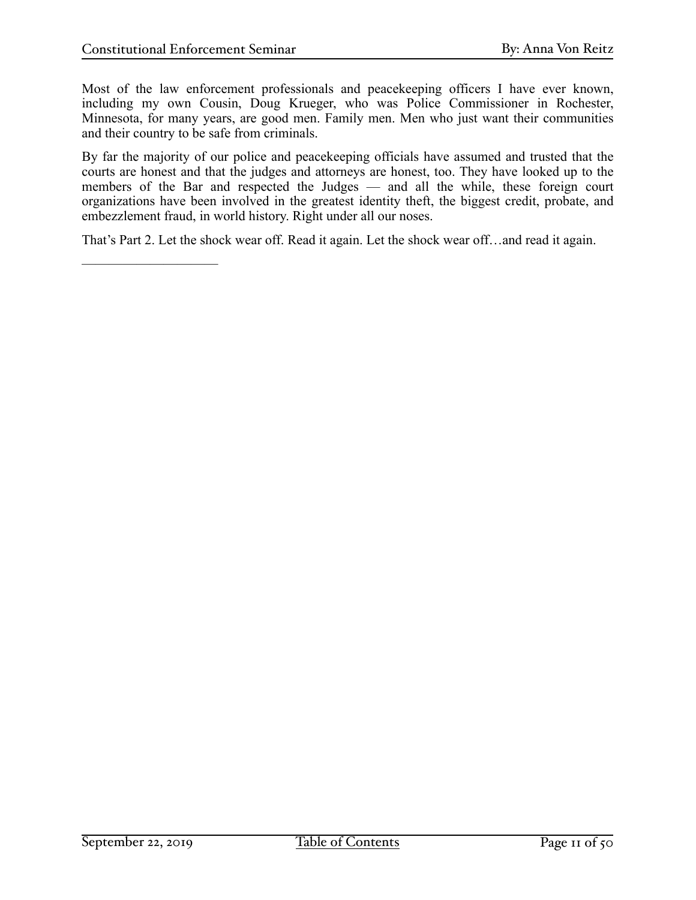Most of the law enforcement professionals and peacekeeping officers I have ever known, including my own Cousin, Doug Krueger, who was Police Commissioner in Rochester, Minnesota, for many years, are good men. Family men. Men who just want their communities and their country to be safe from criminals.

By far the majority of our police and peacekeeping officials have assumed and trusted that the courts are honest and that the judges and attorneys are honest, too. They have looked up to the members of the Bar and respected the Judges — and all the while, these foreign court organizations have been involved in the greatest identity theft, the biggest credit, probate, and embezzlement fraud, in world history. Right under all our noses.

That's Part 2. Let the shock wear off. Read it again. Let the shock wear off…and read it again.

---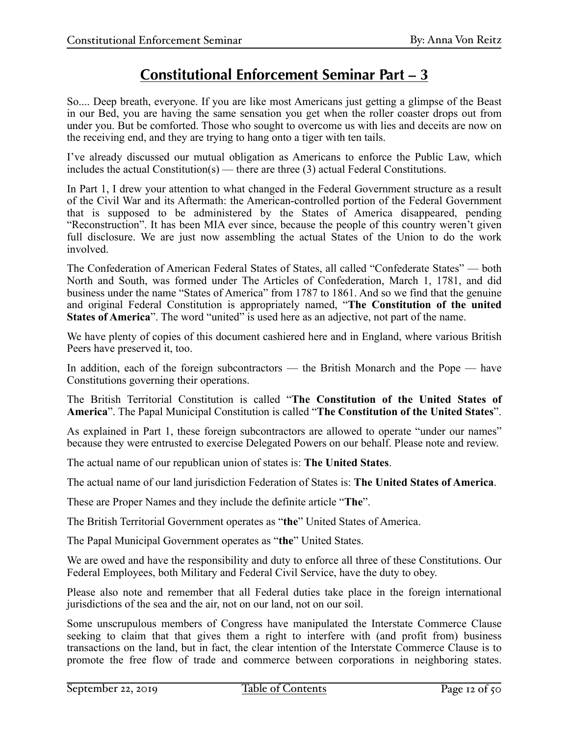# Constitutional Enforcement Seminar Part – 3

So.... Deep breath, everyone. If you are like most Americans just getting a glimpse of the Beast in our Bed, you are having the same sensation you get when the roller coaster drops out from under you. But be comforted. Those who sought to overcome us with lies and deceits are now on the receiving end, and they are trying to hang onto a tiger with ten tails.

I've already discussed our mutual obligation as Americans to enforce the Public Law, which includes the actual Constitution(s) — there are three (3) actual Federal Constitutions.

In Part 1, I drew your attention to what changed in the Federal Government structure as a result of the Civil War and its Aftermath: the American-controlled portion of the Federal Government that is supposed to be administered by the States of America disappeared, pending "Reconstruction". It has been MIA ever since, because the people of this country weren't given full disclosure. We are just now assembling the actual States of the Union to do the work involved.

The Confederation of American Federal States of States, all called "Confederate States" — both North and South, was formed under The Articles of Confederation, March 1, 1781, and did business under the name "States of America" from 1787 to 1861. And so we find that the genuine and original Federal Constitution is appropriately named, "**The Constitution of the united States of America**". The word "united" is used here as an adjective, not part of the name.

We have plenty of copies of this document cashiered here and in England, where various British Peers have preserved it, too.

In addition, each of the foreign subcontractors — the British Monarch and the Pope — have Constitutions governing their operations.

The British Territorial Constitution is called "**The Constitution of the United States of America**". The Papal Municipal Constitution is called "**The Constitution of the United States**".

As explained in Part 1, these foreign subcontractors are allowed to operate "under our names" because they were entrusted to exercise Delegated Powers on our behalf. Please note and review.

The actual name of our republican union of states is: **The United States**.

The actual name of our land jurisdiction Federation of States is: **The United States of America**.

These are Proper Names and they include the definite article "**The**".

The British Territorial Government operates as "**the**" United States of America.

The Papal Municipal Government operates as "**the**" United States.

We are owed and have the responsibility and duty to enforce all three of these Constitutions. Our Federal Employees, both Military and Federal Civil Service, have the duty to obey.

Please also note and remember that all Federal duties take place in the foreign international jurisdictions of the sea and the air, not on our land, not on our soil.

Some unscrupulous members of Congress have manipulated the Interstate Commerce Clause seeking to claim that that gives them a right to interfere with (and profit from) business transactions on the land, but in fact, the clear intention of the Interstate Commerce Clause is to promote the free flow of trade and commerce between corporations in neighboring states.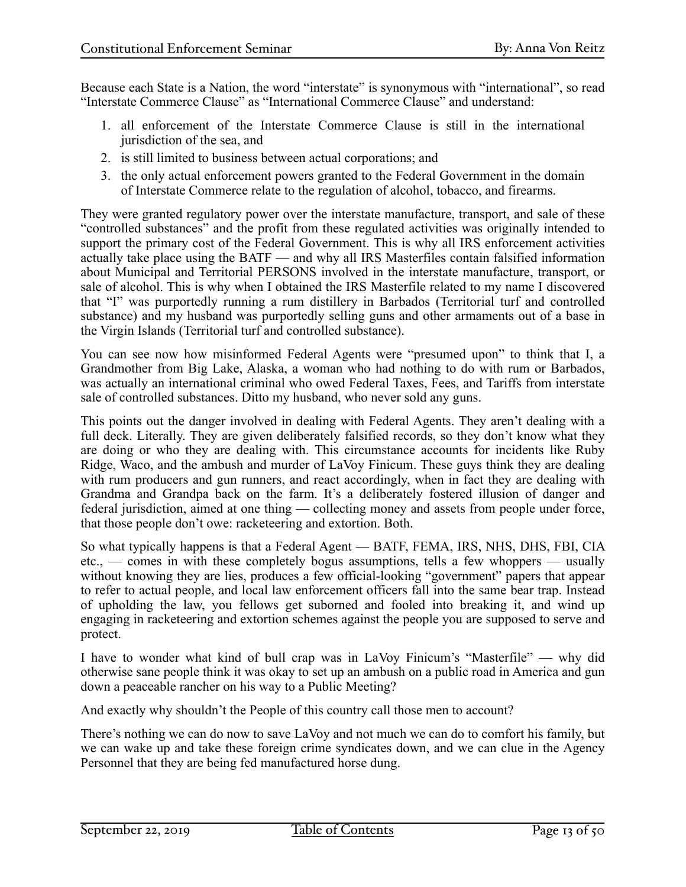Because each State is a Nation, the word "interstate" is synonymous with "international", so read "Interstate Commerce Clause" as "International Commerce Clause" and understand:

1. all enforcement of the Interstate Commerce Clause is still in the international jurisdiction of the sea, and
2. is still limited to business between actual corporations; and
3. the only actual enforcement powers granted to the Federal Government in the domain of Interstate Commerce relate to the regulation of alcohol, tobacco, and firearms.

They were granted regulatory power over the interstate manufacture, transport, and sale of these "controlled substances" and the profit from these regulated activities was originally intended to support the primary cost of the Federal Government. This is why all IRS enforcement activities actually take place using the BATF — and why all IRS Masterfiles contain falsified information about Municipal and Territorial PERSONS involved in the interstate manufacture, transport, or sale of alcohol. This is why when I obtained the IRS Masterfile related to my name I discovered that "I" was purportedly running a rum distillery in Barbados (Territorial turf and controlled substance) and my husband was purportedly selling guns and other armaments out of a base in the Virgin Islands (Territorial turf and controlled substance).

You can see now how misinformed Federal Agents were "presumed upon" to think that I, a Grandmother from Big Lake, Alaska, a woman who had nothing to do with rum or Barbados, was actually an international criminal who owed Federal Taxes, Fees, and Tariffs from interstate sale of controlled substances. Ditto my husband, who never sold any guns.

This points out the danger involved in dealing with Federal Agents. They aren't dealing with a full deck. Literally. They are given deliberately falsified records, so they don't know what they are doing or who they are dealing with. This circumstance accounts for incidents like Ruby Ridge, Waco, and the ambush and murder of LaVoy Finicum. These guys think they are dealing with rum producers and gun runners, and react accordingly, when in fact they are dealing with Grandma and Grandpa back on the farm. It's a deliberately fostered illusion of danger and federal jurisdiction, aimed at one thing — collecting money and assets from people under force, that those people don't owe: racketeering and extortion. Both.

So what typically happens is that a Federal Agent — BATF, FEMA, IRS, NHS, DHS, FBI, CIA etc., — comes in with these completely bogus assumptions, tells a few whoppers — usually without knowing they are lies, produces a few official-looking "government" papers that appear to refer to actual people, and local law enforcement officers fall into the same bear trap. Instead of upholding the law, you fellows get suborned and fooled into breaking it, and wind up engaging in racketeering and extortion schemes against the people you are supposed to serve and protect.

I have to wonder what kind of bull crap was in LaVoy Finicum's "Masterfile" — why did otherwise sane people think it was okay to set up an ambush on a public road in America and gun down a peaceable rancher on his way to a Public Meeting?

And exactly why shouldn't the People of this country call those men to account?

There's nothing we can do now to save LaVoy and not much we can do to comfort his family, but we can wake up and take these foreign crime syndicates down, and we can clue in the Agency Personnel that they are being fed manufactured horse dung.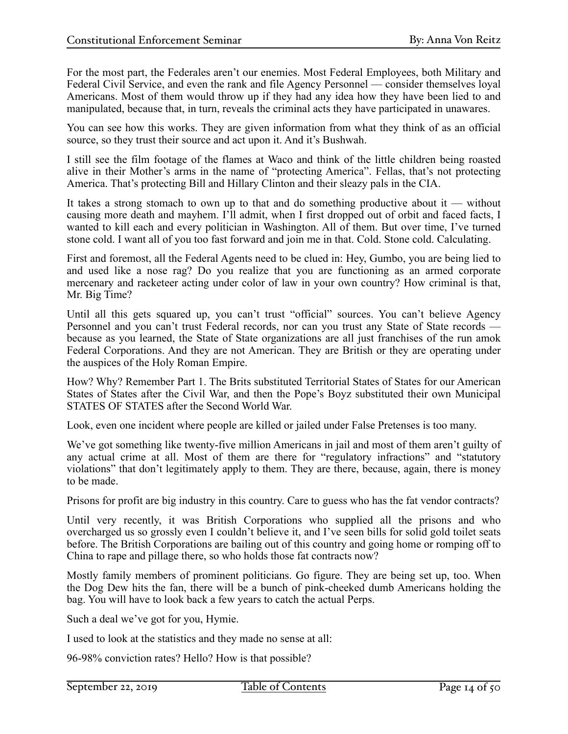For the most part, the Federales aren't our enemies. Most Federal Employees, both Military and Federal Civil Service, and even the rank and file Agency Personnel — consider themselves loyal Americans. Most of them would throw up if they had any idea how they have been lied to and manipulated, because that, in turn, reveals the criminal acts they have participated in unawares.

You can see how this works. They are given information from what they think of as an official source, so they trust their source and act upon it. And it's Bushwah.

I still see the film footage of the flames at Waco and think of the little children being roasted alive in their Mother's arms in the name of "protecting America". Fellas, that's not protecting America. That's protecting Bill and Hillary Clinton and their sleazy pals in the CIA.

It takes a strong stomach to own up to that and do something productive about it — without causing more death and mayhem. I'll admit, when I first dropped out of orbit and faced facts, I wanted to kill each and every politician in Washington. All of them. But over time, I've turned stone cold. I want all of you too fast forward and join me in that. Cold. Stone cold. Calculating.

First and foremost, all the Federal Agents need to be clued in: Hey, Gumbo, you are being lied to and used like a nose rag? Do you realize that you are functioning as an armed corporate mercenary and racketeer acting under color of law in your own country? How criminal is that, Mr. Big Time?

Until all this gets squared up, you can't trust "official" sources. You can't believe Agency Personnel and you can't trust Federal records, nor can you trust any State of State records — because as you learned, the State of State organizations are all just franchises of the run amok Federal Corporations. And they are not American. They are British or they are operating under the auspices of the Holy Roman Empire.

How? Why? Remember Part 1. The Brits substituted Territorial States of States for our American States of States after the Civil War, and then the Pope's Boyz substituted their own Municipal STATES OF STATES after the Second World War.

Look, even one incident where people are killed or jailed under False Pretenses is too many.

We've got something like twenty-five million Americans in jail and most of them aren't guilty of any actual crime at all. Most of them are there for "regulatory infractions" and "statutory violations" that don't legitimately apply to them. They are there, because, again, there is money to be made.

Prisons for profit are big industry in this country. Care to guess who has the fat vendor contracts?

Until very recently, it was British Corporations who supplied all the prisons and who overcharged us so grossly even I couldn't believe it, and I've seen bills for solid gold toilet seats before. The British Corporations are bailing out of this country and going home or romping off to China to rape and pillage there, so who holds those fat contracts now?

Mostly family members of prominent politicians. Go figure. They are being set up, too. When the Dog Dew hits the fan, there will be a bunch of pink-cheeked dumb Americans holding the bag. You will have to look back a few years to catch the actual Perps.

Such a deal we've got for you, Hymie.

I used to look at the statistics and they made no sense at all:

96-98% conviction rates? Hello? How is that possible?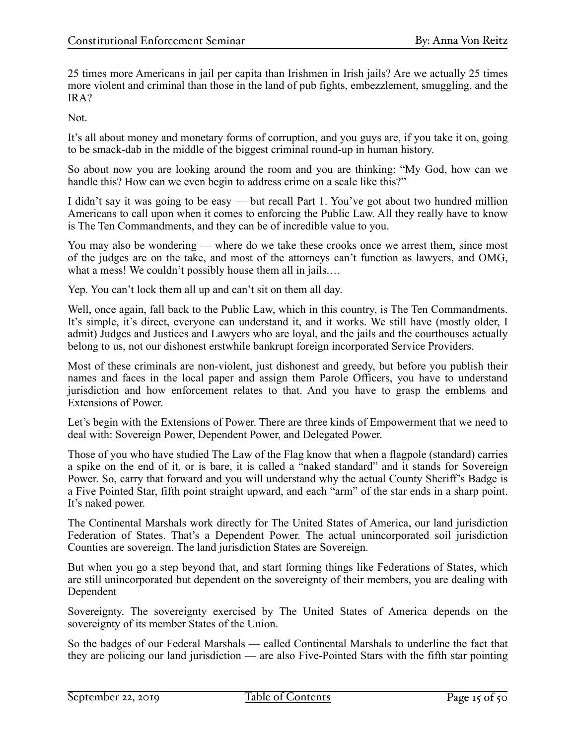25 times more Americans in jail per capita than Irishmen in Irish jails? Are we actually 25 times more violent and criminal than those in the land of pub fights, embezzlement, smuggling, and the IRA?

Not.

It's all about money and monetary forms of corruption, and you guys are, if you take it on, going to be smack-dab in the middle of the biggest criminal round-up in human history.

So about now you are looking around the room and you are thinking: "My God, how can we handle this? How can we even begin to address crime on a scale like this?"

I didn't say it was going to be easy — but recall Part 1. You've got about two hundred million Americans to call upon when it comes to enforcing the Public Law. All they really have to know is The Ten Commandments, and they can be of incredible value to you.

You may also be wondering — where do we take these crooks once we arrest them, since most of the judges are on the take, and most of the attorneys can't function as lawyers, and OMG, what a mess! We couldn't possibly house them all in jails.…

Yep. You can't lock them all up and can't sit on them all day.

Well, once again, fall back to the Public Law, which in this country, is The Ten Commandments. It's simple, it's direct, everyone can understand it, and it works. We still have (mostly older, I admit) Judges and Justices and Lawyers who are loyal, and the jails and the courthouses actually belong to us, not our dishonest erstwhile bankrupt foreign incorporated Service Providers.

Most of these criminals are non-violent, just dishonest and greedy, but before you publish their names and faces in the local paper and assign them Parole Officers, you have to understand jurisdiction and how enforcement relates to that. And you have to grasp the emblems and Extensions of Power.

Let's begin with the Extensions of Power. There are three kinds of Empowerment that we need to deal with: Sovereign Power, Dependent Power, and Delegated Power.

Those of you who have studied The Law of the Flag know that when a flagpole (standard) carries a spike on the end of it, or is bare, it is called a "naked standard" and it stands for Sovereign Power. So, carry that forward and you will understand why the actual County Sheriff's Badge is a Five Pointed Star, fifth point straight upward, and each "arm" of the star ends in a sharp point. It's naked power.

The Continental Marshals work directly for The United States of America, our land jurisdiction Federation of States. That's a Dependent Power. The actual unincorporated soil jurisdiction Counties are sovereign. The land jurisdiction States are Sovereign.

But when you go a step beyond that, and start forming things like Federations of States, which are still unincorporated but dependent on the sovereignty of their members, you are dealing with Dependent

Sovereignty. The sovereignty exercised by The United States of America depends on the sovereignty of its member States of the Union.

So the badges of our Federal Marshals — called Continental Marshals to underline the fact that they are policing our land jurisdiction — are also Five-Pointed Stars with the fifth star pointing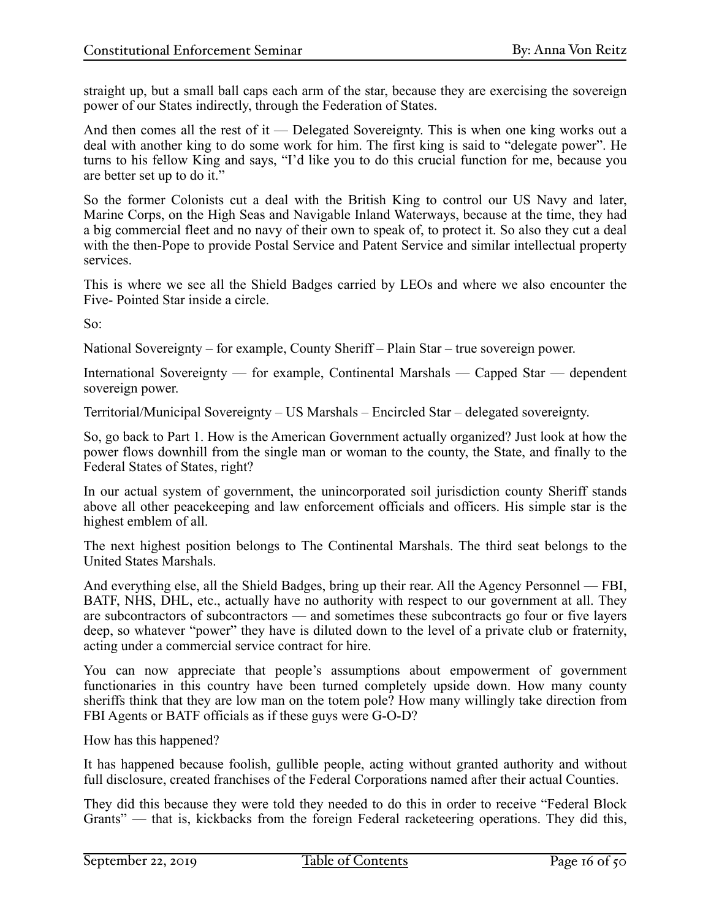straight up, but a small ball caps each arm of the star, because they are exercising the sovereign power of our States indirectly, through the Federation of States.

And then comes all the rest of it — Delegated Sovereignty. This is when one king works out a deal with another king to do some work for him. The first king is said to "delegate power". He turns to his fellow King and says, "I'd like you to do this crucial function for me, because you are better set up to do it."

So the former Colonists cut a deal with the British King to control our US Navy and later, Marine Corps, on the High Seas and Navigable Inland Waterways, because at the time, they had a big commercial fleet and no navy of their own to speak of, to protect it. So also they cut a deal with the then-Pope to provide Postal Service and Patent Service and similar intellectual property services.

This is where we see all the Shield Badges carried by LEOs and where we also encounter the Five- Pointed Star inside a circle.

So:

National Sovereignty – for example, County Sheriff – Plain Star – true sovereign power.

International Sovereignty — for example, Continental Marshals — Capped Star — dependent sovereign power.

Territorial/Municipal Sovereignty – US Marshals – Encircled Star – delegated sovereignty.

So, go back to Part 1. How is the American Government actually organized? Just look at how the power flows downhill from the single man or woman to the county, the State, and finally to the Federal States of States, right?

In our actual system of government, the unincorporated soil jurisdiction county Sheriff stands above all other peacekeeping and law enforcement officials and officers. His simple star is the highest emblem of all.

The next highest position belongs to The Continental Marshals. The third seat belongs to the United States Marshals.

And everything else, all the Shield Badges, bring up their rear. All the Agency Personnel — FBI, BATF, NHS, DHL, etc., actually have no authority with respect to our government at all. They are subcontractors of subcontractors — and sometimes these subcontracts go four or five layers deep, so whatever "power" they have is diluted down to the level of a private club or fraternity, acting under a commercial service contract for hire.

You can now appreciate that people's assumptions about empowerment of government functionaries in this country have been turned completely upside down. How many county sheriffs think that they are low man on the totem pole? How many willingly take direction from FBI Agents or BATF officials as if these guys were G-O-D?

How has this happened?

It has happened because foolish, gullible people, acting without granted authority and without full disclosure, created franchises of the Federal Corporations named after their actual Counties.

They did this because they were told they needed to do this in order to receive "Federal Block Grants" — that is, kickbacks from the foreign Federal racketeering operations. They did this,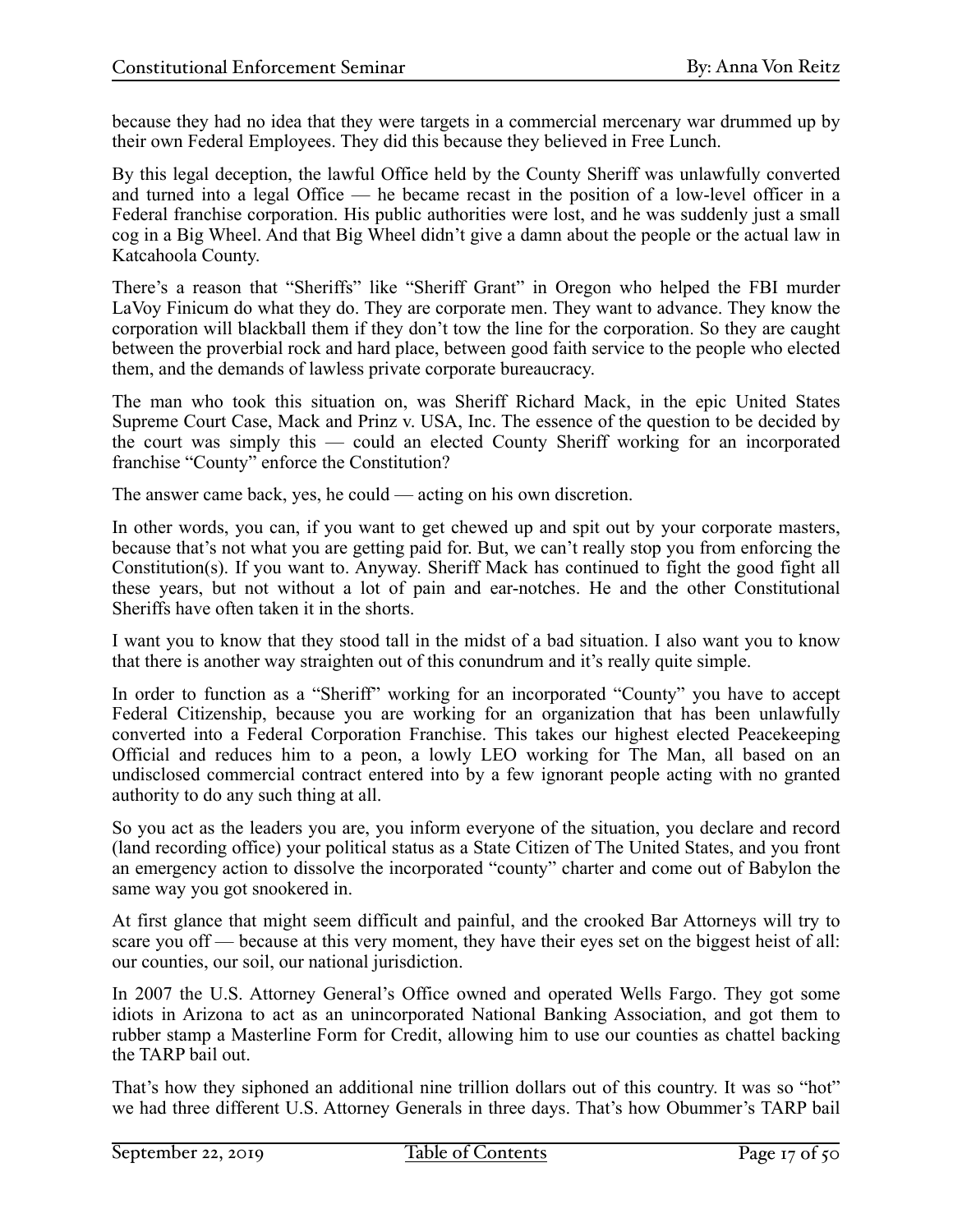because they had no idea that they were targets in a commercial mercenary war drummed up by their own Federal Employees. They did this because they believed in Free Lunch.

By this legal deception, the lawful Office held by the County Sheriff was unlawfully converted and turned into a legal Office — he became recast in the position of a low-level officer in a Federal franchise corporation. His public authorities were lost, and he was suddenly just a small cog in a Big Wheel. And that Big Wheel didn't give a damn about the people or the actual law in Katcahoola County.

There's a reason that "Sheriffs" like "Sheriff Grant" in Oregon who helped the FBI murder LaVoy Finicum do what they do. They are corporate men. They want to advance. They know the corporation will blackball them if they don't tow the line for the corporation. So they are caught between the proverbial rock and hard place, between good faith service to the people who elected them, and the demands of lawless private corporate bureaucracy.

The man who took this situation on, was Sheriff Richard Mack, in the epic United States Supreme Court Case, Mack and Prinz v. USA, Inc. The essence of the question to be decided by the court was simply this — could an elected County Sheriff working for an incorporated franchise "County" enforce the Constitution?

The answer came back, yes, he could — acting on his own discretion.

In other words, you can, if you want to get chewed up and spit out by your corporate masters, because that's not what you are getting paid for. But, we can't really stop you from enforcing the Constitution(s). If you want to. Anyway. Sheriff Mack has continued to fight the good fight all these years, but not without a lot of pain and ear-notches. He and the other Constitutional Sheriffs have often taken it in the shorts.

I want you to know that they stood tall in the midst of a bad situation. I also want you to know that there is another way straighten out of this conundrum and it's really quite simple.

In order to function as a "Sheriff" working for an incorporated "County" you have to accept Federal Citizenship, because you are working for an organization that has been unlawfully converted into a Federal Corporation Franchise. This takes our highest elected Peacekeeping Official and reduces him to a peon, a lowly LEO working for The Man, all based on an undisclosed commercial contract entered into by a few ignorant people acting with no granted authority to do any such thing at all.

So you act as the leaders you are, you inform everyone of the situation, you declare and record (land recording office) your political status as a State Citizen of The United States, and you front an emergency action to dissolve the incorporated "county" charter and come out of Babylon the same way you got snookered in.

At first glance that might seem difficult and painful, and the crooked Bar Attorneys will try to scare you off — because at this very moment, they have their eyes set on the biggest heist of all: our counties, our soil, our national jurisdiction.

In 2007 the U.S. Attorney General's Office owned and operated Wells Fargo. They got some idiots in Arizona to act as an unincorporated National Banking Association, and got them to rubber stamp a Masterline Form for Credit, allowing him to use our counties as chattel backing the TARP bail out.

That's how they siphoned an additional nine trillion dollars out of this country. It was so "hot" we had three different U.S. Attorney Generals in three days. That's how Obummer's TARP bail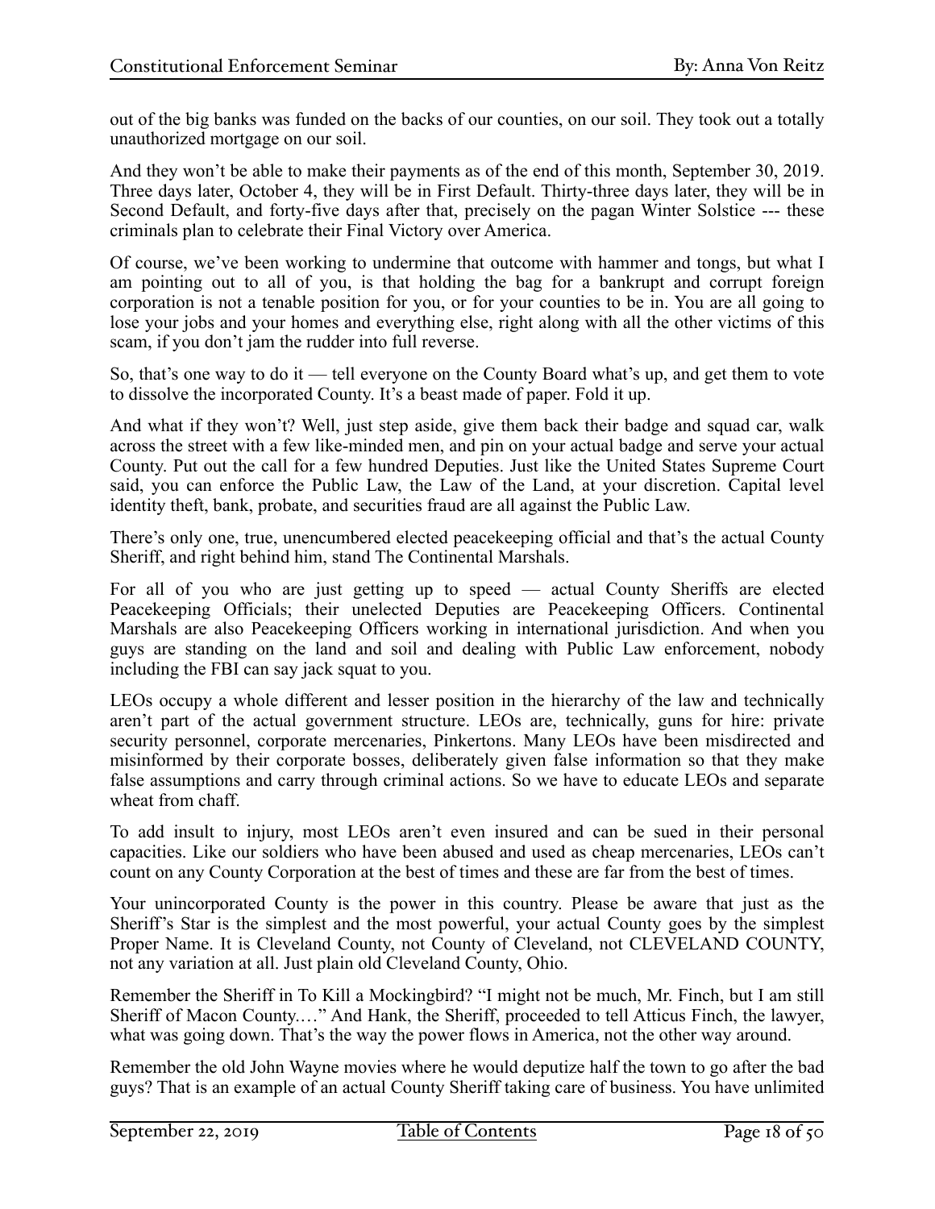out of the big banks was funded on the backs of our counties, on our soil. They took out a totally unauthorized mortgage on our soil.

And they won't be able to make their payments as of the end of this month, September 30, 2019. Three days later, October 4, they will be in First Default. Thirty-three days later, they will be in Second Default, and forty-five days after that, precisely on the pagan Winter Solstice --- these criminals plan to celebrate their Final Victory over America.

Of course, we've been working to undermine that outcome with hammer and tongs, but what I am pointing out to all of you, is that holding the bag for a bankrupt and corrupt foreign corporation is not a tenable position for you, or for your counties to be in. You are all going to lose your jobs and your homes and everything else, right along with all the other victims of this scam, if you don't jam the rudder into full reverse.

So, that's one way to do it — tell everyone on the County Board what's up, and get them to vote to dissolve the incorporated County. It's a beast made of paper. Fold it up.

And what if they won't? Well, just step aside, give them back their badge and squad car, walk across the street with a few like-minded men, and pin on your actual badge and serve your actual County. Put out the call for a few hundred Deputies. Just like the United States Supreme Court said, you can enforce the Public Law, the Law of the Land, at your discretion. Capital level identity theft, bank, probate, and securities fraud are all against the Public Law.

There's only one, true, unencumbered elected peacekeeping official and that's the actual County Sheriff, and right behind him, stand The Continental Marshals.

For all of you who are just getting up to speed — actual County Sheriffs are elected Peacekeeping Officials; their unelected Deputies are Peacekeeping Officers. Continental Marshals are also Peacekeeping Officers working in international jurisdiction. And when you guys are standing on the land and soil and dealing with Public Law enforcement, nobody including the FBI can say jack squat to you.

LEOs occupy a whole different and lesser position in the hierarchy of the law and technically aren't part of the actual government structure. LEOs are, technically, guns for hire: private security personnel, corporate mercenaries, Pinkertons. Many LEOs have been misdirected and misinformed by their corporate bosses, deliberately given false information so that they make false assumptions and carry through criminal actions. So we have to educate LEOs and separate wheat from chaff.

To add insult to injury, most LEOs aren't even insured and can be sued in their personal capacities. Like our soldiers who have been abused and used as cheap mercenaries, LEOs can't count on any County Corporation at the best of times and these are far from the best of times.

Your unincorporated County is the power in this country. Please be aware that just as the Sheriff's Star is the simplest and the most powerful, your actual County goes by the simplest Proper Name. It is Cleveland County, not County of Cleveland, not CLEVELAND COUNTY, not any variation at all. Just plain old Cleveland County, Ohio.

Remember the Sheriff in To Kill a Mockingbird? "I might not be much, Mr. Finch, but I am still Sheriff of Macon County.…" And Hank, the Sheriff, proceeded to tell Atticus Finch, the lawyer, what was going down. That's the way the power flows in America, not the other way around.

Remember the old John Wayne movies where he would deputize half the town to go after the bad guys? That is an example of an actual County Sheriff taking care of business. You have unlimited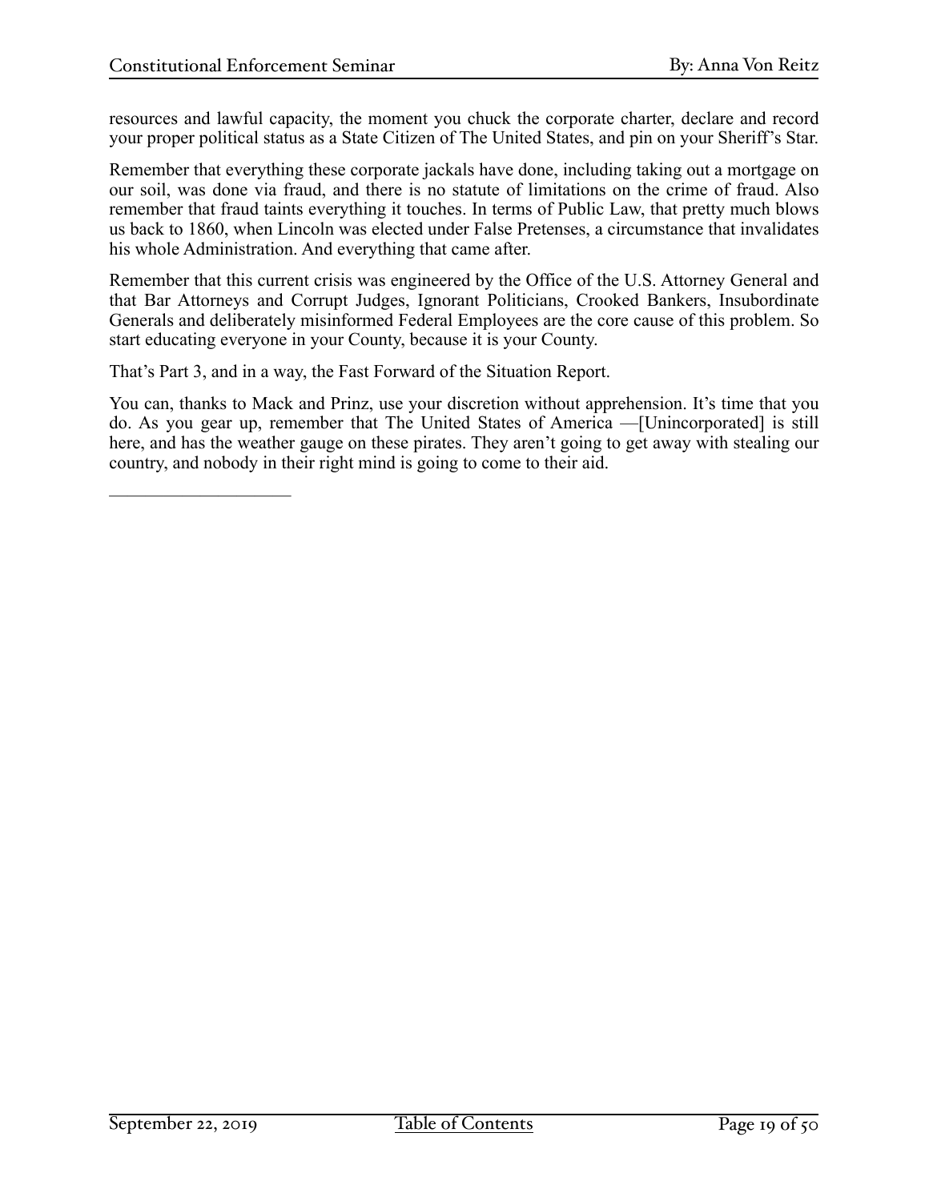resources and lawful capacity, the moment you chuck the corporate charter, declare and record your proper political status as a State Citizen of The United States, and pin on your Sheriff's Star.

Remember that everything these corporate jackals have done, including taking out a mortgage on our soil, was done via fraud, and there is no statute of limitations on the crime of fraud. Also remember that fraud taints everything it touches. In terms of Public Law, that pretty much blows us back to 1860, when Lincoln was elected under False Pretenses, a circumstance that invalidates his whole Administration. And everything that came after.

Remember that this current crisis was engineered by the Office of the U.S. Attorney General and that Bar Attorneys and Corrupt Judges, Ignorant Politicians, Crooked Bankers, Insubordinate Generals and deliberately misinformed Federal Employees are the core cause of this problem. So start educating everyone in your County, because it is your County.

That's Part 3, and in a way, the Fast Forward of the Situation Report.

You can, thanks to Mack and Prinz, use your discretion without apprehension. It's time that you do. As you gear up, remember that The United States of America —[Unincorporated] is still here, and has the weather gauge on these pirates. They aren't going to get away with stealing our country, and nobody in their right mind is going to come to their aid.

---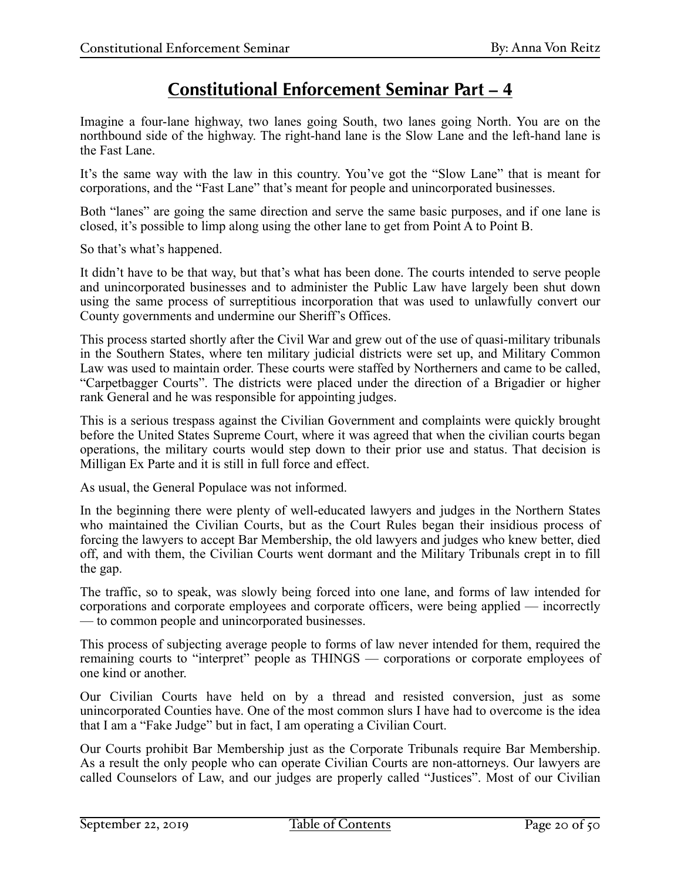# Constitutional Enforcement Seminar Part – 4

Imagine a four-lane highway, two lanes going South, two lanes going North. You are on the northbound side of the highway. The right-hand lane is the Slow Lane and the left-hand lane is the Fast Lane.

It's the same way with the law in this country. You've got the "Slow Lane" that is meant for corporations, and the "Fast Lane" that's meant for people and unincorporated businesses.

Both "lanes" are going the same direction and serve the same basic purposes, and if one lane is closed, it's possible to limp along using the other lane to get from Point A to Point B.

So that's what's happened.

It didn't have to be that way, but that's what has been done. The courts intended to serve people and unincorporated businesses and to administer the Public Law have largely been shut down using the same process of surreptitious incorporation that was used to unlawfully convert our County governments and undermine our Sheriff's Offices.

This process started shortly after the Civil War and grew out of the use of quasi-military tribunals in the Southern States, where ten military judicial districts were set up, and Military Common Law was used to maintain order. These courts were staffed by Northerners and came to be called, "Carpetbagger Courts". The districts were placed under the direction of a Brigadier or higher rank General and he was responsible for appointing judges.

This is a serious trespass against the Civilian Government and complaints were quickly brought before the United States Supreme Court, where it was agreed that when the civilian courts began operations, the military courts would step down to their prior use and status. That decision is Milligan Ex Parte and it is still in full force and effect.

As usual, the General Populace was not informed.

In the beginning there were plenty of well-educated lawyers and judges in the Northern States who maintained the Civilian Courts, but as the Court Rules began their insidious process of forcing the lawyers to accept Bar Membership, the old lawyers and judges who knew better, died off, and with them, the Civilian Courts went dormant and the Military Tribunals crept in to fill the gap.

The traffic, so to speak, was slowly being forced into one lane, and forms of law intended for corporations and corporate employees and corporate officers, were being applied — incorrectly — to common people and unincorporated businesses.

This process of subjecting average people to forms of law never intended for them, required the remaining courts to "interpret" people as THINGS — corporations or corporate employees of one kind or another.

Our Civilian Courts have held on by a thread and resisted conversion, just as some unincorporated Counties have. One of the most common slurs I have had to overcome is the idea that I am a "Fake Judge" but in fact, I am operating a Civilian Court.

Our Courts prohibit Bar Membership just as the Corporate Tribunals require Bar Membership. As a result the only people who can operate Civilian Courts are non-attorneys. Our lawyers are called Counselors of Law, and our judges are properly called "Justices". Most of our Civilian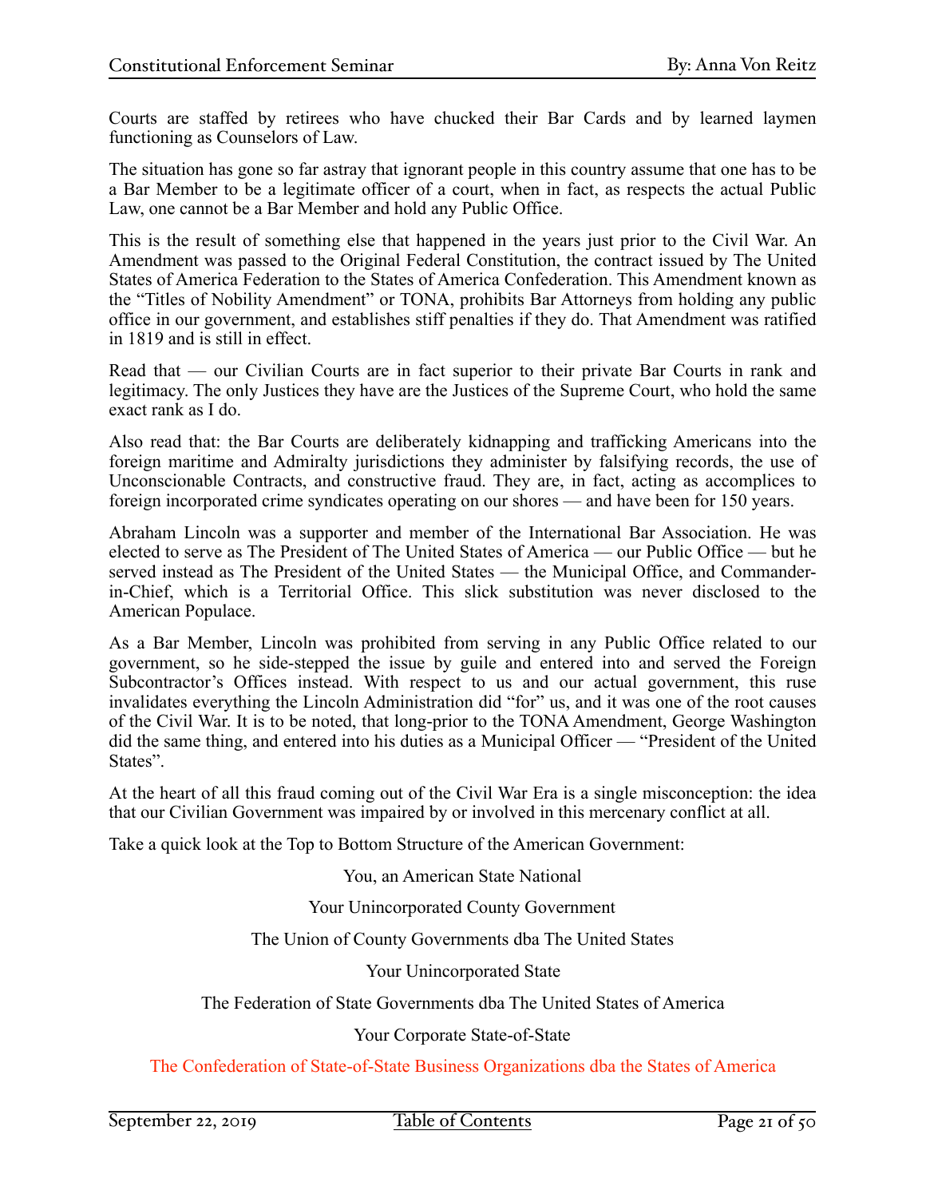Courts are staffed by retirees who have chucked their Bar Cards and by learned laymen functioning as Counselors of Law.

The situation has gone so far astray that ignorant people in this country assume that one has to be a Bar Member to be a legitimate officer of a court, when in fact, as respects the actual Public Law, one cannot be a Bar Member and hold any Public Office.

This is the result of something else that happened in the years just prior to the Civil War. An Amendment was passed to the Original Federal Constitution, the contract issued by The United States of America Federation to the States of America Confederation. This Amendment known as the "Titles of Nobility Amendment" or TONA, prohibits Bar Attorneys from holding any public office in our government, and establishes stiff penalties if they do. That Amendment was ratified in 1819 and is still in effect.

Read that — our Civilian Courts are in fact superior to their private Bar Courts in rank and legitimacy. The only Justices they have are the Justices of the Supreme Court, who hold the same exact rank as I do.

Also read that: the Bar Courts are deliberately kidnapping and trafficking Americans into the foreign maritime and Admiralty jurisdictions they administer by falsifying records, the use of Unconscionable Contracts, and constructive fraud. They are, in fact, acting as accomplices to foreign incorporated crime syndicates operating on our shores — and have been for 150 years.

Abraham Lincoln was a supporter and member of the International Bar Association. He was elected to serve as The President of The United States of America — our Public Office — but he served instead as The President of the United States — the Municipal Office, and Commander-in-Chief, which is a Territorial Office. This slick substitution was never disclosed to the American Populace.

As a Bar Member, Lincoln was prohibited from serving in any Public Office related to our government, so he side-stepped the issue by guile and entered into and served the Foreign Subcontractor's Offices instead. With respect to us and our actual government, this ruse invalidates everything the Lincoln Administration did "for" us, and it was one of the root causes of the Civil War. It is to be noted, that long-prior to the TONA Amendment, George Washington did the same thing, and entered into his duties as a Municipal Officer — "President of the United States".

At the heart of all this fraud coming out of the Civil War Era is a single misconception: the idea that our Civilian Government was impaired by or involved in this mercenary conflict at all.

Take a quick look at the Top to Bottom Structure of the American Government:

You, an American State National

Your Unincorporated County Government

The Union of County Governments dba The United States

Your Unincorporated State

The Federation of State Governments dba The United States of America

Your Corporate State-of-State

The Confederation of State-of-State Business Organizations dba the States of America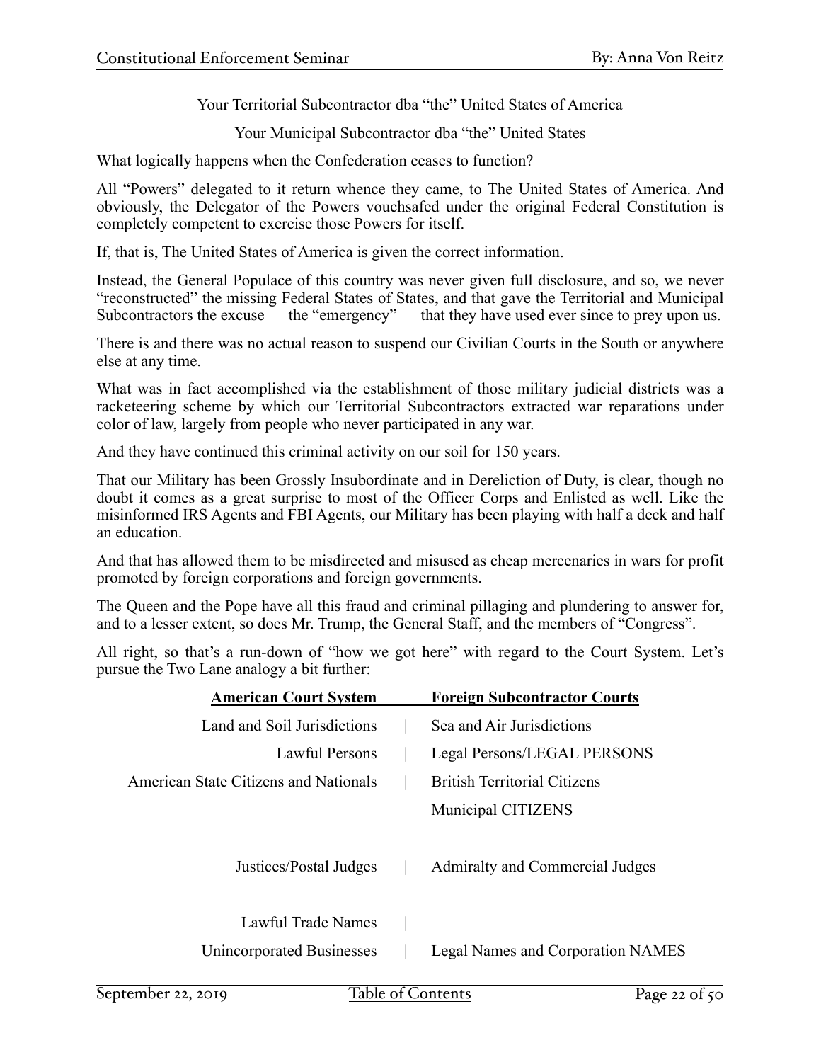Your Territorial Subcontractor dba "the" United States of America

Your Municipal Subcontractor dba "the" United States

What logically happens when the Confederation ceases to function?

All "Powers" delegated to it return whence they came, to The United States of America. And obviously, the Delegator of the Powers vouchsafed under the original Federal Constitution is completely competent to exercise those Powers for itself.

If, that is, The United States of America is given the correct information.

Instead, the General Populace of this country was never given full disclosure, and so, we never "reconstructed" the missing Federal States of States, and that gave the Territorial and Municipal Subcontractors the excuse — the "emergency" — that they have used ever since to prey upon us.

There is and there was no actual reason to suspend our Civilian Courts in the South or anywhere else at any time.

What was in fact accomplished via the establishment of those military judicial districts was a racketeering scheme by which our Territorial Subcontractors extracted war reparations under color of law, largely from people who never participated in any war.

And they have continued this criminal activity on our soil for 150 years.

That our Military has been Grossly Insubordinate and in Dereliction of Duty, is clear, though no doubt it comes as a great surprise to most of the Officer Corps and Enlisted as well. Like the misinformed IRS Agents and FBI Agents, our Military has been playing with half a deck and half an education.

And that has allowed them to be misdirected and misused as cheap mercenaries in wars for profit promoted by foreign corporations and foreign governments.

The Queen and the Pope have all this fraud and criminal pillaging and plundering to answer for, and to a lesser extent, so does Mr. Trump, the General Staff, and the members of "Congress".

All right, so that's a run-down of "how we got here" with regard to the Court System. Let's pursue the Two Lane analogy a bit further:

| American Court System | Foreign Subcontractor Courts |
|---|---|
| Land and Soil Jurisdictions | Sea and Air Jurisdictions |
| Lawful Persons | Legal Persons/LEGAL PERSONS |
| American State Citizens and Nationals | British Territorial Citizens |
| | Municipal CITIZENS |
| Justices/Postal Judges | Admiralty and Commercial Judges |
| Lawful Trade Names | |
| Unincorporated Businesses | Legal Names and Corporation NAMES |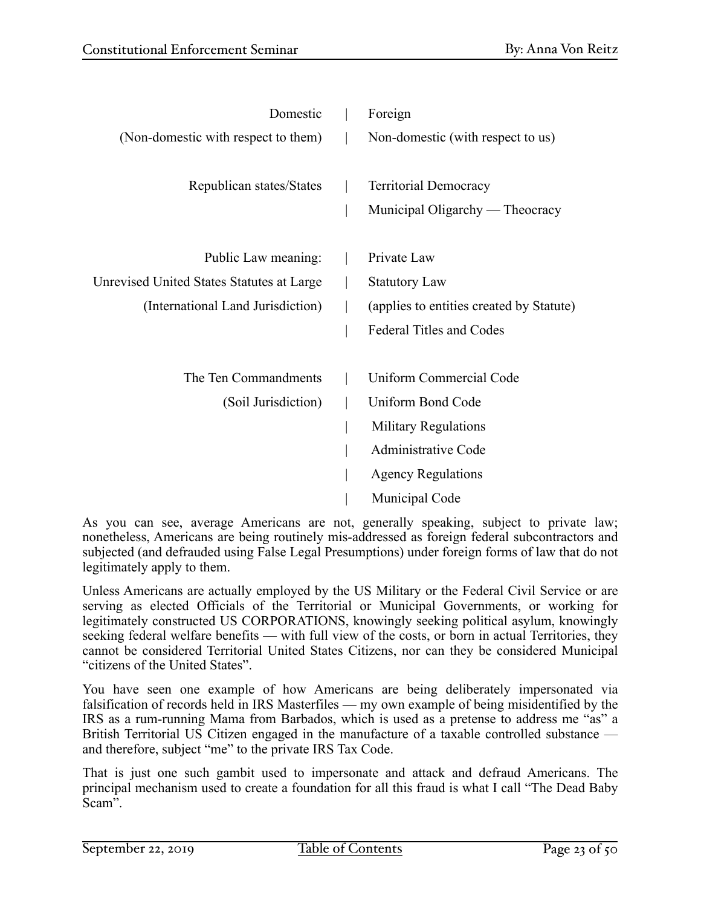| Domestic | Foreign |
| --- | --- |
| (Non-domestic with respect to them) | Non-domestic (with respect to us) |
| | |
| Republican states/States | Territorial Democracy |
| | Municipal Oligarchy — Theocracy |
| | |
| Public Law meaning: | Private Law |
| Unrevised United States Statutes at Large | Statutory Law |
| (International Land Jurisdiction) | (applies to entities created by Statute) |
| | Federal Titles and Codes |
| | |
| The Ten Commandments | Uniform Commercial Code |
| (Soil Jurisdiction) | Uniform Bond Code |
| | Military Regulations |
| | Administrative Code |
| | Agency Regulations |
| | Municipal Code |

As you can see, average Americans are not, generally speaking, subject to private law; nonetheless, Americans are being routinely mis-addressed as foreign federal subcontractors and subjected (and defrauded using False Legal Presumptions) under foreign forms of law that do not legitimately apply to them.

Unless Americans are actually employed by the US Military or the Federal Civil Service or are serving as elected Officials of the Territorial or Municipal Governments, or working for legitimately constructed US CORPORATIONS, knowingly seeking political asylum, knowingly seeking federal welfare benefits — with full view of the costs, or born in actual Territories, they cannot be considered Territorial United States Citizens, nor can they be considered Municipal "citizens of the United States".

You have seen one example of how Americans are being deliberately impersonated via falsification of records held in IRS Masterfiles — my own example of being misidentified by the IRS as a rum-running Mama from Barbados, which is used as a pretense to address me "as" a British Territorial US Citizen engaged in the manufacture of a taxable controlled substance — and therefore, subject "me" to the private IRS Tax Code.

That is just one such gambit used to impersonate and attack and defraud Americans. The principal mechanism used to create a foundation for all this fraud is what I call "The Dead Baby Scam".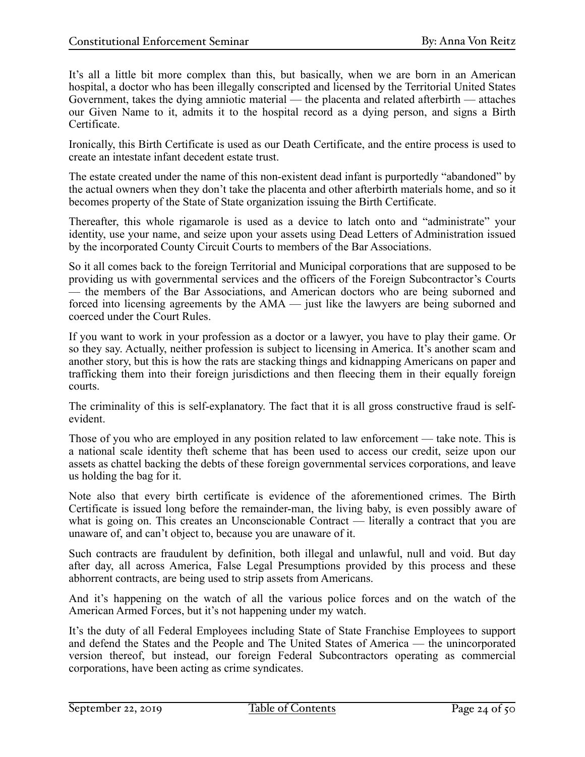It's all a little bit more complex than this, but basically, when we are born in an American hospital, a doctor who has been illegally conscripted and licensed by the Territorial United States Government, takes the dying amniotic material — the placenta and related afterbirth — attaches our Given Name to it, admits it to the hospital record as a dying person, and signs a Birth Certificate.

Ironically, this Birth Certificate is used as our Death Certificate, and the entire process is used to create an intestate infant decedent estate trust.

The estate created under the name of this non-existent dead infant is purportedly "abandoned" by the actual owners when they don't take the placenta and other afterbirth materials home, and so it becomes property of the State of State organization issuing the Birth Certificate.

Thereafter, this whole rigamarole is used as a device to latch onto and "administrate" your identity, use your name, and seize upon your assets using Dead Letters of Administration issued by the incorporated County Circuit Courts to members of the Bar Associations.

So it all comes back to the foreign Territorial and Municipal corporations that are supposed to be providing us with governmental services and the officers of the Foreign Subcontractor's Courts — the members of the Bar Associations, and American doctors who are being suborned and forced into licensing agreements by the AMA — just like the lawyers are being suborned and coerced under the Court Rules.

If you want to work in your profession as a doctor or a lawyer, you have to play their game. Or so they say. Actually, neither profession is subject to licensing in America. It's another scam and another story, but this is how the rats are stacking things and kidnapping Americans on paper and trafficking them into their foreign jurisdictions and then fleecing them in their equally foreign courts.

The criminality of this is self-explanatory. The fact that it is all gross constructive fraud is self-evident.

Those of you who are employed in any position related to law enforcement — take note. This is a national scale identity theft scheme that has been used to access our credit, seize upon our assets as chattel backing the debts of these foreign governmental services corporations, and leave us holding the bag for it.

Note also that every birth certificate is evidence of the aforementioned crimes. The Birth Certificate is issued long before the remainder-man, the living baby, is even possibly aware of what is going on. This creates an Unconscionable Contract — literally a contract that you are unaware of, and can't object to, because you are unaware of it.

Such contracts are fraudulent by definition, both illegal and unlawful, null and void. But day after day, all across America, False Legal Presumptions provided by this process and these abhorrent contracts, are being used to strip assets from Americans.

And it's happening on the watch of all the various police forces and on the watch of the American Armed Forces, but it's not happening under my watch.

It's the duty of all Federal Employees including State of State Franchise Employees to support and defend the States and the People and The United States of America — the unincorporated version thereof, but instead, our foreign Federal Subcontractors operating as commercial corporations, have been acting as crime syndicates.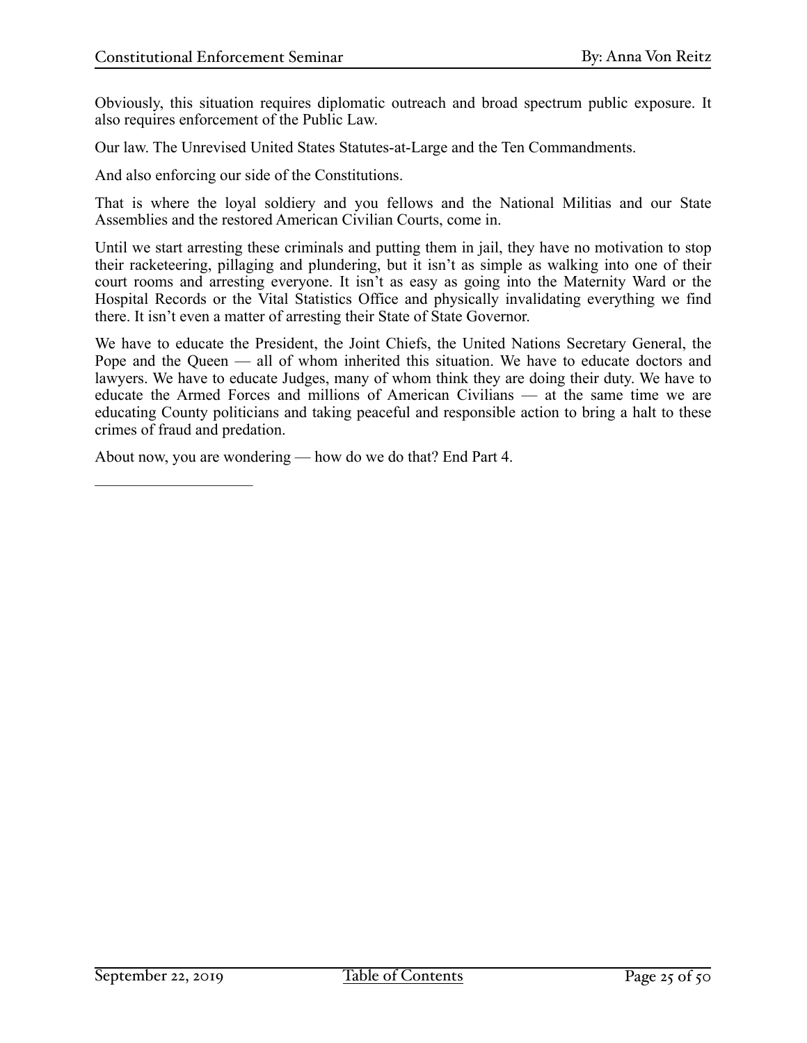Obviously, this situation requires diplomatic outreach and broad spectrum public exposure. It also requires enforcement of the Public Law.

Our law. The Unrevised United States Statutes-at-Large and the Ten Commandments.

And also enforcing our side of the Constitutions.

That is where the loyal soldiery and you fellows and the National Militias and our State Assemblies and the restored American Civilian Courts, come in.

Until we start arresting these criminals and putting them in jail, they have no motivation to stop their racketeering, pillaging and plundering, but it isn't as simple as walking into one of their court rooms and arresting everyone. It isn't as easy as going into the Maternity Ward or the Hospital Records or the Vital Statistics Office and physically invalidating everything we find there. It isn't even a matter of arresting their State of State Governor.

We have to educate the President, the Joint Chiefs, the United Nations Secretary General, the Pope and the Queen — all of whom inherited this situation. We have to educate doctors and lawyers. We have to educate Judges, many of whom think they are doing their duty. We have to educate the Armed Forces and millions of American Civilians — at the same time we are educating County politicians and taking peaceful and responsible action to bring a halt to these crimes of fraud and predation.

About now, you are wondering — how do we do that? End Part 4.

---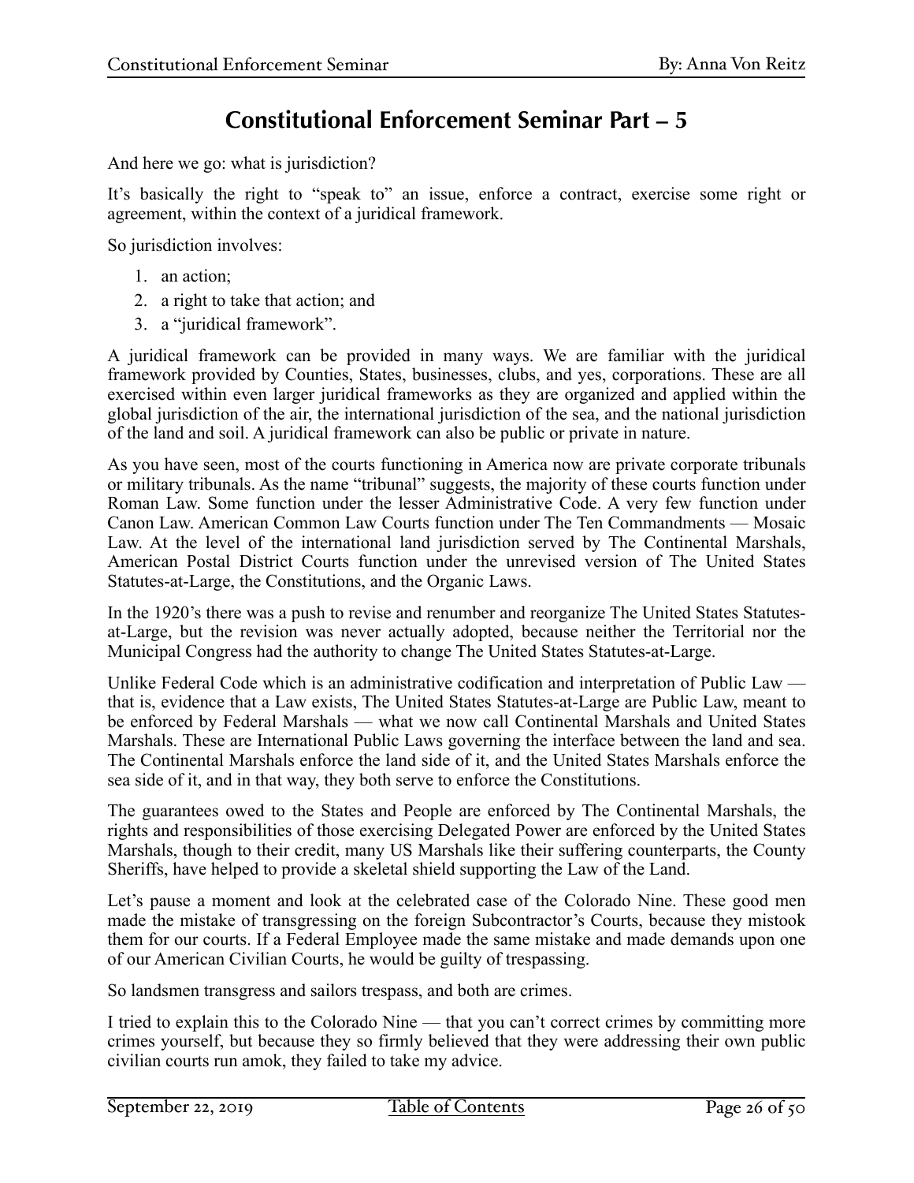# Constitutional Enforcement Seminar Part – 5

And here we go: what is jurisdiction?

It's basically the right to "speak to" an issue, enforce a contract, exercise some right or agreement, within the context of a juridical framework.

So jurisdiction involves:

1. an action;
2. a right to take that action; and
3. a "juridical framework".

A juridical framework can be provided in many ways. We are familiar with the juridical framework provided by Counties, States, businesses, clubs, and yes, corporations. These are all exercised within even larger juridical frameworks as they are organized and applied within the global jurisdiction of the air, the international jurisdiction of the sea, and the national jurisdiction of the land and soil. A juridical framework can also be public or private in nature.

As you have seen, most of the courts functioning in America now are private corporate tribunals or military tribunals. As the name "tribunal" suggests, the majority of these courts function under Roman Law. Some function under the lesser Administrative Code. A very few function under Canon Law. American Common Law Courts function under The Ten Commandments — Mosaic Law. At the level of the international land jurisdiction served by The Continental Marshals, American Postal District Courts function under the unrevised version of The United States Statutes-at-Large, the Constitutions, and the Organic Laws.

In the 1920's there was a push to revise and renumber and reorganize The United States Statutes-at-Large, but the revision was never actually adopted, because neither the Territorial nor the Municipal Congress had the authority to change The United States Statutes-at-Large.

Unlike Federal Code which is an administrative codification and interpretation of Public Law — that is, evidence that a Law exists, The United States Statutes-at-Large are Public Law, meant to be enforced by Federal Marshals — what we now call Continental Marshals and United States Marshals. These are International Public Laws governing the interface between the land and sea. The Continental Marshals enforce the land side of it, and the United States Marshals enforce the sea side of it, and in that way, they both serve to enforce the Constitutions.

The guarantees owed to the States and People are enforced by The Continental Marshals, the rights and responsibilities of those exercising Delegated Power are enforced by the United States Marshals, though to their credit, many US Marshals like their suffering counterparts, the County Sheriffs, have helped to provide a skeletal shield supporting the Law of the Land.

Let's pause a moment and look at the celebrated case of the Colorado Nine. These good men made the mistake of transgressing on the foreign Subcontractor's Courts, because they mistook them for our courts. If a Federal Employee made the same mistake and made demands upon one of our American Civilian Courts, he would be guilty of trespassing.

So landsmen transgress and sailors trespass, and both are crimes.

I tried to explain this to the Colorado Nine — that you can't correct crimes by committing more crimes yourself, but because they so firmly believed that they were addressing their own public civilian courts run amok, they failed to take my advice.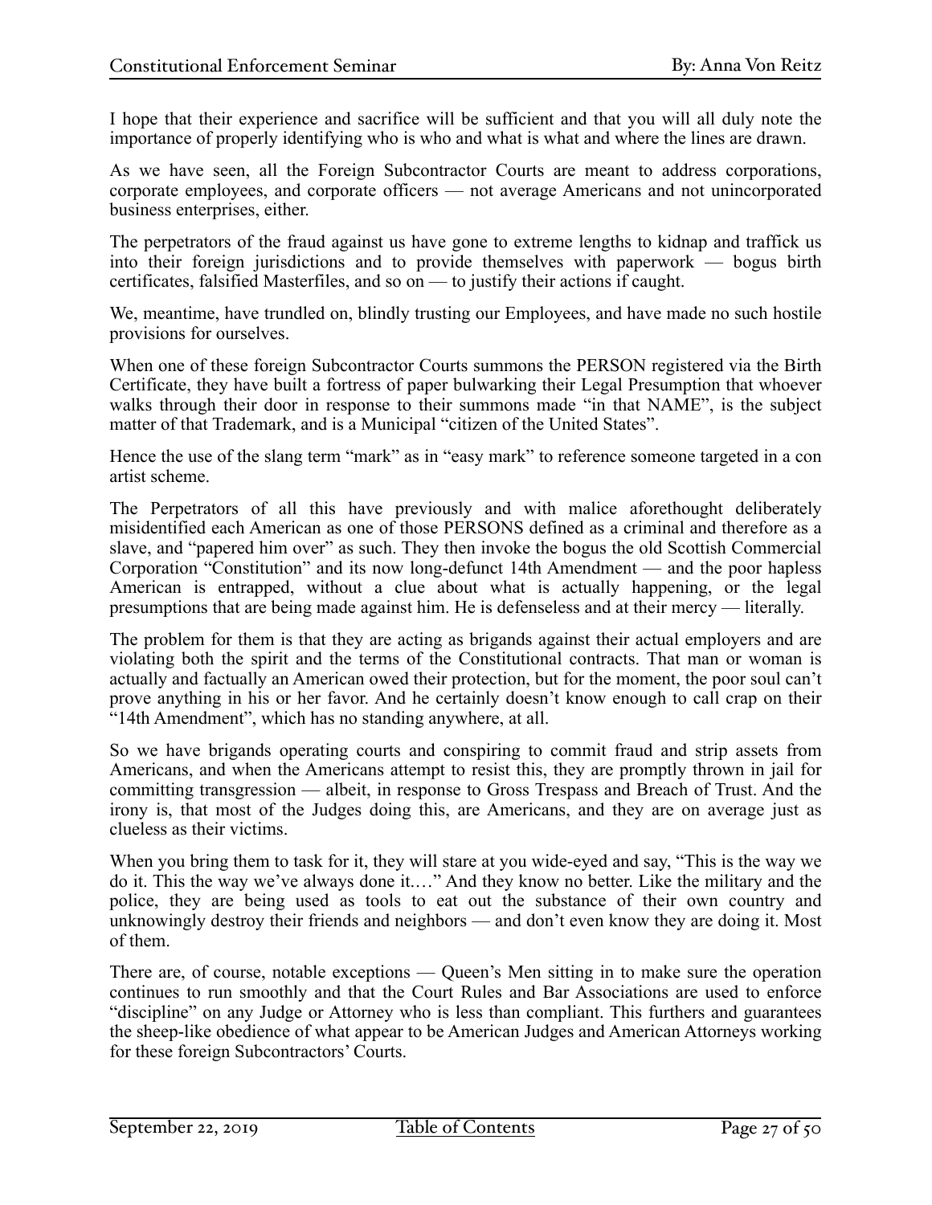I hope that their experience and sacrifice will be sufficient and that you will all duly note the importance of properly identifying who is who and what is what and where the lines are drawn.

As we have seen, all the Foreign Subcontractor Courts are meant to address corporations, corporate employees, and corporate officers — not average Americans and not unincorporated business enterprises, either.

The perpetrators of the fraud against us have gone to extreme lengths to kidnap and traffick us into their foreign jurisdictions and to provide themselves with paperwork — bogus birth certificates, falsified Masterfiles, and so on — to justify their actions if caught.

We, meantime, have trundled on, blindly trusting our Employees, and have made no such hostile provisions for ourselves.

When one of these foreign Subcontractor Courts summons the PERSON registered via the Birth Certificate, they have built a fortress of paper bulwarking their Legal Presumption that whoever walks through their door in response to their summons made "in that NAME", is the subject matter of that Trademark, and is a Municipal "citizen of the United States".

Hence the use of the slang term "mark" as in "easy mark" to reference someone targeted in a con artist scheme.

The Perpetrators of all this have previously and with malice aforethought deliberately misidentified each American as one of those PERSONS defined as a criminal and therefore as a slave, and "papered him over" as such. They then invoke the bogus the old Scottish Commercial Corporation "Constitution" and its now long-defunct 14th Amendment — and the poor hapless American is entrapped, without a clue about what is actually happening, or the legal presumptions that are being made against him. He is defenseless and at their mercy — literally.

The problem for them is that they are acting as brigands against their actual employers and are violating both the spirit and the terms of the Constitutional contracts. That man or woman is actually and factually an American owed their protection, but for the moment, the poor soul can't prove anything in his or her favor. And he certainly doesn't know enough to call crap on their "14th Amendment", which has no standing anywhere, at all.

So we have brigands operating courts and conspiring to commit fraud and strip assets from Americans, and when the Americans attempt to resist this, they are promptly thrown in jail for committing transgression — albeit, in response to Gross Trespass and Breach of Trust. And the irony is, that most of the Judges doing this, are Americans, and they are on average just as clueless as their victims.

When you bring them to task for it, they will stare at you wide-eyed and say, "This is the way we do it. This the way we've always done it.…" And they know no better. Like the military and the police, they are being used as tools to eat out the substance of their own country and unknowingly destroy their friends and neighbors — and don't even know they are doing it. Most of them.

There are, of course, notable exceptions — Queen's Men sitting in to make sure the operation continues to run smoothly and that the Court Rules and Bar Associations are used to enforce "discipline" on any Judge or Attorney who is less than compliant. This furthers and guarantees the sheep-like obedience of what appear to be American Judges and American Attorneys working for these foreign Subcontractors' Courts.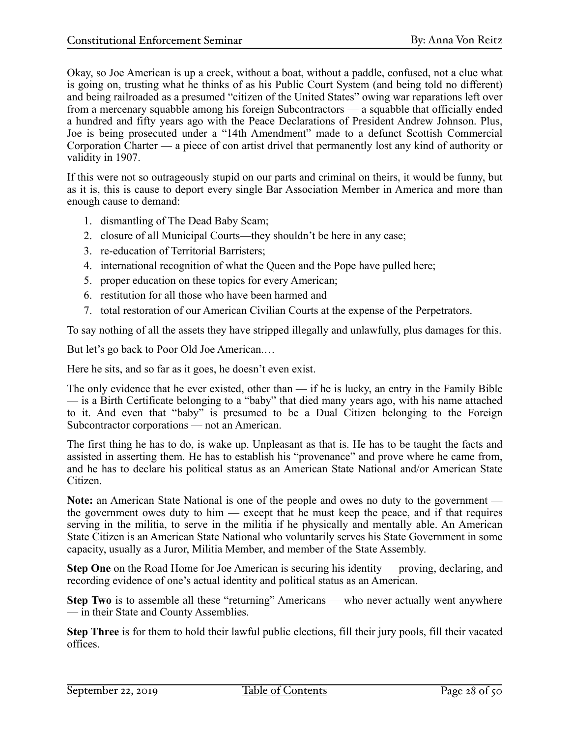Okay, so Joe American is up a creek, without a boat, without a paddle, confused, not a clue what is going on, trusting what he thinks of as his Public Court System (and being told no different) and being railroaded as a presumed "citizen of the United States" owing war reparations left over from a mercenary squabble among his foreign Subcontractors — a squabble that officially ended a hundred and fifty years ago with the Peace Declarations of President Andrew Johnson. Plus, Joe is being prosecuted under a "14th Amendment" made to a defunct Scottish Commercial Corporation Charter — a piece of con artist drivel that permanently lost any kind of authority or validity in 1907.

If this were not so outrageously stupid on our parts and criminal on theirs, it would be funny, but as it is, this is cause to deport every single Bar Association Member in America and more than enough cause to demand:

1. dismantling of The Dead Baby Scam;
2. closure of all Municipal Courts—they shouldn't be here in any case;
3. re-education of Territorial Barristers;
4. international recognition of what the Queen and the Pope have pulled here;
5. proper education on these topics for every American;
6. restitution for all those who have been harmed and
7. total restoration of our American Civilian Courts at the expense of the Perpetrators.

To say nothing of all the assets they have stripped illegally and unlawfully, plus damages for this.

But let's go back to Poor Old Joe American.…

Here he sits, and so far as it goes, he doesn't even exist.

The only evidence that he ever existed, other than — if he is lucky, an entry in the Family Bible — is a Birth Certificate belonging to a "baby" that died many years ago, with his name attached to it. And even that "baby" is presumed to be a Dual Citizen belonging to the Foreign Subcontractor corporations — not an American.

The first thing he has to do, is wake up. Unpleasant as that is. He has to be taught the facts and assisted in asserting them. He has to establish his "provenance" and prove where he came from, and he has to declare his political status as an American State National and/or American State Citizen.

**Note:** an American State National is one of the people and owes no duty to the government — the government owes duty to him — except that he must keep the peace, and if that requires serving in the militia, to serve in the militia if he physically and mentally able. An American State Citizen is an American State National who voluntarily serves his State Government in some capacity, usually as a Juror, Militia Member, and member of the State Assembly.

**Step One** on the Road Home for Joe American is securing his identity — proving, declaring, and recording evidence of one's actual identity and political status as an American.

**Step Two** is to assemble all these "returning" Americans — who never actually went anywhere — in their State and County Assemblies.

**Step Three** is for them to hold their lawful public elections, fill their jury pools, fill their vacated offices.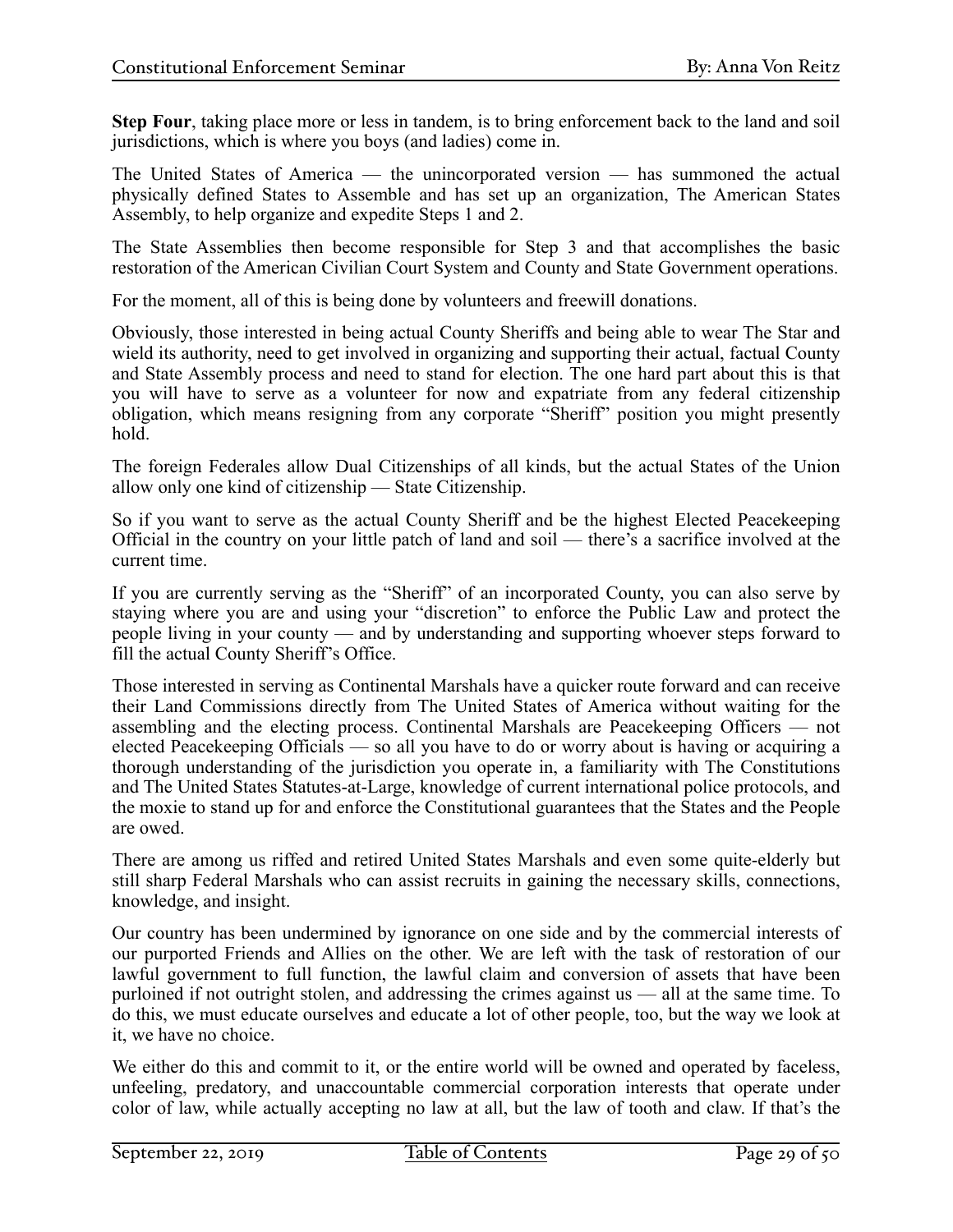**Step Four**, taking place more or less in tandem, is to bring enforcement back to the land and soil jurisdictions, which is where you boys (and ladies) come in.

The United States of America — the unincorporated version — has summoned the actual physically defined States to Assemble and has set up an organization, The American States Assembly, to help organize and expedite Steps 1 and 2.

The State Assemblies then become responsible for Step 3 and that accomplishes the basic restoration of the American Civilian Court System and County and State Government operations.

For the moment, all of this is being done by volunteers and freewill donations.

Obviously, those interested in being actual County Sheriffs and being able to wear The Star and wield its authority, need to get involved in organizing and supporting their actual, factual County and State Assembly process and need to stand for election. The one hard part about this is that you will have to serve as a volunteer for now and expatriate from any federal citizenship obligation, which means resigning from any corporate "Sheriff" position you might presently hold.

The foreign Federales allow Dual Citizenships of all kinds, but the actual States of the Union allow only one kind of citizenship — State Citizenship.

So if you want to serve as the actual County Sheriff and be the highest Elected Peacekeeping Official in the country on your little patch of land and soil — there's a sacrifice involved at the current time.

If you are currently serving as the "Sheriff" of an incorporated County, you can also serve by staying where you are and using your "discretion" to enforce the Public Law and protect the people living in your county — and by understanding and supporting whoever steps forward to fill the actual County Sheriff's Office.

Those interested in serving as Continental Marshals have a quicker route forward and can receive their Land Commissions directly from The United States of America without waiting for the assembling and the electing process. Continental Marshals are Peacekeeping Officers — not elected Peacekeeping Officials — so all you have to do or worry about is having or acquiring a thorough understanding of the jurisdiction you operate in, a familiarity with The Constitutions and The United States Statutes-at-Large, knowledge of current international police protocols, and the moxie to stand up for and enforce the Constitutional guarantees that the States and the People are owed.

There are among us riffed and retired United States Marshals and even some quite-elderly but still sharp Federal Marshals who can assist recruits in gaining the necessary skills, connections, knowledge, and insight.

Our country has been undermined by ignorance on one side and by the commercial interests of our purported Friends and Allies on the other. We are left with the task of restoration of our lawful government to full function, the lawful claim and conversion of assets that have been purloined if not outright stolen, and addressing the crimes against us — all at the same time. To do this, we must educate ourselves and educate a lot of other people, too, but the way we look at it, we have no choice.

We either do this and commit to it, or the entire world will be owned and operated by faceless, unfeeling, predatory, and unaccountable commercial corporation interests that operate under color of law, while actually accepting no law at all, but the law of tooth and claw. If that's the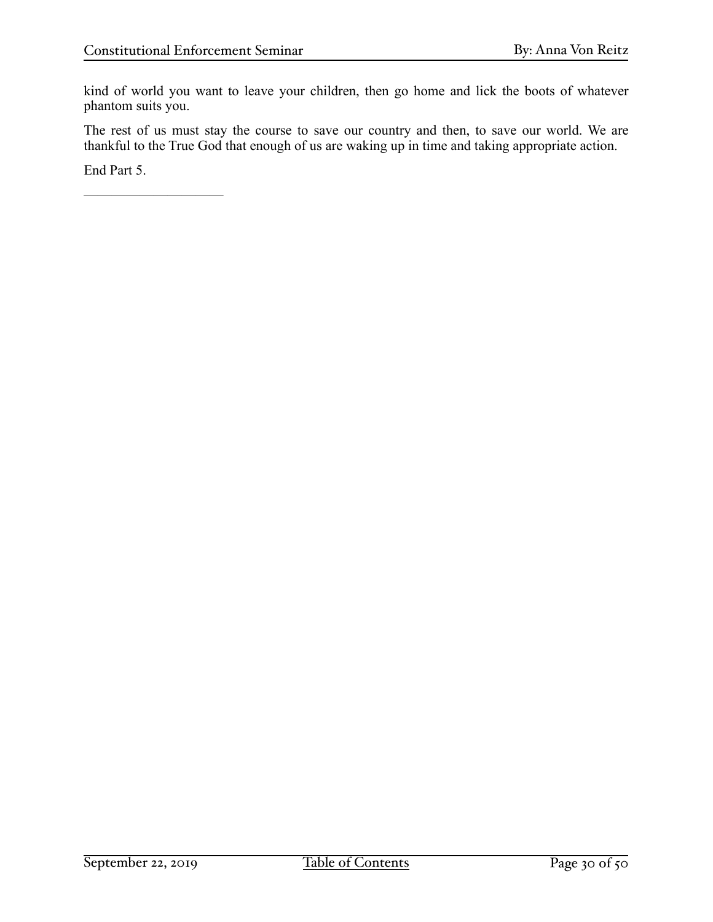kind of world you want to leave your children, then go home and lick the boots of whatever phantom suits you.

The rest of us must stay the course to save our country and then, to save our world. We are thankful to the True God that enough of us are waking up in time and taking appropriate action.

End Part 5.

---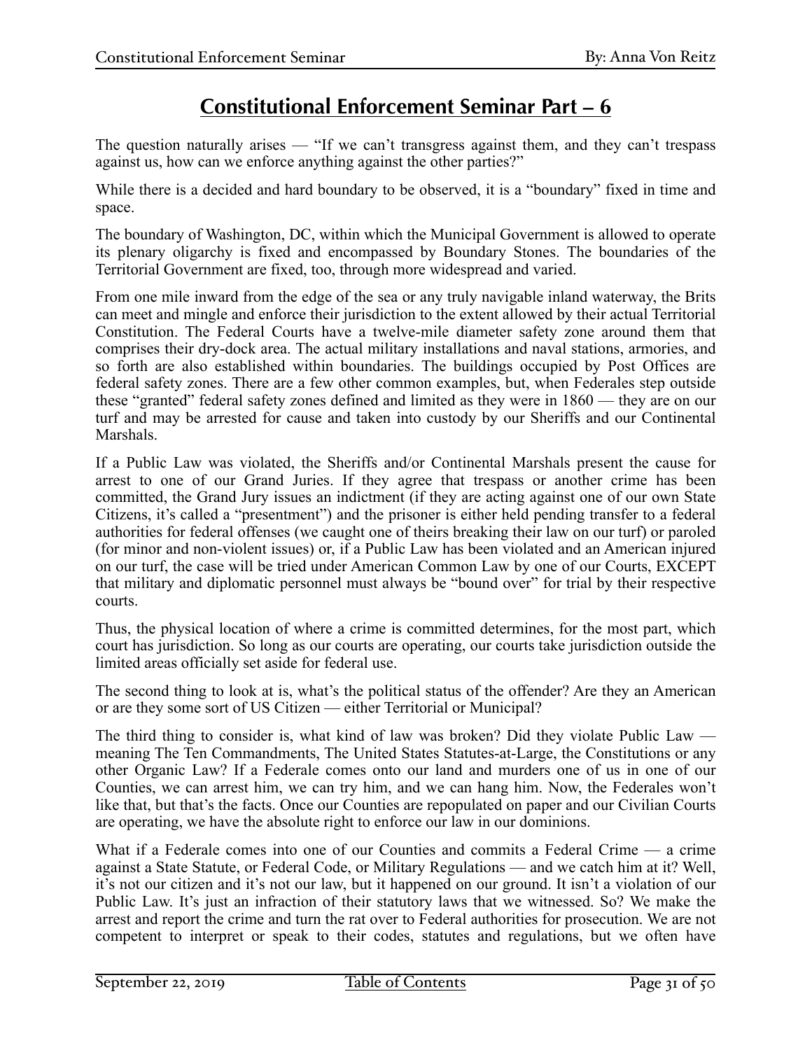# Constitutional Enforcement Seminar Part – 6

The question naturally arises — "If we can't transgress against them, and they can't trespass against us, how can we enforce anything against the other parties?"

While there is a decided and hard boundary to be observed, it is a "boundary" fixed in time and space.

The boundary of Washington, DC, within which the Municipal Government is allowed to operate its plenary oligarchy is fixed and encompassed by Boundary Stones. The boundaries of the Territorial Government are fixed, too, through more widespread and varied.

From one mile inward from the edge of the sea or any truly navigable inland waterway, the Brits can meet and mingle and enforce their jurisdiction to the extent allowed by their actual Territorial Constitution. The Federal Courts have a twelve-mile diameter safety zone around them that comprises their dry-dock area. The actual military installations and naval stations, armories, and so forth are also established within boundaries. The buildings occupied by Post Offices are federal safety zones. There are a few other common examples, but, when Federales step outside these "granted" federal safety zones defined and limited as they were in 1860 — they are on our turf and may be arrested for cause and taken into custody by our Sheriffs and our Continental Marshals.

If a Public Law was violated, the Sheriffs and/or Continental Marshals present the cause for arrest to one of our Grand Juries. If they agree that trespass or another crime has been committed, the Grand Jury issues an indictment (if they are acting against one of our own State Citizens, it's called a "presentment") and the prisoner is either held pending transfer to a federal authorities for federal offenses (we caught one of theirs breaking their law on our turf) or paroled (for minor and non-violent issues) or, if a Public Law has been violated and an American injured on our turf, the case will be tried under American Common Law by one of our Courts, EXCEPT that military and diplomatic personnel must always be "bound over" for trial by their respective courts.

Thus, the physical location of where a crime is committed determines, for the most part, which court has jurisdiction. So long as our courts are operating, our courts take jurisdiction outside the limited areas officially set aside for federal use.

The second thing to look at is, what's the political status of the offender? Are they an American or are they some sort of US Citizen — either Territorial or Municipal?

The third thing to consider is, what kind of law was broken? Did they violate Public Law — meaning The Ten Commandments, The United States Statutes-at-Large, the Constitutions or any other Organic Law? If a Federale comes onto our land and murders one of us in one of our Counties, we can arrest him, we can try him, and we can hang him. Now, the Federales won't like that, but that's the facts. Once our Counties are repopulated on paper and our Civilian Courts are operating, we have the absolute right to enforce our law in our dominions.

What if a Federale comes into one of our Counties and commits a Federal Crime — a crime against a State Statute, or Federal Code, or Military Regulations — and we catch him at it? Well, it's not our citizen and it's not our law, but it happened on our ground. It isn't a violation of our Public Law. It's just an infraction of their statutory laws that we witnessed. So? We make the arrest and report the crime and turn the rat over to Federal authorities for prosecution. We are not competent to interpret or speak to their codes, statutes and regulations, but we often have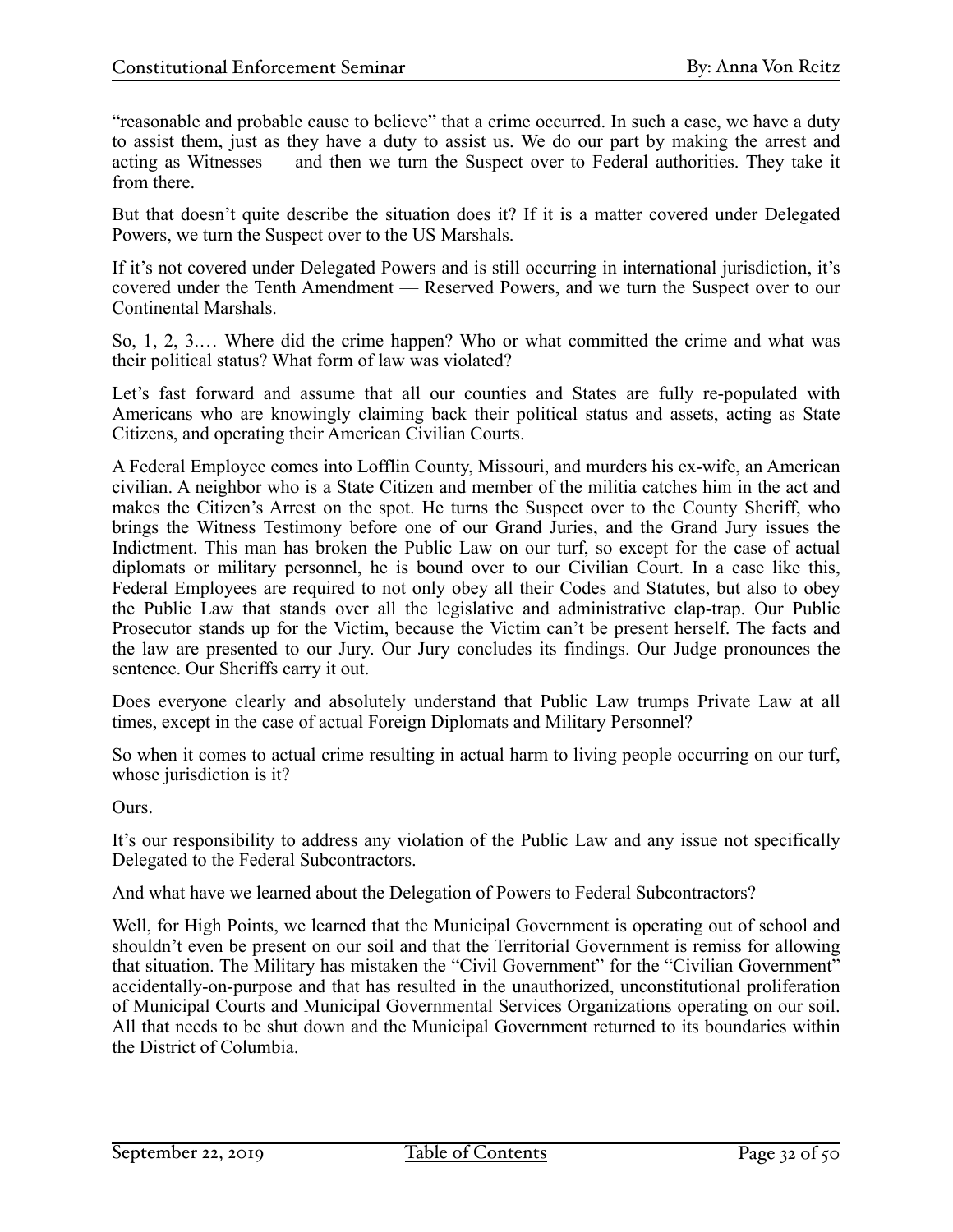"reasonable and probable cause to believe" that a crime occurred. In such a case, we have a duty to assist them, just as they have a duty to assist us. We do our part by making the arrest and acting as Witnesses — and then we turn the Suspect over to Federal authorities. They take it from there.

But that doesn't quite describe the situation does it? If it is a matter covered under Delegated Powers, we turn the Suspect over to the US Marshals.

If it's not covered under Delegated Powers and is still occurring in international jurisdiction, it's covered under the Tenth Amendment — Reserved Powers, and we turn the Suspect over to our Continental Marshals.

So, 1, 2, 3.… Where did the crime happen? Who or what committed the crime and what was their political status? What form of law was violated?

Let's fast forward and assume that all our counties and States are fully re-populated with Americans who are knowingly claiming back their political status and assets, acting as State Citizens, and operating their American Civilian Courts.

A Federal Employee comes into Lofflin County, Missouri, and murders his ex-wife, an American civilian. A neighbor who is a State Citizen and member of the militia catches him in the act and makes the Citizen's Arrest on the spot. He turns the Suspect over to the County Sheriff, who brings the Witness Testimony before one of our Grand Juries, and the Grand Jury issues the Indictment. This man has broken the Public Law on our turf, so except for the case of actual diplomats or military personnel, he is bound over to our Civilian Court. In a case like this, Federal Employees are required to not only obey all their Codes and Statutes, but also to obey the Public Law that stands over all the legislative and administrative clap-trap. Our Public Prosecutor stands up for the Victim, because the Victim can't be present herself. The facts and the law are presented to our Jury. Our Jury concludes its findings. Our Judge pronounces the sentence. Our Sheriffs carry it out.

Does everyone clearly and absolutely understand that Public Law trumps Private Law at all times, except in the case of actual Foreign Diplomats and Military Personnel?

So when it comes to actual crime resulting in actual harm to living people occurring on our turf, whose jurisdiction is it?

Ours.

It's our responsibility to address any violation of the Public Law and any issue not specifically Delegated to the Federal Subcontractors.

And what have we learned about the Delegation of Powers to Federal Subcontractors?

Well, for High Points, we learned that the Municipal Government is operating out of school and shouldn't even be present on our soil and that the Territorial Government is remiss for allowing that situation. The Military has mistaken the "Civil Government" for the "Civilian Government" accidentally-on-purpose and that has resulted in the unauthorized, unconstitutional proliferation of Municipal Courts and Municipal Governmental Services Organizations operating on our soil. All that needs to be shut down and the Municipal Government returned to its boundaries within the District of Columbia.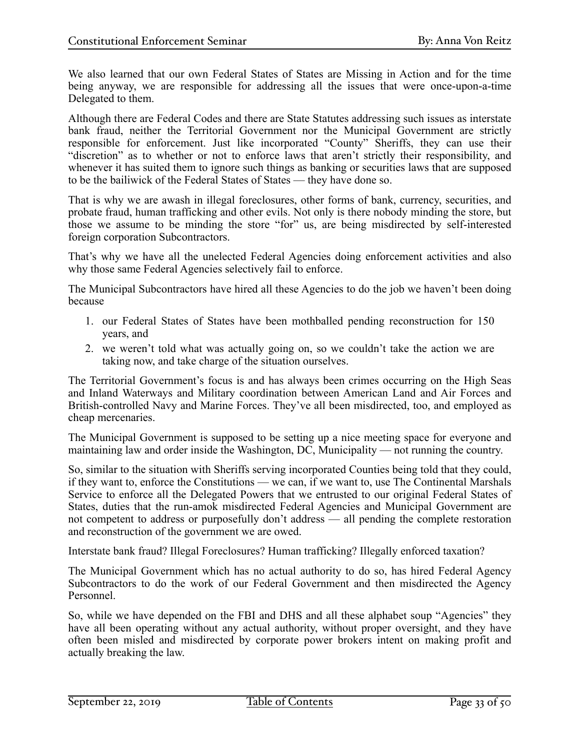We also learned that our own Federal States of States are Missing in Action and for the time being anyway, we are responsible for addressing all the issues that were once-upon-a-time Delegated to them.

Although there are Federal Codes and there are State Statutes addressing such issues as interstate bank fraud, neither the Territorial Government nor the Municipal Government are strictly responsible for enforcement. Just like incorporated "County" Sheriffs, they can use their "discretion" as to whether or not to enforce laws that aren't strictly their responsibility, and whenever it has suited them to ignore such things as banking or securities laws that are supposed to be the bailiwick of the Federal States of States — they have done so.

That is why we are awash in illegal foreclosures, other forms of bank, currency, securities, and probate fraud, human trafficking and other evils. Not only is there nobody minding the store, but those we assume to be minding the store "for" us, are being misdirected by self-interested foreign corporation Subcontractors.

That's why we have all the unelected Federal Agencies doing enforcement activities and also why those same Federal Agencies selectively fail to enforce.

The Municipal Subcontractors have hired all these Agencies to do the job we haven't been doing because

1. our Federal States of States have been mothballed pending reconstruction for 150 years, and
2. we weren't told what was actually going on, so we couldn't take the action we are taking now, and take charge of the situation ourselves.

The Territorial Government's focus is and has always been crimes occurring on the High Seas and Inland Waterways and Military coordination between American Land and Air Forces and British-controlled Navy and Marine Forces. They've all been misdirected, too, and employed as cheap mercenaries.

The Municipal Government is supposed to be setting up a nice meeting space for everyone and maintaining law and order inside the Washington, DC, Municipality — not running the country.

So, similar to the situation with Sheriffs serving incorporated Counties being told that they could, if they want to, enforce the Constitutions — we can, if we want to, use The Continental Marshals Service to enforce all the Delegated Powers that we entrusted to our original Federal States of States, duties that the run-amok misdirected Federal Agencies and Municipal Government are not competent to address or purposefully don't address — all pending the complete restoration and reconstruction of the government we are owed.

Interstate bank fraud? Illegal Foreclosures? Human trafficking? Illegally enforced taxation?

The Municipal Government which has no actual authority to do so, has hired Federal Agency Subcontractors to do the work of our Federal Government and then misdirected the Agency Personnel.

So, while we have depended on the FBI and DHS and all these alphabet soup "Agencies" they have all been operating without any actual authority, without proper oversight, and they have often been misled and misdirected by corporate power brokers intent on making profit and actually breaking the law.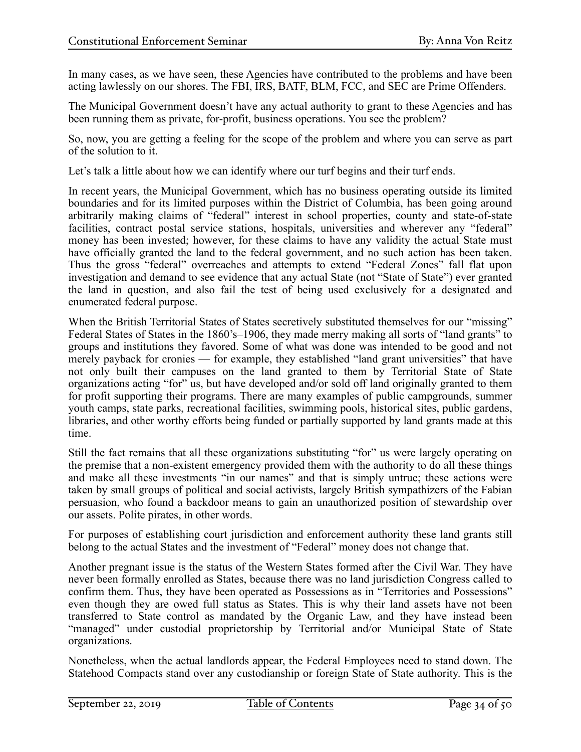In many cases, as we have seen, these Agencies have contributed to the problems and have been acting lawlessly on our shores. The FBI, IRS, BATF, BLM, FCC, and SEC are Prime Offenders.

The Municipal Government doesn't have any actual authority to grant to these Agencies and has been running them as private, for-profit, business operations. You see the problem?

So, now, you are getting a feeling for the scope of the problem and where you can serve as part of the solution to it.

Let's talk a little about how we can identify where our turf begins and their turf ends.

In recent years, the Municipal Government, which has no business operating outside its limited boundaries and for its limited purposes within the District of Columbia, has been going around arbitrarily making claims of "federal" interest in school properties, county and state-of-state facilities, contract postal service stations, hospitals, universities and wherever any "federal" money has been invested; however, for these claims to have any validity the actual State must have officially granted the land to the federal government, and no such action has been taken. Thus the gross "federal" overreaches and attempts to extend "Federal Zones" fall flat upon investigation and demand to see evidence that any actual State (not "State of State") ever granted the land in question, and also fail the test of being used exclusively for a designated and enumerated federal purpose.

When the British Territorial States of States secretively substituted themselves for our "missing" Federal States of States in the 1860's–1906, they made merry making all sorts of "land grants" to groups and institutions they favored. Some of what was done was intended to be good and not merely payback for cronies — for example, they established "land grant universities" that have not only built their campuses on the land granted to them by Territorial State of State organizations acting "for" us, but have developed and/or sold off land originally granted to them for profit supporting their programs. There are many examples of public campgrounds, summer youth camps, state parks, recreational facilities, swimming pools, historical sites, public gardens, libraries, and other worthy efforts being funded or partially supported by land grants made at this time.

Still the fact remains that all these organizations substituting "for" us were largely operating on the premise that a non-existent emergency provided them with the authority to do all these things and make all these investments "in our names" and that is simply untrue; these actions were taken by small groups of political and social activists, largely British sympathizers of the Fabian persuasion, who found a backdoor means to gain an unauthorized position of stewardship over our assets. Polite pirates, in other words.

For purposes of establishing court jurisdiction and enforcement authority these land grants still belong to the actual States and the investment of "Federal" money does not change that.

Another pregnant issue is the status of the Western States formed after the Civil War. They have never been formally enrolled as States, because there was no land jurisdiction Congress called to confirm them. Thus, they have been operated as Possessions as in "Territories and Possessions" even though they are owed full status as States. This is why their land assets have not been transferred to State control as mandated by the Organic Law, and they have instead been "managed" under custodial proprietorship by Territorial and/or Municipal State of State organizations.

Nonetheless, when the actual landlords appear, the Federal Employees need to stand down. The Statehood Compacts stand over any custodianship or foreign State of State authority. This is the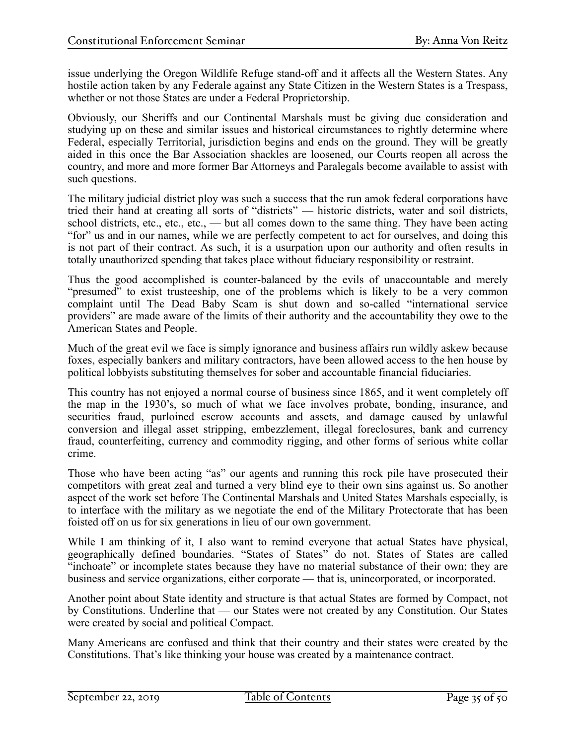issue underlying the Oregon Wildlife Refuge stand-off and it affects all the Western States. Any hostile action taken by any Federale against any State Citizen in the Western States is a Trespass, whether or not those States are under a Federal Proprietorship.

Obviously, our Sheriffs and our Continental Marshals must be giving due consideration and studying up on these and similar issues and historical circumstances to rightly determine where Federal, especially Territorial, jurisdiction begins and ends on the ground. They will be greatly aided in this once the Bar Association shackles are loosened, our Courts reopen all across the country, and more and more former Bar Attorneys and Paralegals become available to assist with such questions.

The military judicial district ploy was such a success that the run amok federal corporations have tried their hand at creating all sorts of "districts" — historic districts, water and soil districts, school districts, etc., etc., etc., — but all comes down to the same thing. They have been acting "for" us and in our names, while we are perfectly competent to act for ourselves, and doing this is not part of their contract. As such, it is a usurpation upon our authority and often results in totally unauthorized spending that takes place without fiduciary responsibility or restraint.

Thus the good accomplished is counter-balanced by the evils of unaccountable and merely "presumed" to exist trusteeship, one of the problems which is likely to be a very common complaint until The Dead Baby Scam is shut down and so-called "international service providers" are made aware of the limits of their authority and the accountability they owe to the American States and People.

Much of the great evil we face is simply ignorance and business affairs run wildly askew because foxes, especially bankers and military contractors, have been allowed access to the hen house by political lobbyists substituting themselves for sober and accountable financial fiduciaries.

This country has not enjoyed a normal course of business since 1865, and it went completely off the map in the 1930's, so much of what we face involves probate, bonding, insurance, and securities fraud, purloined escrow accounts and assets, and damage caused by unlawful conversion and illegal asset stripping, embezzlement, illegal foreclosures, bank and currency fraud, counterfeiting, currency and commodity rigging, and other forms of serious white collar crime.

Those who have been acting "as" our agents and running this rock pile have prosecuted their competitors with great zeal and turned a very blind eye to their own sins against us. So another aspect of the work set before The Continental Marshals and United States Marshals especially, is to interface with the military as we negotiate the end of the Military Protectorate that has been foisted off on us for six generations in lieu of our own government.

While I am thinking of it, I also want to remind everyone that actual States have physical, geographically defined boundaries. "States of States" do not. States of States are called "inchoate" or incomplete states because they have no material substance of their own; they are business and service organizations, either corporate — that is, unincorporated, or incorporated.

Another point about State identity and structure is that actual States are formed by Compact, not by Constitutions. Underline that — our States were not created by any Constitution. Our States were created by social and political Compact.

Many Americans are confused and think that their country and their states were created by the Constitutions. That's like thinking your house was created by a maintenance contract.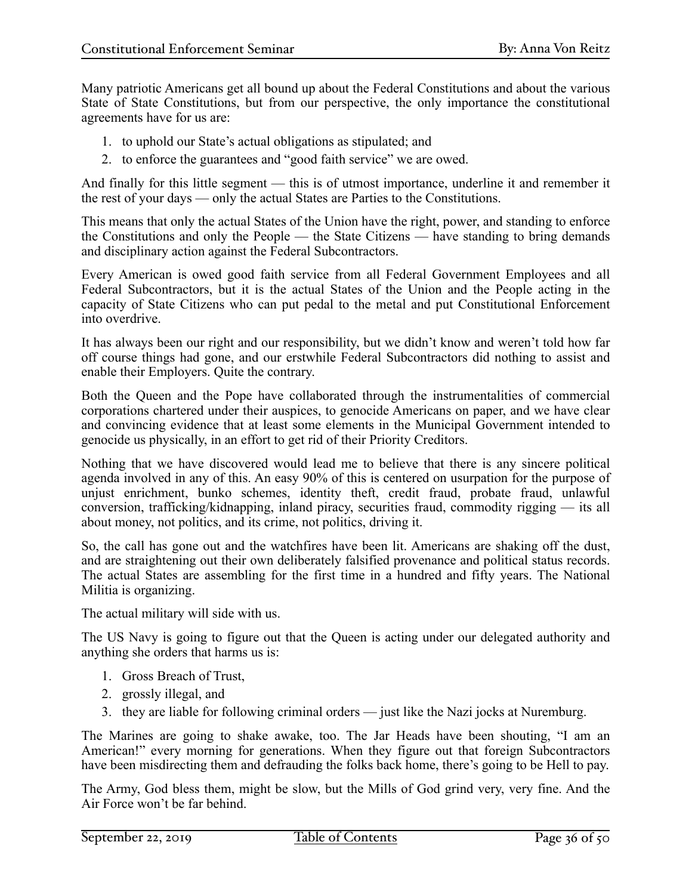Many patriotic Americans get all bound up about the Federal Constitutions and about the various State of State Constitutions, but from our perspective, the only importance the constitutional agreements have for us are:

1. to uphold our State's actual obligations as stipulated; and
2. to enforce the guarantees and "good faith service" we are owed.

And finally for this little segment — this is of utmost importance, underline it and remember it the rest of your days — only the actual States are Parties to the Constitutions.

This means that only the actual States of the Union have the right, power, and standing to enforce the Constitutions and only the People — the State Citizens — have standing to bring demands and disciplinary action against the Federal Subcontractors.

Every American is owed good faith service from all Federal Government Employees and all Federal Subcontractors, but it is the actual States of the Union and the People acting in the capacity of State Citizens who can put pedal to the metal and put Constitutional Enforcement into overdrive.

It has always been our right and our responsibility, but we didn't know and weren't told how far off course things had gone, and our erstwhile Federal Subcontractors did nothing to assist and enable their Employers. Quite the contrary.

Both the Queen and the Pope have collaborated through the instrumentalities of commercial corporations chartered under their auspices, to genocide Americans on paper, and we have clear and convincing evidence that at least some elements in the Municipal Government intended to genocide us physically, in an effort to get rid of their Priority Creditors.

Nothing that we have discovered would lead me to believe that there is any sincere political agenda involved in any of this. An easy 90% of this is centered on usurpation for the purpose of unjust enrichment, bunko schemes, identity theft, credit fraud, probate fraud, unlawful conversion, trafficking/kidnapping, inland piracy, securities fraud, commodity rigging — its all about money, not politics, and its crime, not politics, driving it.

So, the call has gone out and the watchfires have been lit. Americans are shaking off the dust, and are straightening out their own deliberately falsified provenance and political status records. The actual States are assembling for the first time in a hundred and fifty years. The National Militia is organizing.

The actual military will side with us.

The US Navy is going to figure out that the Queen is acting under our delegated authority and anything she orders that harms us is:

1. Gross Breach of Trust,
2. grossly illegal, and
3. they are liable for following criminal orders — just like the Nazi jocks at Nuremburg.

The Marines are going to shake awake, too. The Jar Heads have been shouting, "I am an American!" every morning for generations. When they figure out that foreign Subcontractors have been misdirecting them and defrauding the folks back home, there's going to be Hell to pay.

The Army, God bless them, might be slow, but the Mills of God grind very, very fine. And the Air Force won't be far behind.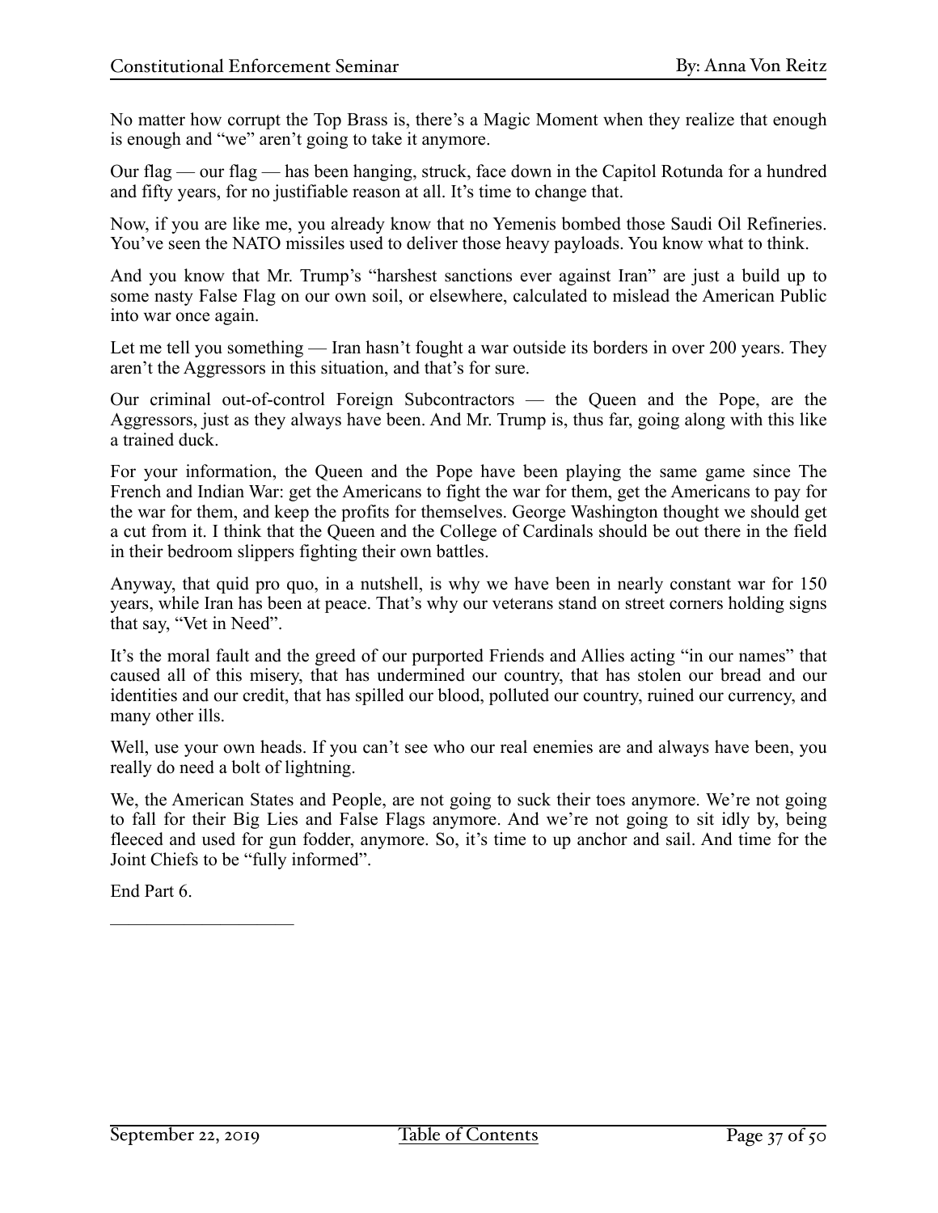No matter how corrupt the Top Brass is, there's a Magic Moment when they realize that enough is enough and "we" aren't going to take it anymore.

Our flag — our flag — has been hanging, struck, face down in the Capitol Rotunda for a hundred and fifty years, for no justifiable reason at all. It's time to change that.

Now, if you are like me, you already know that no Yemenis bombed those Saudi Oil Refineries. You've seen the NATO missiles used to deliver those heavy payloads. You know what to think.

And you know that Mr. Trump's "harshest sanctions ever against Iran" are just a build up to some nasty False Flag on our own soil, or elsewhere, calculated to mislead the American Public into war once again.

Let me tell you something — Iran hasn't fought a war outside its borders in over 200 years. They aren't the Aggressors in this situation, and that's for sure.

Our criminal out-of-control Foreign Subcontractors — the Queen and the Pope, are the Aggressors, just as they always have been. And Mr. Trump is, thus far, going along with this like a trained duck.

For your information, the Queen and the Pope have been playing the same game since The French and Indian War: get the Americans to fight the war for them, get the Americans to pay for the war for them, and keep the profits for themselves. George Washington thought we should get a cut from it. I think that the Queen and the College of Cardinals should be out there in the field in their bedroom slippers fighting their own battles.

Anyway, that quid pro quo, in a nutshell, is why we have been in nearly constant war for 150 years, while Iran has been at peace. That's why our veterans stand on street corners holding signs that say, "Vet in Need".

It's the moral fault and the greed of our purported Friends and Allies acting "in our names" that caused all of this misery, that has undermined our country, that has stolen our bread and our identities and our credit, that has spilled our blood, polluted our country, ruined our currency, and many other ills.

Well, use your own heads. If you can't see who our real enemies are and always have been, you really do need a bolt of lightning.

We, the American States and People, are not going to suck their toes anymore. We're not going to fall for their Big Lies and False Flags anymore. And we're not going to sit idly by, being fleeced and used for gun fodder, anymore. So, it's time to up anchor and sail. And time for the Joint Chiefs to be "fully informed".

End Part 6.

---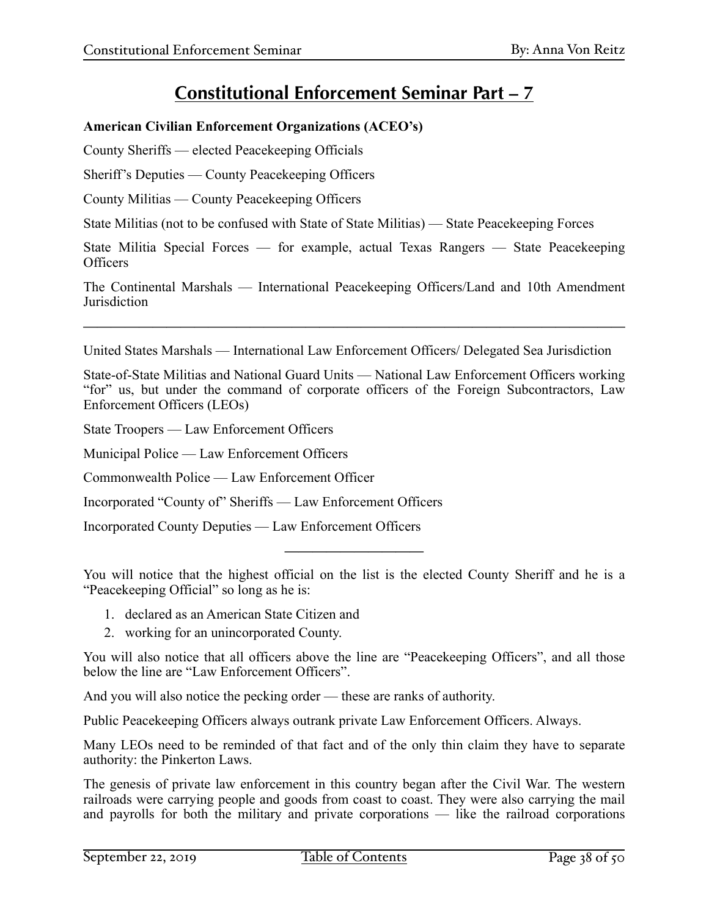# Constitutional Enforcement Seminar Part – 7

**American Civilian Enforcement Organizations (ACEO's)**

County Sheriffs — elected Peacekeeping Officials

Sheriff's Deputies — County Peacekeeping Officers

County Militias — County Peacekeeping Officers

State Militias (not to be confused with State of State Militias) — State Peacekeeping Forces

State Militia Special Forces — for example, actual Texas Rangers — State Peacekeeping Officers

The Continental Marshals — International Peacekeeping Officers/Land and 10th Amendment Jurisdiction

---

United States Marshals — International Law Enforcement Officers/ Delegated Sea Jurisdiction

State-of-State Militias and National Guard Units — National Law Enforcement Officers working "for" us, but under the command of corporate officers of the Foreign Subcontractors, Law Enforcement Officers (LEOs)

State Troopers — Law Enforcement Officers

Municipal Police — Law Enforcement Officers

Commonwealth Police — Law Enforcement Officer

Incorporated "County of" Sheriffs — Law Enforcement Officers

Incorporated County Deputies — Law Enforcement Officers

---

You will notice that the highest official on the list is the elected County Sheriff and he is a "Peacekeeping Official" so long as he is:

1. declared as an American State Citizen and
2. working for an unincorporated County.

You will also notice that all officers above the line are "Peacekeeping Officers", and all those below the line are "Law Enforcement Officers".

And you will also notice the pecking order — these are ranks of authority.

Public Peacekeeping Officers always outrank private Law Enforcement Officers. Always.

Many LEOs need to be reminded of that fact and of the only thin claim they have to separate authority: the Pinkerton Laws.

The genesis of private law enforcement in this country began after the Civil War. The western railroads were carrying people and goods from coast to coast. They were also carrying the mail and payrolls for both the military and private corporations — like the railroad corporations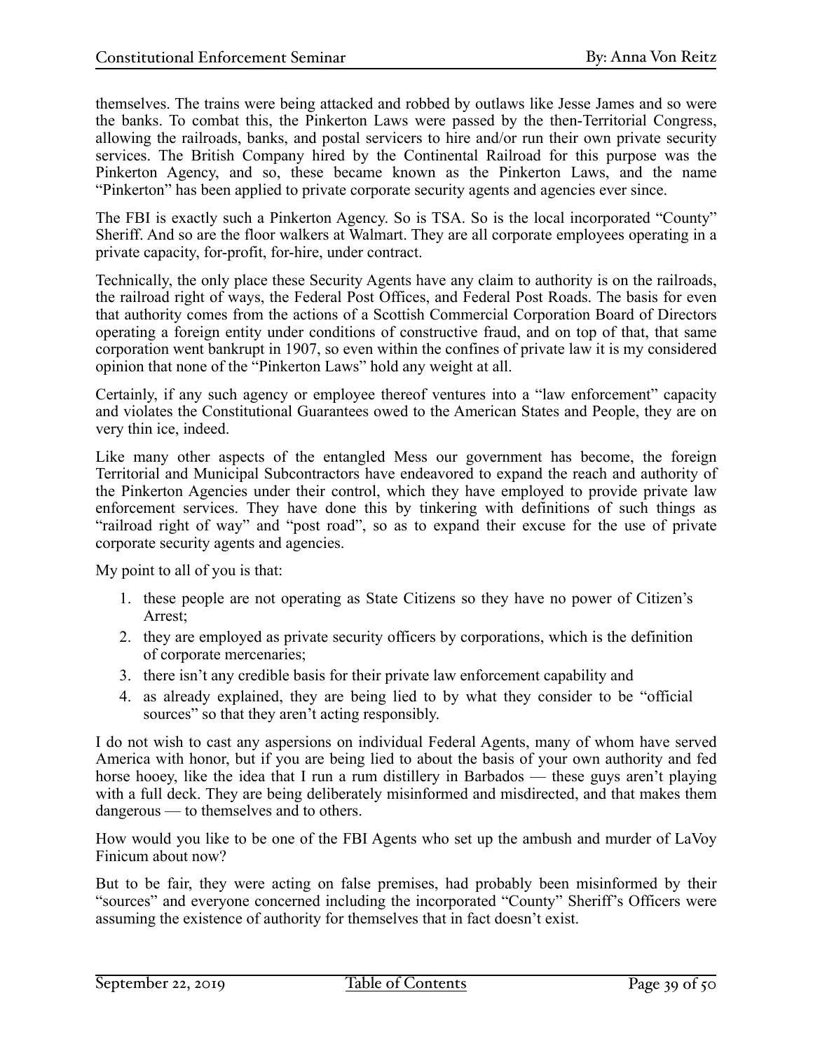themselves. The trains were being attacked and robbed by outlaws like Jesse James and so were the banks. To combat this, the Pinkerton Laws were passed by the then-Territorial Congress, allowing the railroads, banks, and postal servicers to hire and/or run their own private security services. The British Company hired by the Continental Railroad for this purpose was the Pinkerton Agency, and so, these became known as the Pinkerton Laws, and the name "Pinkerton" has been applied to private corporate security agents and agencies ever since.

The FBI is exactly such a Pinkerton Agency. So is TSA. So is the local incorporated "County" Sheriff. And so are the floor walkers at Walmart. They are all corporate employees operating in a private capacity, for-profit, for-hire, under contract.

Technically, the only place these Security Agents have any claim to authority is on the railroads, the railroad right of ways, the Federal Post Offices, and Federal Post Roads. The basis for even that authority comes from the actions of a Scottish Commercial Corporation Board of Directors operating a foreign entity under conditions of constructive fraud, and on top of that, that same corporation went bankrupt in 1907, so even within the confines of private law it is my considered opinion that none of the "Pinkerton Laws" hold any weight at all.

Certainly, if any such agency or employee thereof ventures into a "law enforcement" capacity and violates the Constitutional Guarantees owed to the American States and People, they are on very thin ice, indeed.

Like many other aspects of the entangled Mess our government has become, the foreign Territorial and Municipal Subcontractors have endeavored to expand the reach and authority of the Pinkerton Agencies under their control, which they have employed to provide private law enforcement services. They have done this by tinkering with definitions of such things as "railroad right of way" and "post road", so as to expand their excuse for the use of private corporate security agents and agencies.

My point to all of you is that:

1. these people are not operating as State Citizens so they have no power of Citizen's Arrest;
2. they are employed as private security officers by corporations, which is the definition of corporate mercenaries;
3. there isn't any credible basis for their private law enforcement capability and
4. as already explained, they are being lied to by what they consider to be "official sources" so that they aren't acting responsibly.

I do not wish to cast any aspersions on individual Federal Agents, many of whom have served America with honor, but if you are being lied to about the basis of your own authority and fed horse hooey, like the idea that I run a rum distillery in Barbados — these guys aren't playing with a full deck. They are being deliberately misinformed and misdirected, and that makes them dangerous — to themselves and to others.

How would you like to be one of the FBI Agents who set up the ambush and murder of LaVoy Finicum about now?

But to be fair, they were acting on false premises, had probably been misinformed by their "sources" and everyone concerned including the incorporated "County" Sheriff's Officers were assuming the existence of authority for themselves that in fact doesn't exist.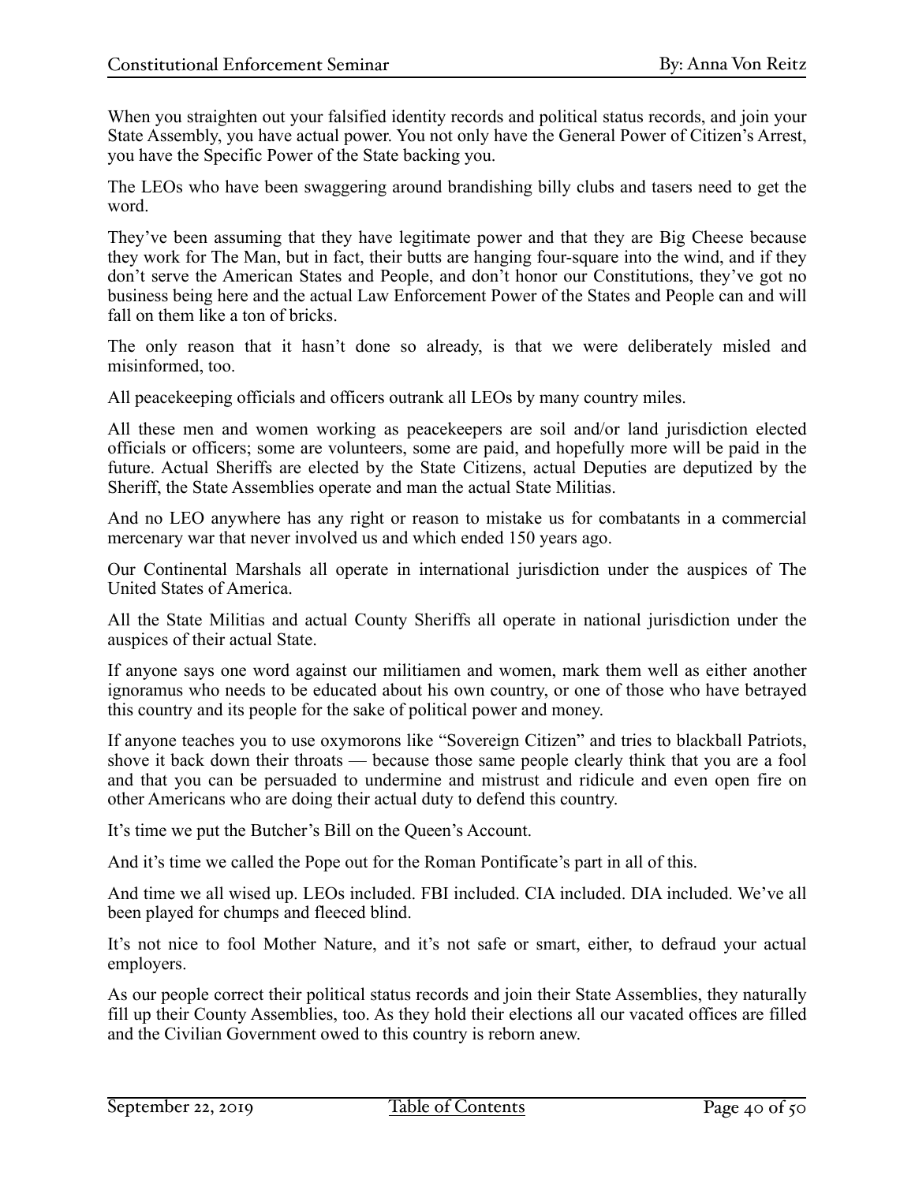When you straighten out your falsified identity records and political status records, and join your State Assembly, you have actual power. You not only have the General Power of Citizen's Arrest, you have the Specific Power of the State backing you.

The LEOs who have been swaggering around brandishing billy clubs and tasers need to get the word.

They've been assuming that they have legitimate power and that they are Big Cheese because they work for The Man, but in fact, their butts are hanging four-square into the wind, and if they don't serve the American States and People, and don't honor our Constitutions, they've got no business being here and the actual Law Enforcement Power of the States and People can and will fall on them like a ton of bricks.

The only reason that it hasn't done so already, is that we were deliberately misled and misinformed, too.

All peacekeeping officials and officers outrank all LEOs by many country miles.

All these men and women working as peacekeepers are soil and/or land jurisdiction elected officials or officers; some are volunteers, some are paid, and hopefully more will be paid in the future. Actual Sheriffs are elected by the State Citizens, actual Deputies are deputized by the Sheriff, the State Assemblies operate and man the actual State Militias.

And no LEO anywhere has any right or reason to mistake us for combatants in a commercial mercenary war that never involved us and which ended 150 years ago.

Our Continental Marshals all operate in international jurisdiction under the auspices of The United States of America.

All the State Militias and actual County Sheriffs all operate in national jurisdiction under the auspices of their actual State.

If anyone says one word against our militiamen and women, mark them well as either another ignoramus who needs to be educated about his own country, or one of those who have betrayed this country and its people for the sake of political power and money.

If anyone teaches you to use oxymorons like "Sovereign Citizen" and tries to blackball Patriots, shove it back down their throats — because those same people clearly think that you are a fool and that you can be persuaded to undermine and mistrust and ridicule and even open fire on other Americans who are doing their actual duty to defend this country.

It's time we put the Butcher's Bill on the Queen's Account.

And it's time we called the Pope out for the Roman Pontificate's part in all of this.

And time we all wised up. LEOs included. FBI included. CIA included. DIA included. We've all been played for chumps and fleeced blind.

It's not nice to fool Mother Nature, and it's not safe or smart, either, to defraud your actual employers.

As our people correct their political status records and join their State Assemblies, they naturally fill up their County Assemblies, too. As they hold their elections all our vacated offices are filled and the Civilian Government owed to this country is reborn anew.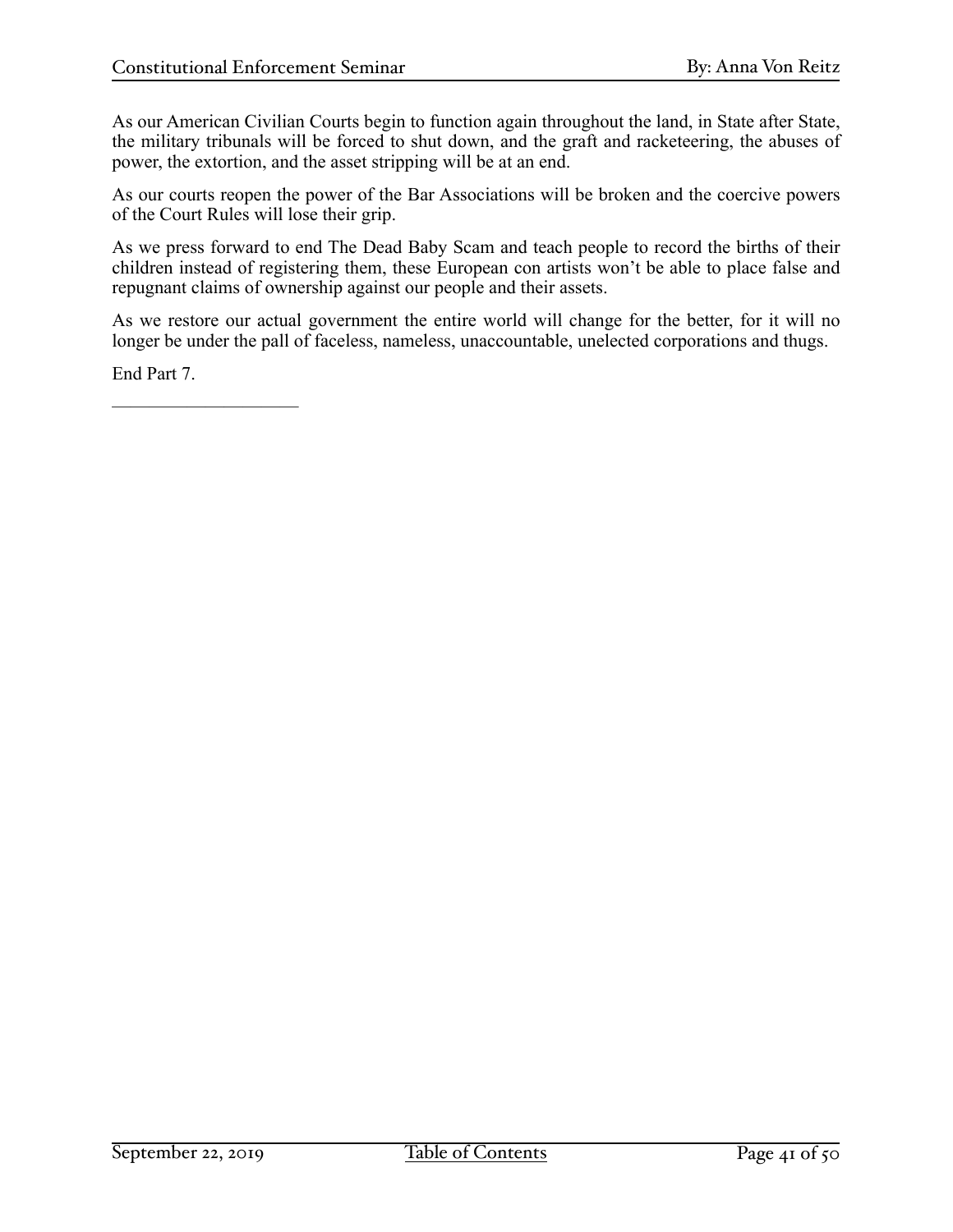As our American Civilian Courts begin to function again throughout the land, in State after State, the military tribunals will be forced to shut down, and the graft and racketeering, the abuses of power, the extortion, and the asset stripping will be at an end.

As our courts reopen the power of the Bar Associations will be broken and the coercive powers of the Court Rules will lose their grip.

As we press forward to end The Dead Baby Scam and teach people to record the births of their children instead of registering them, these European con artists won't be able to place false and repugnant claims of ownership against our people and their assets.

As we restore our actual government the entire world will change for the better, for it will no longer be under the pall of faceless, nameless, unaccountable, unelected corporations and thugs.

End Part 7.

---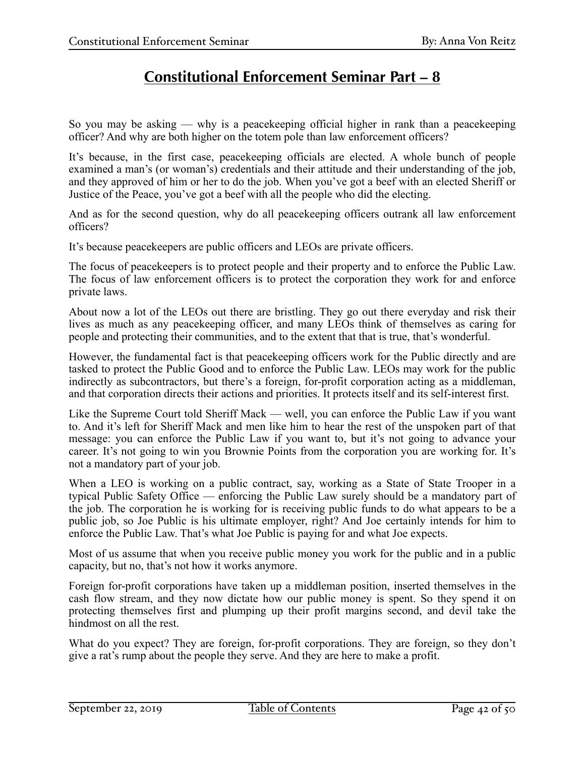# Constitutional Enforcement Seminar Part – 8

So you may be asking — why is a peacekeeping official higher in rank than a peacekeeping officer? And why are both higher on the totem pole than law enforcement officers?

It's because, in the first case, peacekeeping officials are elected. A whole bunch of people examined a man's (or woman's) credentials and their attitude and their understanding of the job, and they approved of him or her to do the job. When you've got a beef with an elected Sheriff or Justice of the Peace, you've got a beef with all the people who did the electing.

And as for the second question, why do all peacekeeping officers outrank all law enforcement officers?

It's because peacekeepers are public officers and LEOs are private officers.

The focus of peacekeepers is to protect people and their property and to enforce the Public Law. The focus of law enforcement officers is to protect the corporation they work for and enforce private laws.

About now a lot of the LEOs out there are bristling. They go out there everyday and risk their lives as much as any peacekeeping officer, and many LEOs think of themselves as caring for people and protecting their communities, and to the extent that that is true, that's wonderful.

However, the fundamental fact is that peacekeeping officers work for the Public directly and are tasked to protect the Public Good and to enforce the Public Law. LEOs may work for the public indirectly as subcontractors, but there's a foreign, for-profit corporation acting as a middleman, and that corporation directs their actions and priorities. It protects itself and its self-interest first.

Like the Supreme Court told Sheriff Mack — well, you can enforce the Public Law if you want to. And it's left for Sheriff Mack and men like him to hear the rest of the unspoken part of that message: you can enforce the Public Law if you want to, but it's not going to advance your career. It's not going to win you Brownie Points from the corporation you are working for. It's not a mandatory part of your job.

When a LEO is working on a public contract, say, working as a State of State Trooper in a typical Public Safety Office — enforcing the Public Law surely should be a mandatory part of the job. The corporation he is working for is receiving public funds to do what appears to be a public job, so Joe Public is his ultimate employer, right? And Joe certainly intends for him to enforce the Public Law. That's what Joe Public is paying for and what Joe expects.

Most of us assume that when you receive public money you work for the public and in a public capacity, but no, that's not how it works anymore.

Foreign for-profit corporations have taken up a middleman position, inserted themselves in the cash flow stream, and they now dictate how our public money is spent. So they spend it on protecting themselves first and plumping up their profit margins second, and devil take the hindmost on all the rest.

What do you expect? They are foreign, for-profit corporations. They are foreign, so they don't give a rat's rump about the people they serve. And they are here to make a profit.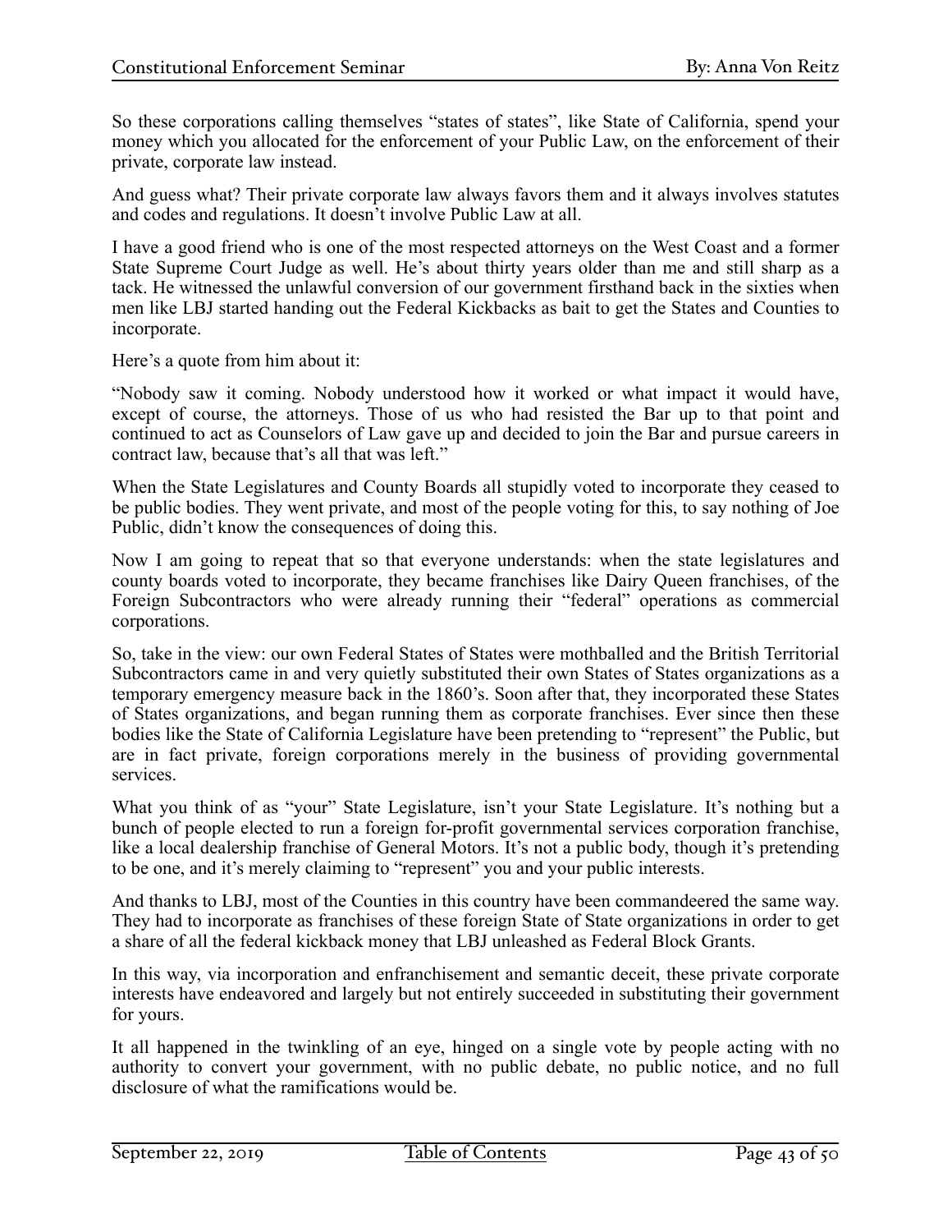So these corporations calling themselves "states of states", like State of California, spend your money which you allocated for the enforcement of your Public Law, on the enforcement of their private, corporate law instead.

And guess what? Their private corporate law always favors them and it always involves statutes and codes and regulations. It doesn't involve Public Law at all.

I have a good friend who is one of the most respected attorneys on the West Coast and a former State Supreme Court Judge as well. He's about thirty years older than me and still sharp as a tack. He witnessed the unlawful conversion of our government firsthand back in the sixties when men like LBJ started handing out the Federal Kickbacks as bait to get the States and Counties to incorporate.

Here's a quote from him about it:

"Nobody saw it coming. Nobody understood how it worked or what impact it would have, except of course, the attorneys. Those of us who had resisted the Bar up to that point and continued to act as Counselors of Law gave up and decided to join the Bar and pursue careers in contract law, because that's all that was left."

When the State Legislatures and County Boards all stupidly voted to incorporate they ceased to be public bodies. They went private, and most of the people voting for this, to say nothing of Joe Public, didn't know the consequences of doing this.

Now I am going to repeat that so that everyone understands: when the state legislatures and county boards voted to incorporate, they became franchises like Dairy Queen franchises, of the Foreign Subcontractors who were already running their "federal" operations as commercial corporations.

So, take in the view: our own Federal States of States were mothballed and the British Territorial Subcontractors came in and very quietly substituted their own States of States organizations as a temporary emergency measure back in the 1860's. Soon after that, they incorporated these States of States organizations, and began running them as corporate franchises. Ever since then these bodies like the State of California Legislature have been pretending to "represent" the Public, but are in fact private, foreign corporations merely in the business of providing governmental services.

What you think of as "your" State Legislature, isn't your State Legislature. It's nothing but a bunch of people elected to run a foreign for-profit governmental services corporation franchise, like a local dealership franchise of General Motors. It's not a public body, though it's pretending to be one, and it's merely claiming to "represent" you and your public interests.

And thanks to LBJ, most of the Counties in this country have been commandeered the same way. They had to incorporate as franchises of these foreign State of State organizations in order to get a share of all the federal kickback money that LBJ unleashed as Federal Block Grants.

In this way, via incorporation and enfranchisement and semantic deceit, these private corporate interests have endeavored and largely but not entirely succeeded in substituting their government for yours.

It all happened in the twinkling of an eye, hinged on a single vote by people acting with no authority to convert your government, with no public debate, no public notice, and no full disclosure of what the ramifications would be.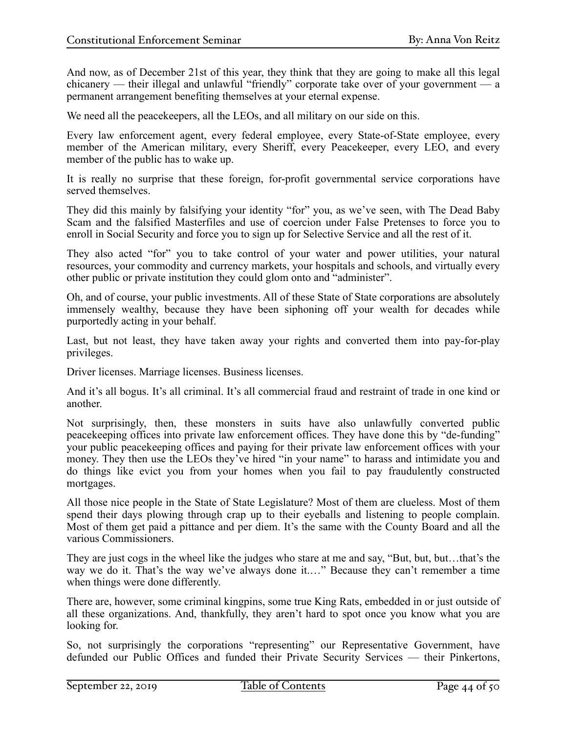And now, as of December 21st of this year, they think that they are going to make all this legal chicanery — their illegal and unlawful "friendly" corporate take over of your government — a permanent arrangement benefiting themselves at your eternal expense.

We need all the peacekeepers, all the LEOs, and all military on our side on this.

Every law enforcement agent, every federal employee, every State-of-State employee, every member of the American military, every Sheriff, every Peacekeeper, every LEO, and every member of the public has to wake up.

It is really no surprise that these foreign, for-profit governmental service corporations have served themselves.

They did this mainly by falsifying your identity "for" you, as we've seen, with The Dead Baby Scam and the falsified Masterfiles and use of coercion under False Pretenses to force you to enroll in Social Security and force you to sign up for Selective Service and all the rest of it.

They also acted "for" you to take control of your water and power utilities, your natural resources, your commodity and currency markets, your hospitals and schools, and virtually every other public or private institution they could glom onto and "administer".

Oh, and of course, your public investments. All of these State of State corporations are absolutely immensely wealthy, because they have been siphoning off your wealth for decades while purportedly acting in your behalf.

Last, but not least, they have taken away your rights and converted them into pay-for-play privileges.

Driver licenses. Marriage licenses. Business licenses.

And it's all bogus. It's all criminal. It's all commercial fraud and restraint of trade in one kind or another.

Not surprisingly, then, these monsters in suits have also unlawfully converted public peacekeeping offices into private law enforcement offices. They have done this by "de-funding" your public peacekeeping offices and paying for their private law enforcement offices with your money. They then use the LEOs they've hired "in your name" to harass and intimidate you and do things like evict you from your homes when you fail to pay fraudulently constructed mortgages.

All those nice people in the State of State Legislature? Most of them are clueless. Most of them spend their days plowing through crap up to their eyeballs and listening to people complain. Most of them get paid a pittance and per diem. It's the same with the County Board and all the various Commissioners.

They are just cogs in the wheel like the judges who stare at me and say, "But, but, but…that's the way we do it. That's the way we've always done it.…" Because they can't remember a time when things were done differently.

There are, however, some criminal kingpins, some true King Rats, embedded in or just outside of all these organizations. And, thankfully, they aren't hard to spot once you know what you are looking for.

So, not surprisingly the corporations "representing" our Representative Government, have defunded our Public Offices and funded their Private Security Services — their Pinkertons,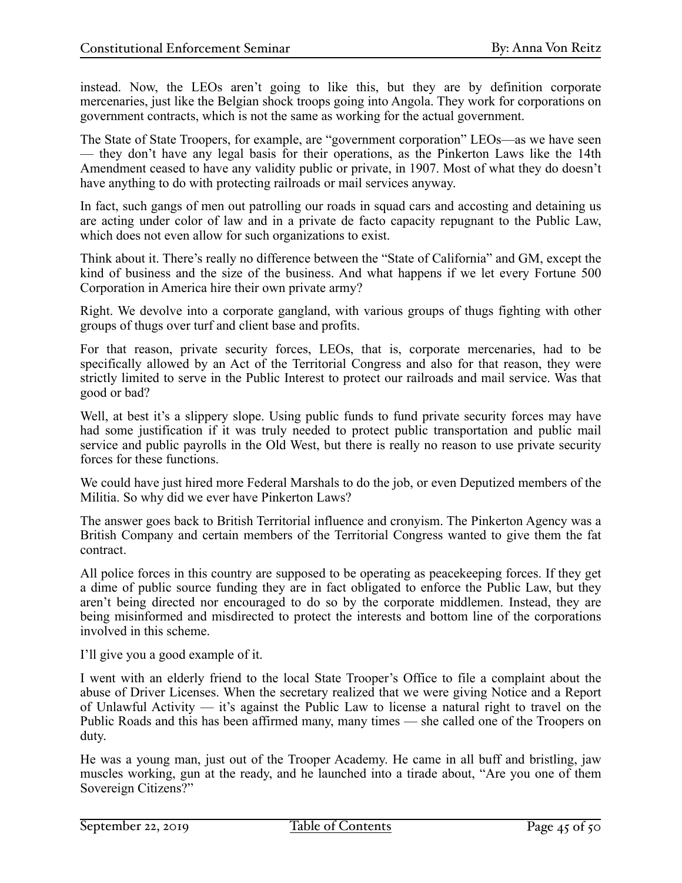instead. Now, the LEOs aren't going to like this, but they are by definition corporate mercenaries, just like the Belgian shock troops going into Angola. They work for corporations on government contracts, which is not the same as working for the actual government.

The State of State Troopers, for example, are "government corporation" LEOs—as we have seen — they don't have any legal basis for their operations, as the Pinkerton Laws like the 14th Amendment ceased to have any validity public or private, in 1907. Most of what they do doesn't have anything to do with protecting railroads or mail services anyway.

In fact, such gangs of men out patrolling our roads in squad cars and accosting and detaining us are acting under color of law and in a private de facto capacity repugnant to the Public Law, which does not even allow for such organizations to exist.

Think about it. There's really no difference between the "State of California" and GM, except the kind of business and the size of the business. And what happens if we let every Fortune 500 Corporation in America hire their own private army?

Right. We devolve into a corporate gangland, with various groups of thugs fighting with other groups of thugs over turf and client base and profits.

For that reason, private security forces, LEOs, that is, corporate mercenaries, had to be specifically allowed by an Act of the Territorial Congress and also for that reason, they were strictly limited to serve in the Public Interest to protect our railroads and mail service. Was that good or bad?

Well, at best it's a slippery slope. Using public funds to fund private security forces may have had some justification if it was truly needed to protect public transportation and public mail service and public payrolls in the Old West, but there is really no reason to use private security forces for these functions.

We could have just hired more Federal Marshals to do the job, or even Deputized members of the Militia. So why did we ever have Pinkerton Laws?

The answer goes back to British Territorial influence and cronyism. The Pinkerton Agency was a British Company and certain members of the Territorial Congress wanted to give them the fat contract.

All police forces in this country are supposed to be operating as peacekeeping forces. If they get a dime of public source funding they are in fact obligated to enforce the Public Law, but they aren't being directed nor encouraged to do so by the corporate middlemen. Instead, they are being misinformed and misdirected to protect the interests and bottom line of the corporations involved in this scheme.

I'll give you a good example of it.

I went with an elderly friend to the local State Trooper's Office to file a complaint about the abuse of Driver Licenses. When the secretary realized that we were giving Notice and a Report of Unlawful Activity — it's against the Public Law to license a natural right to travel on the Public Roads and this has been affirmed many, many times — she called one of the Troopers on duty.

He was a young man, just out of the Trooper Academy. He came in all buff and bristling, jaw muscles working, gun at the ready, and he launched into a tirade about, "Are you one of them Sovereign Citizens?"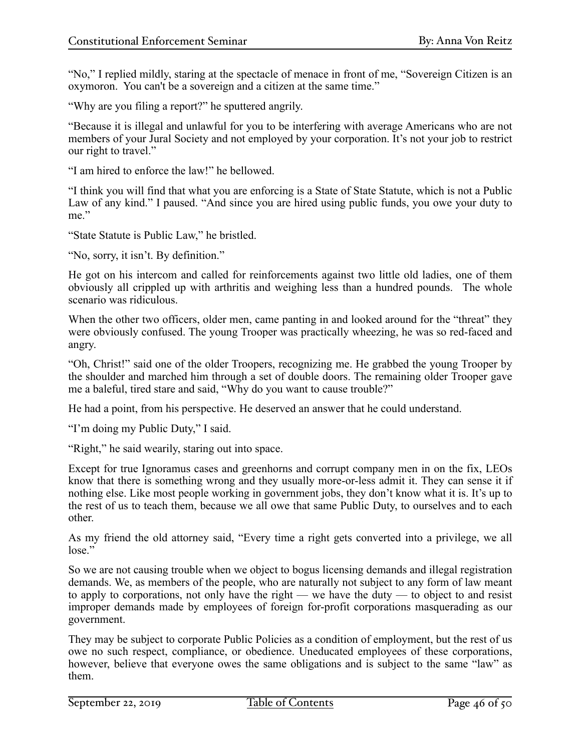"No," I replied mildly, staring at the spectacle of menace in front of me, "Sovereign Citizen is an oxymoron. You can't be a sovereign and a citizen at the same time."

"Why are you filing a report?" he sputtered angrily.

"Because it is illegal and unlawful for you to be interfering with average Americans who are not members of your Jural Society and not employed by your corporation. It's not your job to restrict our right to travel."

"I am hired to enforce the law!" he bellowed.

"I think you will find that what you are enforcing is a State of State Statute, which is not a Public Law of any kind." I paused. "And since you are hired using public funds, you owe your duty to me."

"State Statute is Public Law," he bristled.

"No, sorry, it isn't. By definition."

He got on his intercom and called for reinforcements against two little old ladies, one of them obviously all crippled up with arthritis and weighing less than a hundred pounds. The whole scenario was ridiculous.

When the other two officers, older men, came panting in and looked around for the "threat" they were obviously confused. The young Trooper was practically wheezing, he was so red-faced and angry.

"Oh, Christ!" said one of the older Troopers, recognizing me. He grabbed the young Trooper by the shoulder and marched him through a set of double doors. The remaining older Trooper gave me a baleful, tired stare and said, "Why do you want to cause trouble?"

He had a point, from his perspective. He deserved an answer that he could understand.

"I'm doing my Public Duty," I said.

"Right," he said wearily, staring out into space.

Except for true Ignoramus cases and greenhorns and corrupt company men in on the fix, LEOs know that there is something wrong and they usually more-or-less admit it. They can sense it if nothing else. Like most people working in government jobs, they don't know what it is. It's up to the rest of us to teach them, because we all owe that same Public Duty, to ourselves and to each other.

As my friend the old attorney said, "Every time a right gets converted into a privilege, we all lose."

So we are not causing trouble when we object to bogus licensing demands and illegal registration demands. We, as members of the people, who are naturally not subject to any form of law meant to apply to corporations, not only have the right — we have the duty — to object to and resist improper demands made by employees of foreign for-profit corporations masquerading as our government.

They may be subject to corporate Public Policies as a condition of employment, but the rest of us owe no such respect, compliance, or obedience. Uneducated employees of these corporations, however, believe that everyone owes the same obligations and is subject to the same "law" as them.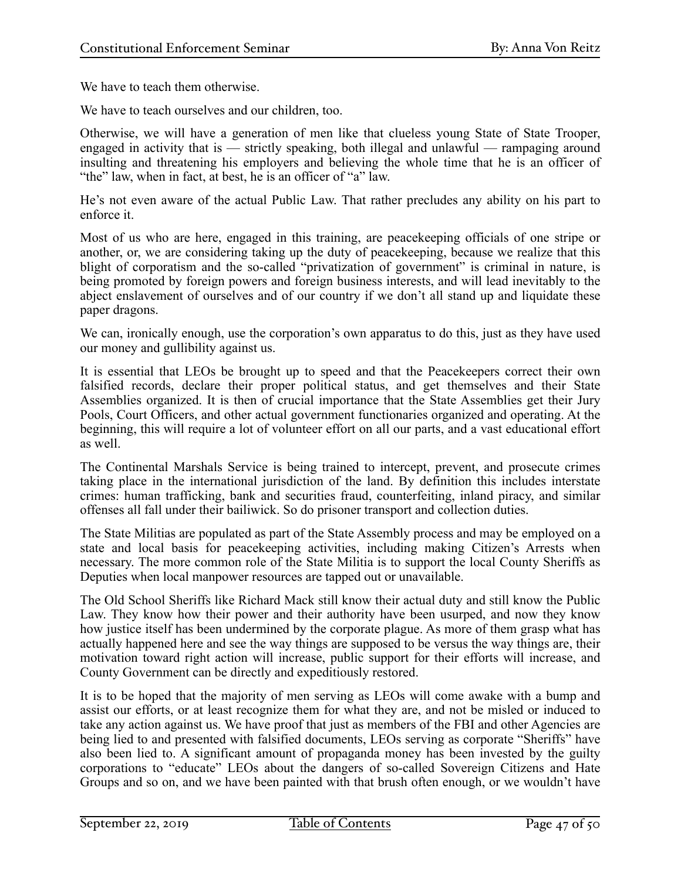We have to teach them otherwise.

We have to teach ourselves and our children, too.

Otherwise, we will have a generation of men like that clueless young State of State Trooper, engaged in activity that is — strictly speaking, both illegal and unlawful — rampaging around insulting and threatening his employers and believing the whole time that he is an officer of "the" law, when in fact, at best, he is an officer of "a" law.

He's not even aware of the actual Public Law. That rather precludes any ability on his part to enforce it.

Most of us who are here, engaged in this training, are peacekeeping officials of one stripe or another, or, we are considering taking up the duty of peacekeeping, because we realize that this blight of corporatism and the so-called "privatization of government" is criminal in nature, is being promoted by foreign powers and foreign business interests, and will lead inevitably to the abject enslavement of ourselves and of our country if we don't all stand up and liquidate these paper dragons.

We can, ironically enough, use the corporation's own apparatus to do this, just as they have used our money and gullibility against us.

It is essential that LEOs be brought up to speed and that the Peacekeepers correct their own falsified records, declare their proper political status, and get themselves and their State Assemblies organized. It is then of crucial importance that the State Assemblies get their Jury Pools, Court Officers, and other actual government functionaries organized and operating. At the beginning, this will require a lot of volunteer effort on all our parts, and a vast educational effort as well.

The Continental Marshals Service is being trained to intercept, prevent, and prosecute crimes taking place in the international jurisdiction of the land. By definition this includes interstate crimes: human trafficking, bank and securities fraud, counterfeiting, inland piracy, and similar offenses all fall under their bailiwick. So do prisoner transport and collection duties.

The State Militias are populated as part of the State Assembly process and may be employed on a state and local basis for peacekeeping activities, including making Citizen's Arrests when necessary. The more common role of the State Militia is to support the local County Sheriffs as Deputies when local manpower resources are tapped out or unavailable.

The Old School Sheriffs like Richard Mack still know their actual duty and still know the Public Law. They know how their power and their authority have been usurped, and now they know how justice itself has been undermined by the corporate plague. As more of them grasp what has actually happened here and see the way things are supposed to be versus the way things are, their motivation toward right action will increase, public support for their efforts will increase, and County Government can be directly and expeditiously restored.

It is to be hoped that the majority of men serving as LEOs will come awake with a bump and assist our efforts, or at least recognize them for what they are, and not be misled or induced to take any action against us. We have proof that just as members of the FBI and other Agencies are being lied to and presented with falsified documents, LEOs serving as corporate "Sheriffs" have also been lied to. A significant amount of propaganda money has been invested by the guilty corporations to "educate" LEOs about the dangers of so-called Sovereign Citizens and Hate Groups and so on, and we have been painted with that brush often enough, or we wouldn't have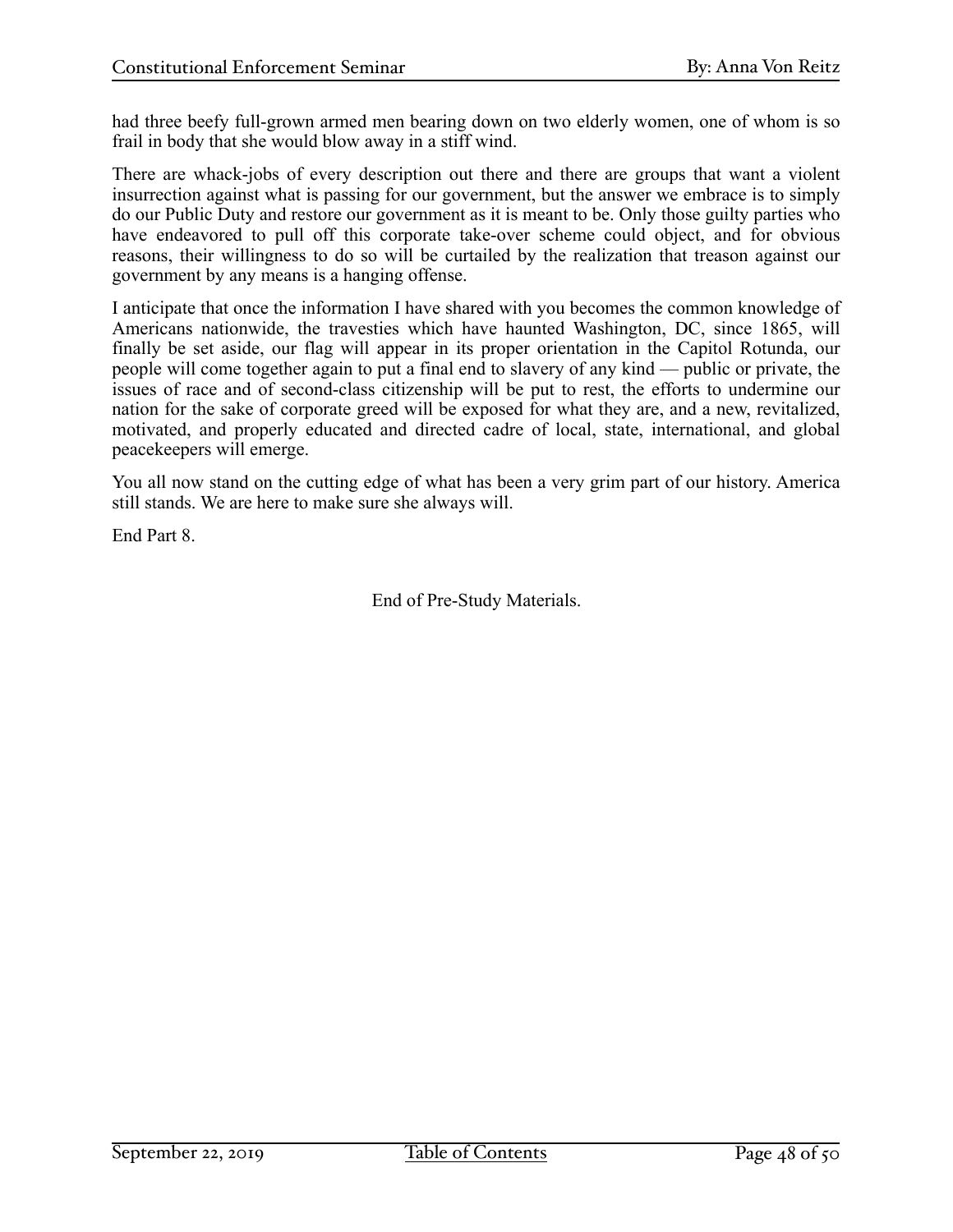had three beefy full-grown armed men bearing down on two elderly women, one of whom is so frail in body that she would blow away in a stiff wind.

There are whack-jobs of every description out there and there are groups that want a violent insurrection against what is passing for our government, but the answer we embrace is to simply do our Public Duty and restore our government as it is meant to be. Only those guilty parties who have endeavored to pull off this corporate take-over scheme could object, and for obvious reasons, their willingness to do so will be curtailed by the realization that treason against our government by any means is a hanging offense.

I anticipate that once the information I have shared with you becomes the common knowledge of Americans nationwide, the travesties which have haunted Washington, DC, since 1865, will finally be set aside, our flag will appear in its proper orientation in the Capitol Rotunda, our people will come together again to put a final end to slavery of any kind — public or private, the issues of race and of second-class citizenship will be put to rest, the efforts to undermine our nation for the sake of corporate greed will be exposed for what they are, and a new, revitalized, motivated, and properly educated and directed cadre of local, state, international, and global peacekeepers will emerge.

You all now stand on the cutting edge of what has been a very grim part of our history. America still stands. We are here to make sure she always will.

End Part 8.

End of Pre-Study Materials.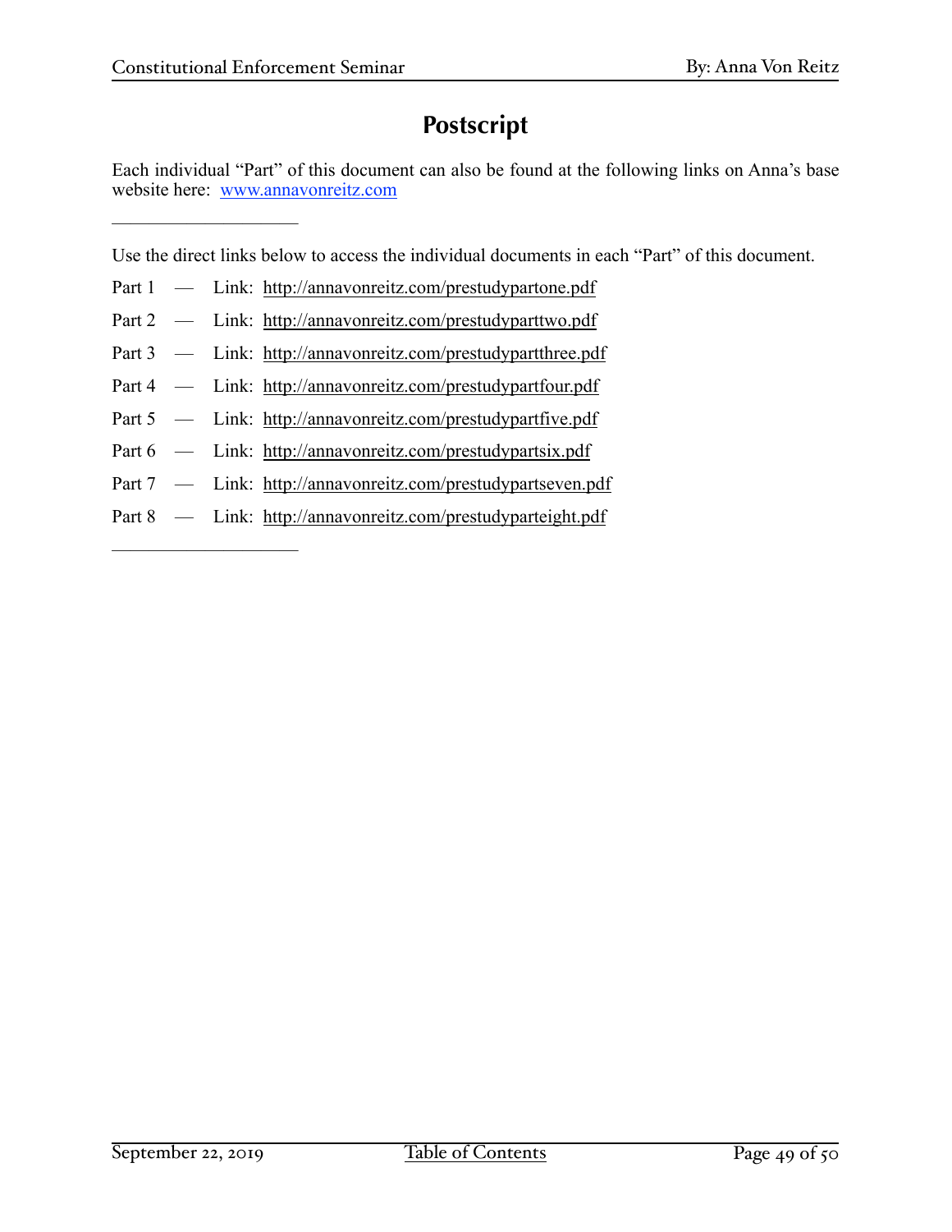# Postscript

Each individual "Part" of this document can also be found at the following links on Anna's base website here: www.annavonreitz.com

---

Use the direct links below to access the individual documents in each "Part" of this document.

Part 1 — Link: http://annavonreitz.com/prestudypartone.pdf

Part 2 — Link: http://annavonreitz.com/prestudyparttwo.pdf

Part 3 — Link: http://annavonreitz.com/prestudypartthree.pdf

Part 4 — Link: http://annavonreitz.com/prestudypartfour.pdf

Part 5 — Link: http://annavonreitz.com/prestudypartfive.pdf

Part 6 — Link: http://annavonreitz.com/prestudypartsix.pdf

Part 7 — Link: http://annavonreitz.com/prestudypartseven.pdf

Part 8 — Link: http://annavonreitz.com/prestudyparteight.pdf

---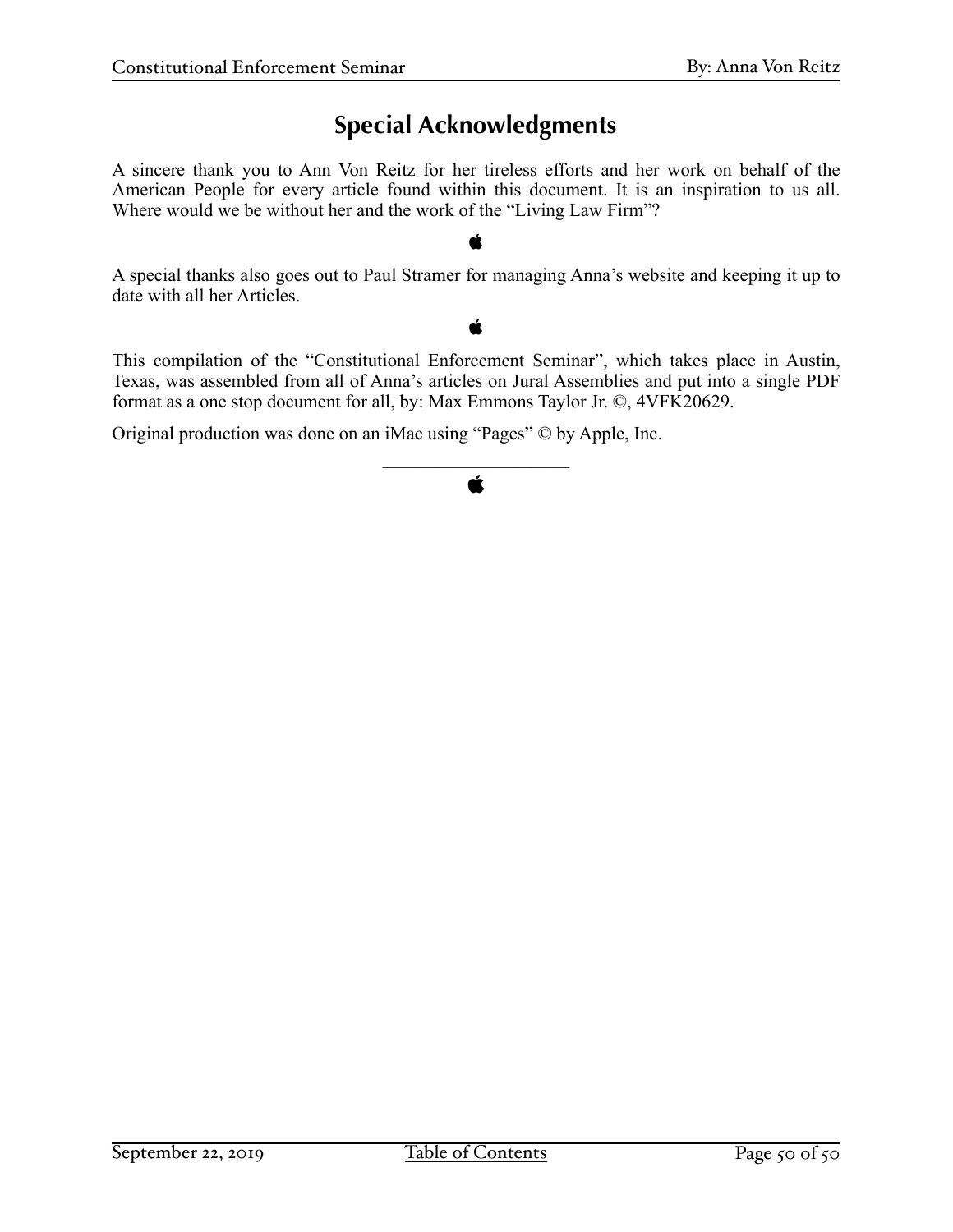# Special Acknowledgments

A sincere thank you to Ann Von Reitz for her tireless efforts and her work on behalf of the American People for every article found within this document. It is an inspiration to us all. Where would we be without her and the work of the "Living Law Firm"?

A special thanks also goes out to Paul Stramer for managing Anna's website and keeping it up to date with all her Articles.

This compilation of the "Constitutional Enforcement Seminar", which takes place in Austin, Texas, was assembled from all of Anna's articles on Jural Assemblies and put into a single PDF format as a one stop document for all, by: Max Emmons Taylor Jr. ©, 4VFK20629.

Original production was done on an iMac using "Pages" © by Apple, Inc.